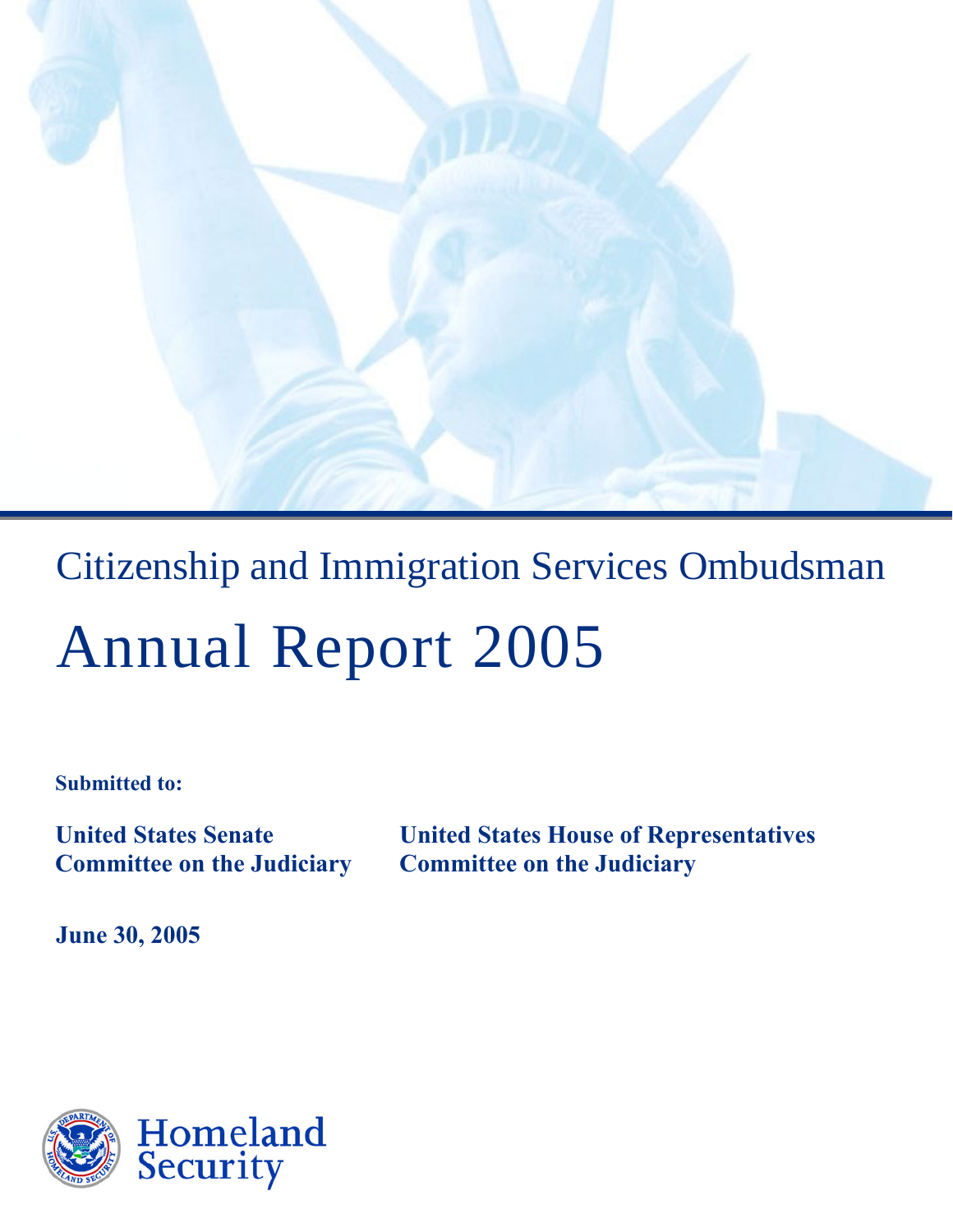# Citizenship and Immigration Services Ombudsman

# Annual Report 2005

**Submitted to:**

**United States Senate**
**Committee on the Judiciary**

**United States House of Representatives**
**Committee on the Judiciary**

**June 30, 2005**

Homeland Security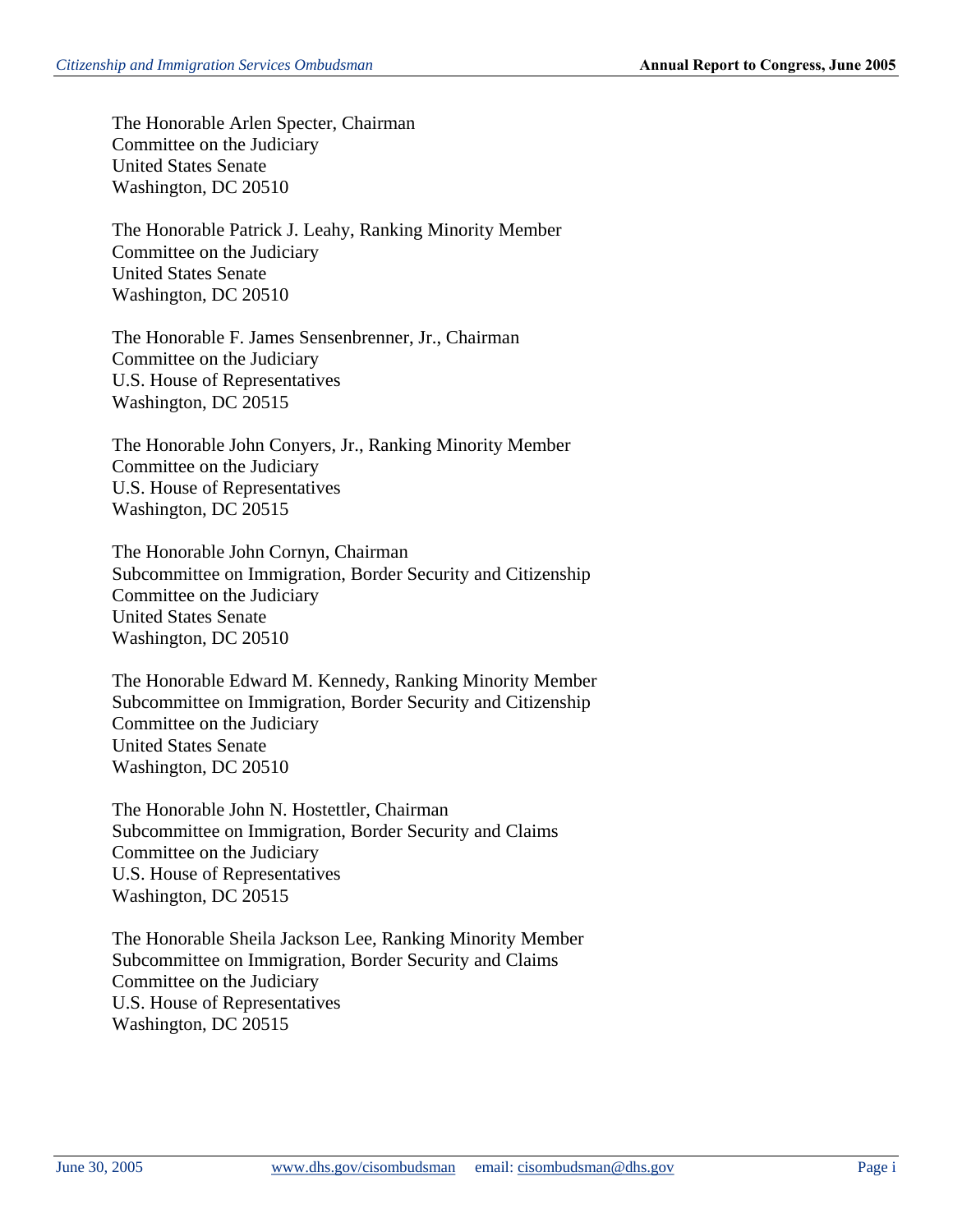The Honorable Arlen Specter, Chairman
Committee on the Judiciary
United States Senate
Washington, DC 20510

The Honorable Patrick J. Leahy, Ranking Minority Member
Committee on the Judiciary
United States Senate
Washington, DC 20510

The Honorable F. James Sensenbrenner, Jr., Chairman
Committee on the Judiciary
U.S. House of Representatives
Washington, DC 20515

The Honorable John Conyers, Jr., Ranking Minority Member
Committee on the Judiciary
U.S. House of Representatives
Washington, DC 20515

The Honorable John Cornyn, Chairman
Subcommittee on Immigration, Border Security and Citizenship
Committee on the Judiciary
United States Senate
Washington, DC 20510

The Honorable Edward M. Kennedy, Ranking Minority Member
Subcommittee on Immigration, Border Security and Citizenship
Committee on the Judiciary
United States Senate
Washington, DC 20510

The Honorable John N. Hostettler, Chairman
Subcommittee on Immigration, Border Security and Claims
Committee on the Judiciary
U.S. House of Representatives
Washington, DC 20515

The Honorable Sheila Jackson Lee, Ranking Minority Member
Subcommittee on Immigration, Border Security and Claims
Committee on the Judiciary
U.S. House of Representatives
Washington, DC 20515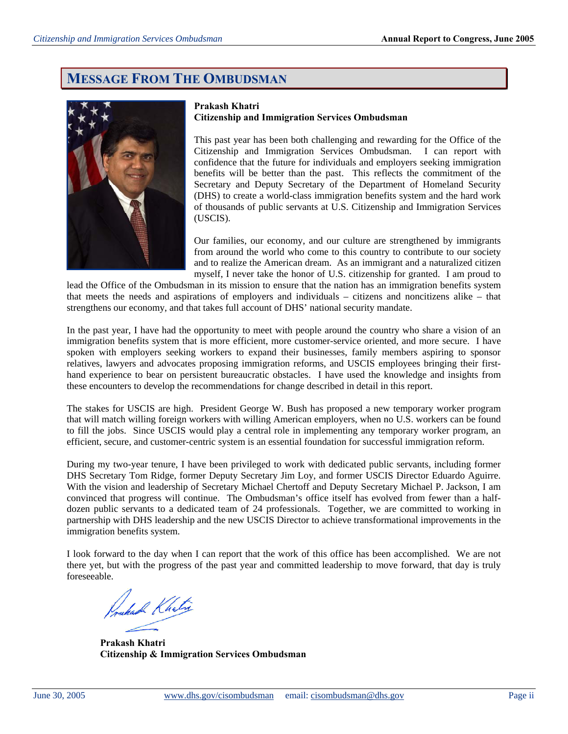# MESSAGE FROM THE OMBUDSMAN

**Prakash Khatri**
**Citizenship and Immigration Services Ombudsman**

This past year has been both challenging and rewarding for the Office of the Citizenship and Immigration Services Ombudsman. I can report with confidence that the future for individuals and employers seeking immigration benefits will be better than the past. This reflects the commitment of the Secretary and Deputy Secretary of the Department of Homeland Security (DHS) to create a world-class immigration benefits system and the hard work of thousands of public servants at U.S. Citizenship and Immigration Services (USCIS).

Our families, our economy, and our culture are strengthened by immigrants from around the world who come to this country to contribute to our society and to realize the American dream. As an immigrant and a naturalized citizen myself, I never take the honor of U.S. citizenship for granted. I am proud to lead the Office of the Ombudsman in its mission to ensure that the nation has an immigration benefits system that meets the needs and aspirations of employers and individuals – citizens and noncitizens alike – that strengthens our economy, and that takes full account of DHS' national security mandate.

In the past year, I have had the opportunity to meet with people around the country who share a vision of an immigration benefits system that is more efficient, more customer-service oriented, and more secure. I have spoken with employers seeking workers to expand their businesses, family members aspiring to sponsor relatives, lawyers and advocates proposing immigration reforms, and USCIS employees bringing their first-hand experience to bear on persistent bureaucratic obstacles. I have used the knowledge and insights from these encounters to develop the recommendations for change described in detail in this report.

The stakes for USCIS are high. President George W. Bush has proposed a new temporary worker program that will match willing foreign workers with willing American employers, when no U.S. workers can be found to fill the jobs. Since USCIS would play a central role in implementing any temporary worker program, an efficient, secure, and customer-centric system is an essential foundation for successful immigration reform.

During my two-year tenure, I have been privileged to work with dedicated public servants, including former DHS Secretary Tom Ridge, former Deputy Secretary Jim Loy, and former USCIS Director Eduardo Aguirre. With the vision and leadership of Secretary Michael Chertoff and Deputy Secretary Michael P. Jackson, I am convinced that progress will continue. The Ombudsman's office itself has evolved from fewer than a half-dozen public servants to a dedicated team of 24 professionals. Together, we are committed to working in partnership with DHS leadership and the new USCIS Director to achieve transformational improvements in the immigration benefits system.

I look forward to the day when I can report that the work of this office has been accomplished. We are not there yet, but with the progress of the past year and committed leadership to move forward, that day is truly foreseeable.

**Prakash Khatri**
**Citizenship & Immigration Services Ombudsman**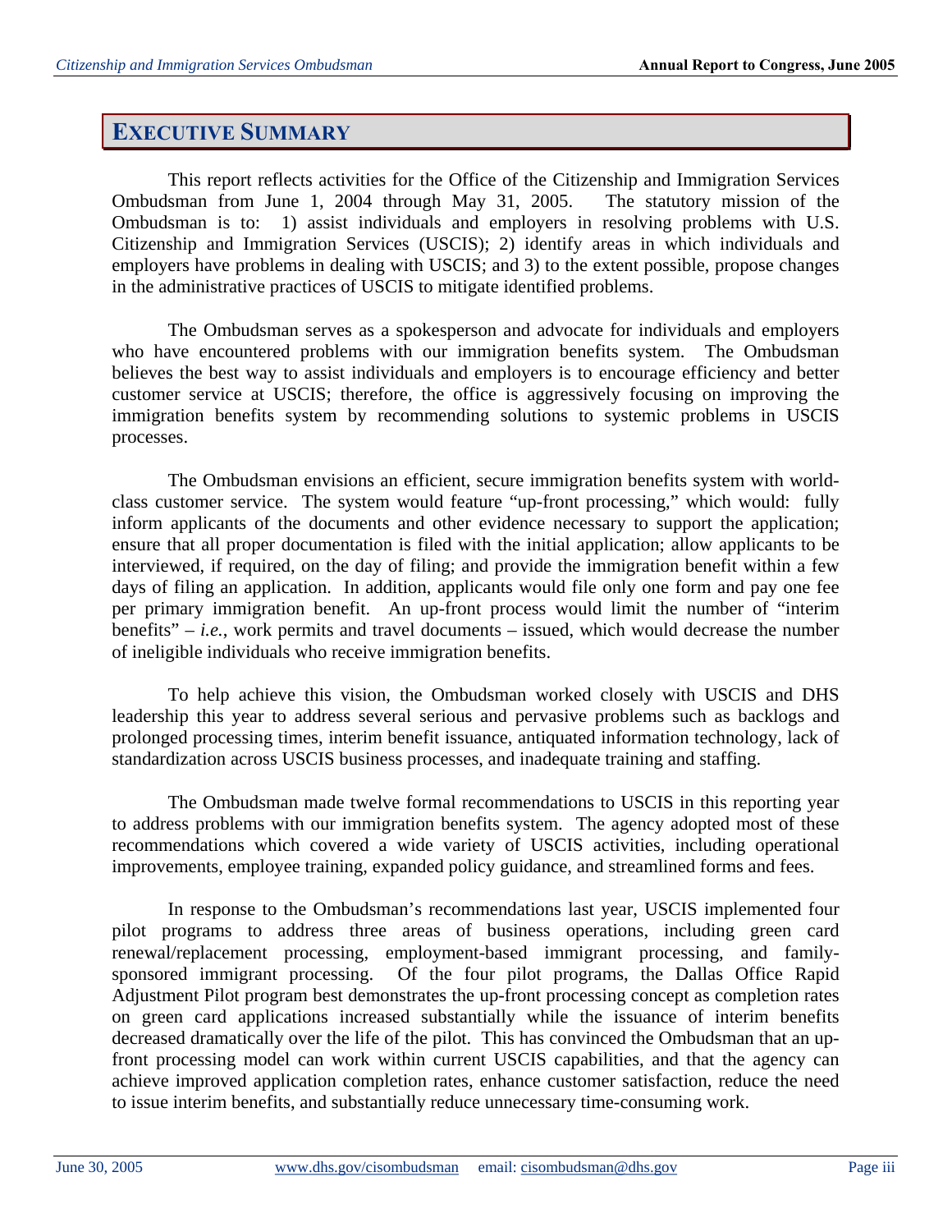# EXECUTIVE SUMMARY

This report reflects activities for the Office of the Citizenship and Immigration Services Ombudsman from June 1, 2004 through May 31, 2005. The statutory mission of the Ombudsman is to: 1) assist individuals and employers in resolving problems with U.S. Citizenship and Immigration Services (USCIS); 2) identify areas in which individuals and employers have problems in dealing with USCIS; and 3) to the extent possible, propose changes in the administrative practices of USCIS to mitigate identified problems.

The Ombudsman serves as a spokesperson and advocate for individuals and employers who have encountered problems with our immigration benefits system. The Ombudsman believes the best way to assist individuals and employers is to encourage efficiency and better customer service at USCIS; therefore, the office is aggressively focusing on improving the immigration benefits system by recommending solutions to systemic problems in USCIS processes.

The Ombudsman envisions an efficient, secure immigration benefits system with world-class customer service. The system would feature "up-front processing," which would: fully inform applicants of the documents and other evidence necessary to support the application; ensure that all proper documentation is filed with the initial application; allow applicants to be interviewed, if required, on the day of filing; and provide the immigration benefit within a few days of filing an application. In addition, applicants would file only one form and pay one fee per primary immigration benefit. An up-front process would limit the number of "interim benefits" – *i.e.*, work permits and travel documents – issued, which would decrease the number of ineligible individuals who receive immigration benefits.

To help achieve this vision, the Ombudsman worked closely with USCIS and DHS leadership this year to address several serious and pervasive problems such as backlogs and prolonged processing times, interim benefit issuance, antiquated information technology, lack of standardization across USCIS business processes, and inadequate training and staffing.

The Ombudsman made twelve formal recommendations to USCIS in this reporting year to address problems with our immigration benefits system. The agency adopted most of these recommendations which covered a wide variety of USCIS activities, including operational improvements, employee training, expanded policy guidance, and streamlined forms and fees.

In response to the Ombudsman's recommendations last year, USCIS implemented four pilot programs to address three areas of business operations, including green card renewal/replacement processing, employment-based immigrant processing, and family-sponsored immigrant processing. Of the four pilot programs, the Dallas Office Rapid Adjustment Pilot program best demonstrates the up-front processing concept as completion rates on green card applications increased substantially while the issuance of interim benefits decreased dramatically over the life of the pilot. This has convinced the Ombudsman that an up-front processing model can work within current USCIS capabilities, and that the agency can achieve improved application completion rates, enhance customer satisfaction, reduce the need to issue interim benefits, and substantially reduce unnecessary time-consuming work.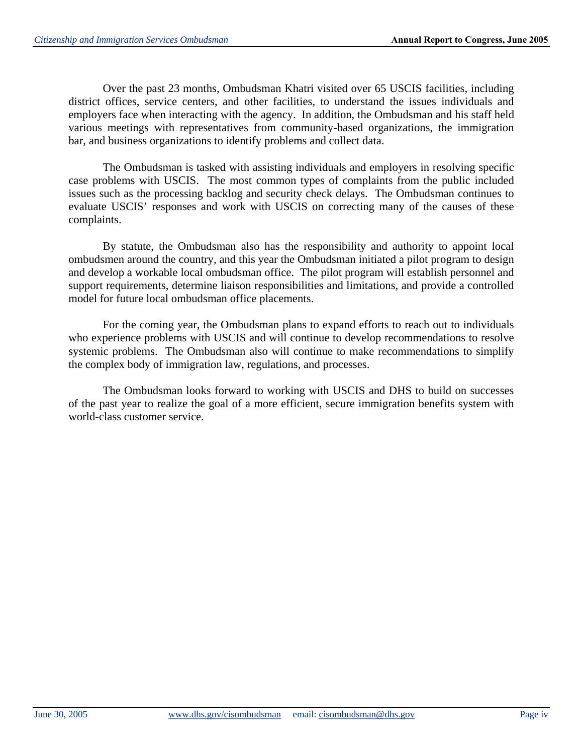Over the past 23 months, Ombudsman Khatri visited over 65 USCIS facilities, including district offices, service centers, and other facilities, to understand the issues individuals and employers face when interacting with the agency. In addition, the Ombudsman and his staff held various meetings with representatives from community-based organizations, the immigration bar, and business organizations to identify problems and collect data.

The Ombudsman is tasked with assisting individuals and employers in resolving specific case problems with USCIS. The most common types of complaints from the public included issues such as the processing backlog and security check delays. The Ombudsman continues to evaluate USCIS' responses and work with USCIS on correcting many of the causes of these complaints.

By statute, the Ombudsman also has the responsibility and authority to appoint local ombudsmen around the country, and this year the Ombudsman initiated a pilot program to design and develop a workable local ombudsman office. The pilot program will establish personnel and support requirements, determine liaison responsibilities and limitations, and provide a controlled model for future local ombudsman office placements.

For the coming year, the Ombudsman plans to expand efforts to reach out to individuals who experience problems with USCIS and will continue to develop recommendations to resolve systemic problems. The Ombudsman also will continue to make recommendations to simplify the complex body of immigration law, regulations, and processes.

The Ombudsman looks forward to working with USCIS and DHS to build on successes of the past year to realize the goal of a more efficient, secure immigration benefits system with world-class customer service.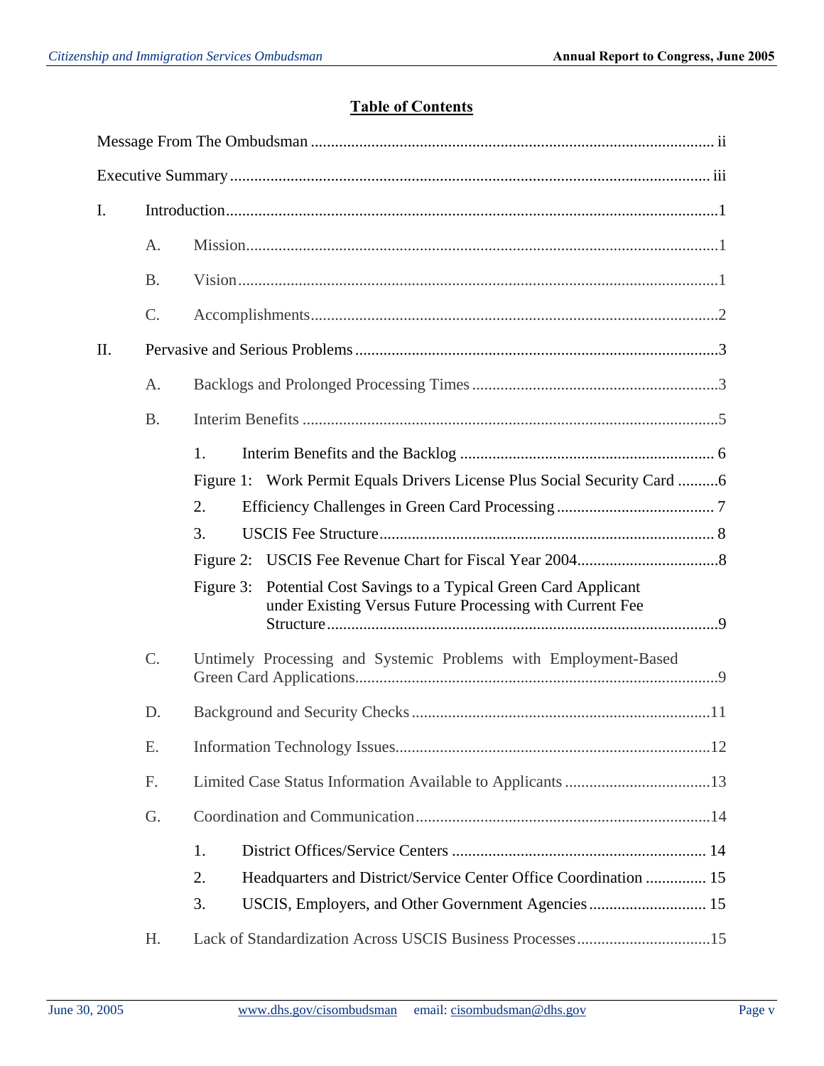## Table of Contents

Message From The Ombudsman ..................................................................................................... ii

Executive Summary ........................................................................................................................ iii

I. Introduction..........................................................................................................................1

- A. Mission......................................................................................................................1
- B. Vision........................................................................................................................1
- C. Accomplishments.....................................................................................................2

II. Pervasive and Serious Problems ..........................................................................................3

- A. Backlogs and Prolonged Processing Times .............................................................3
- B. Interim Benefits .......................................................................................................5
  - 1. Interim Benefits and the Backlog ................................................................ 6
  - Figure 1: Work Permit Equals Drivers License Plus Social Security Card ..........6
  - 2. Efficiency Challenges in Green Card Processing ....................................... 7
  - 3. USCIS Fee Structure................................................................................... 8
  - Figure 2: USCIS Fee Revenue Chart for Fiscal Year 2004...................................8
  - Figure 3: Potential Cost Savings to a Typical Green Card Applicant under Existing Versus Future Processing with Current Fee Structure.................................................................................9
- C. Untimely Processing and Systemic Problems with Employment-Based Green Card Applications..........................................................................................9
- D. Background and Security Checks ..........................................................................11
- E. Information Technology Issues..............................................................................12
- F. Limited Case Status Information Available to Applicants ....................................13
- G. Coordination and Communication.........................................................................14
  - 1. District Offices/Service Centers ............................................................... 14
  - 2. Headquarters and District/Service Center Office Coordination ............... 15
  - 3. USCIS, Employers, and Other Government Agencies ............................. 15
- H. Lack of Standardization Across USCIS Business Processes.................................15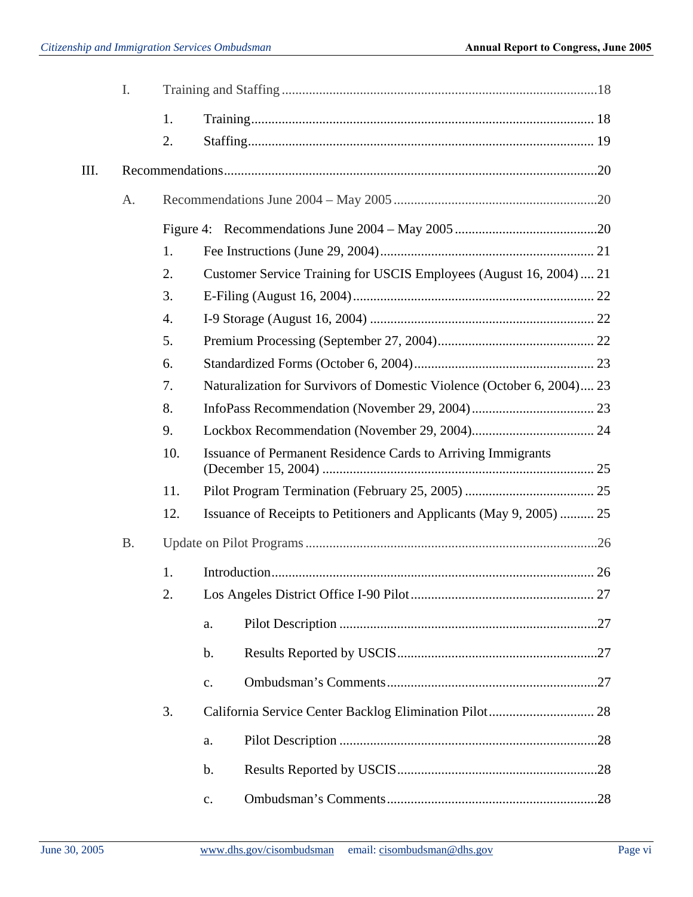I. Training and Staffing ....................................................................................18

1. Training ..................................................................................... 18
2. Staffing ..................................................................................... 19

III. Recommendations .............................................................................................20

A. Recommendations June 2004 – May 2005 ............................................................20

Figure 4: Recommendations June 2004 – May 2005 ..........................................20

1. Fee Instructions (June 29, 2004) ............................................................... 21
2. Customer Service Training for USCIS Employees (August 16, 2004) .... 21
3. E-Filing (August 16, 2004) ....................................................................... 22
4. I-9 Storage (August 16, 2004) .................................................................. 22
5. Premium Processing (September 27, 2004) ............................................. 22
6. Standardized Forms (October 6, 2004) ..................................................... 23
7. Naturalization for Survivors of Domestic Violence (October 6, 2004) .... 23
8. InfoPass Recommendation (November 29, 2004) .................................... 23
9. Lockbox Recommendation (November 29, 2004) .................................... 24
10. Issuance of Permanent Residence Cards to Arriving Immigrants (December 15, 2004) ................................................................................ 25
11. Pilot Program Termination (February 25, 2005) ...................................... 25
12. Issuance of Receipts to Petitioners and Applicants (May 9, 2005) .......... 25

B. Update on Pilot Programs .....................................................................................26

1. Introduction ............................................................................................... 26
2. Los Angeles District Office I-90 Pilot ...................................................... 27
    a. Pilot Description ............................................................................27
    b. Results Reported by USCIS ...........................................................27
    c. Ombudsman's Comments ..............................................................27
3. California Service Center Backlog Elimination Pilot ............................... 28
    a. Pilot Description ............................................................................28
    b. Results Reported by USCIS ...........................................................28
    c. Ombudsman's Comments ..............................................................28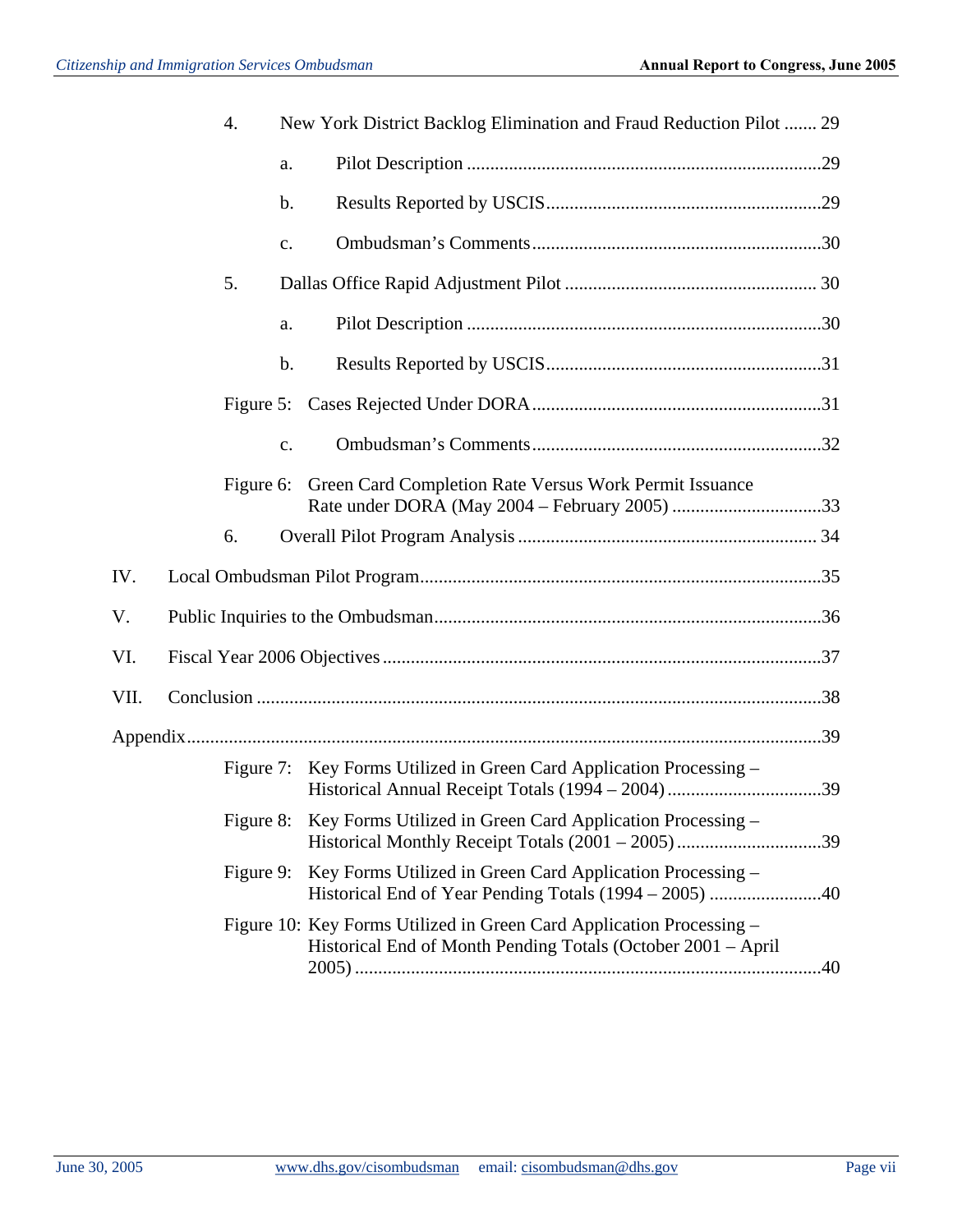4. New York District Backlog Elimination and Fraud Reduction Pilot ....... 29

   a. Pilot Description ............................................................................29

   b. Results Reported by USCIS...........................................................29

   c. Ombudsman's Comments..............................................................30

5. Dallas Office Rapid Adjustment Pilot ...................................................... 30

   a. Pilot Description ............................................................................30

   b. Results Reported by USCIS...........................................................31

Figure 5: Cases Rejected Under DORA..............................................................31

   c. Ombudsman's Comments..............................................................32

Figure 6: Green Card Completion Rate Versus Work Permit Issuance Rate under DORA (May 2004 – February 2005) ................................33

6. Overall Pilot Program Analysis ................................................................ 34

IV. Local Ombudsman Pilot Program......................................................................35

V. Public Inquiries to the Ombudsman...................................................................36

VI. Fiscal Year 2006 Objectives ..............................................................................37

VII. Conclusion .........................................................................................................38

Appendix......................................................................................................................39

Figure 7: Key Forms Utilized in Green Card Application Processing – Historical Annual Receipt Totals (1994 – 2004).................................39

Figure 8: Key Forms Utilized in Green Card Application Processing – Historical Monthly Receipt Totals (2001 – 2005)...............................39

Figure 9: Key Forms Utilized in Green Card Application Processing – Historical End of Year Pending Totals (1994 – 2005) ........................40

Figure 10: Key Forms Utilized in Green Card Application Processing – Historical End of Month Pending Totals (October 2001 – April 2005) ....................................................................................................40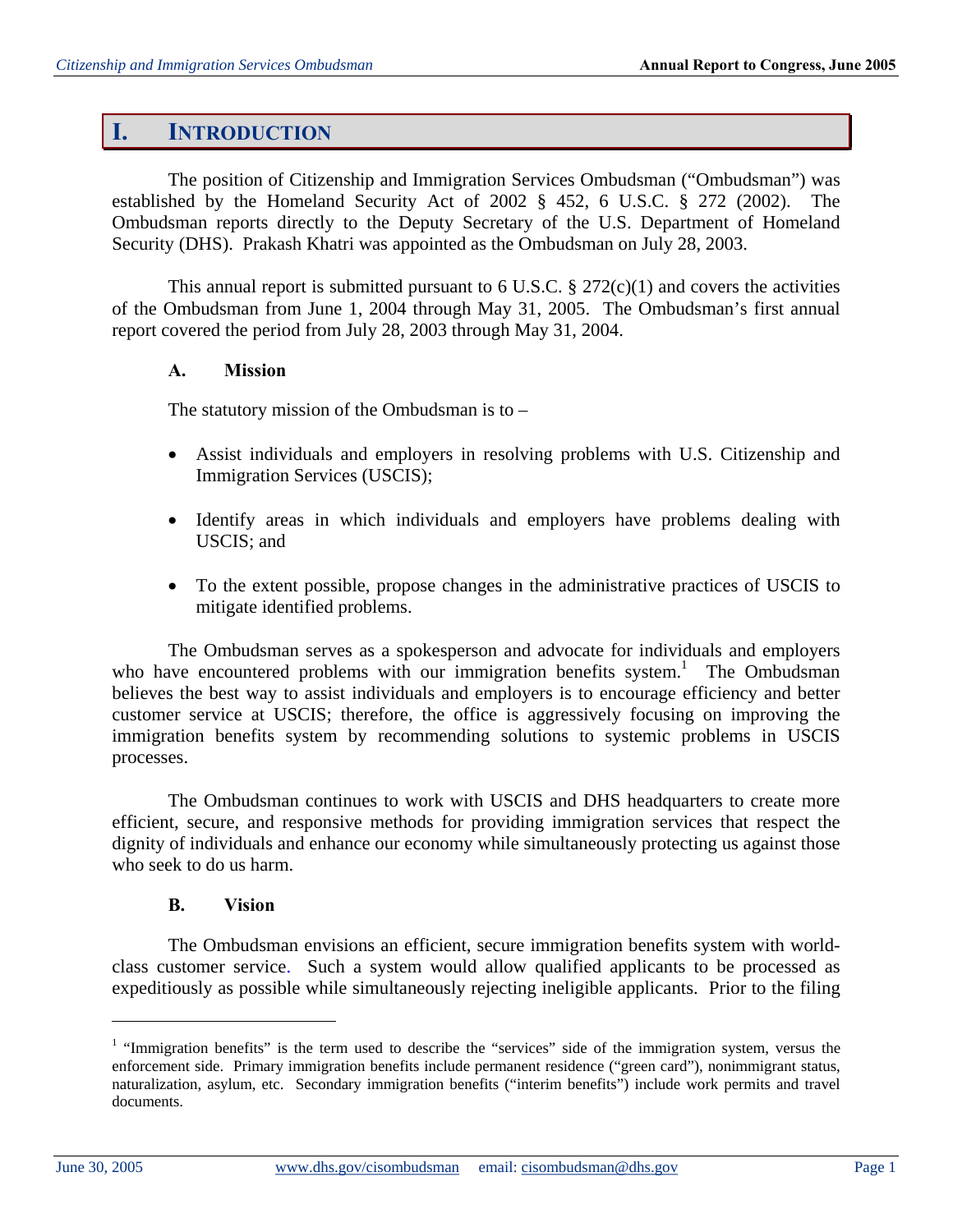# I. INTRODUCTION

The position of Citizenship and Immigration Services Ombudsman ("Ombudsman") was established by the Homeland Security Act of 2002 § 452, 6 U.S.C. § 272 (2002). The Ombudsman reports directly to the Deputy Secretary of the U.S. Department of Homeland Security (DHS). Prakash Khatri was appointed as the Ombudsman on July 28, 2003.

This annual report is submitted pursuant to 6 U.S.C. § 272(c)(1) and covers the activities of the Ombudsman from June 1, 2004 through May 31, 2005. The Ombudsman's first annual report covered the period from July 28, 2003 through May 31, 2004.

## A. Mission

The statutory mission of the Ombudsman is to –

- Assist individuals and employers in resolving problems with U.S. Citizenship and Immigration Services (USCIS);
- Identify areas in which individuals and employers have problems dealing with USCIS; and
- To the extent possible, propose changes in the administrative practices of USCIS to mitigate identified problems.

The Ombudsman serves as a spokesperson and advocate for individuals and employers who have encountered problems with our immigration benefits system.[1] The Ombudsman believes the best way to assist individuals and employers is to encourage efficiency and better customer service at USCIS; therefore, the office is aggressively focusing on improving the immigration benefits system by recommending solutions to systemic problems in USCIS processes.

The Ombudsman continues to work with USCIS and DHS headquarters to create more efficient, secure, and responsive methods for providing immigration services that respect the dignity of individuals and enhance our economy while simultaneously protecting us against those who seek to do us harm.

## B. Vision

The Ombudsman envisions an efficient, secure immigration benefits system with world-class customer service. Such a system would allow qualified applicants to be processed as expeditiously as possible while simultaneously rejecting ineligible applicants. Prior to the filing

---

[1] "Immigration benefits" is the term used to describe the "services" side of the immigration system, versus the enforcement side. Primary immigration benefits include permanent residence ("green card"), nonimmigrant status, naturalization, asylum, etc. Secondary immigration benefits ("interim benefits") include work permits and travel documents.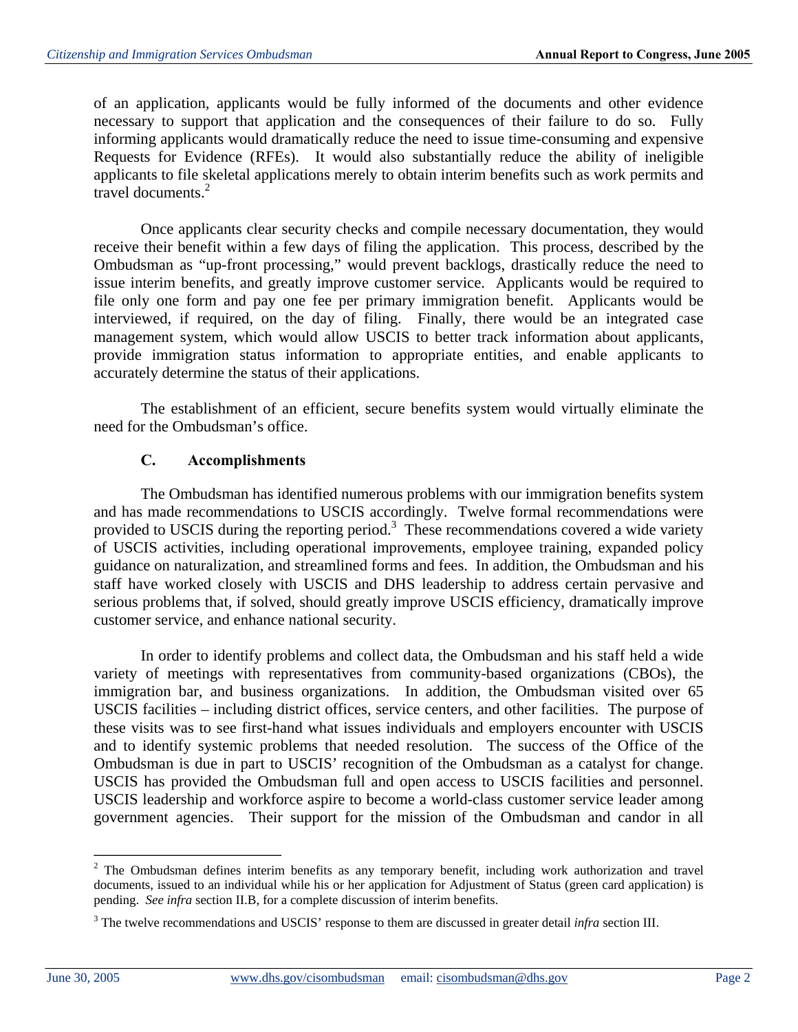of an application, applicants would be fully informed of the documents and other evidence necessary to support that application and the consequences of their failure to do so. Fully informing applicants would dramatically reduce the need to issue time-consuming and expensive Requests for Evidence (RFEs). It would also substantially reduce the ability of ineligible applicants to file skeletal applications merely to obtain interim benefits such as work permits and travel documents.[2]

Once applicants clear security checks and compile necessary documentation, they would receive their benefit within a few days of filing the application. This process, described by the Ombudsman as "up-front processing," would prevent backlogs, drastically reduce the need to issue interim benefits, and greatly improve customer service. Applicants would be required to file only one form and pay one fee per primary immigration benefit. Applicants would be interviewed, if required, on the day of filing. Finally, there would be an integrated case management system, which would allow USCIS to better track information about applicants, provide immigration status information to appropriate entities, and enable applicants to accurately determine the status of their applications.

The establishment of an efficient, secure benefits system would virtually eliminate the need for the Ombudsman's office.

### C. Accomplishments

The Ombudsman has identified numerous problems with our immigration benefits system and has made recommendations to USCIS accordingly. Twelve formal recommendations were provided to USCIS during the reporting period.[3] These recommendations covered a wide variety of USCIS activities, including operational improvements, employee training, expanded policy guidance on naturalization, and streamlined forms and fees. In addition, the Ombudsman and his staff have worked closely with USCIS and DHS leadership to address certain pervasive and serious problems that, if solved, should greatly improve USCIS efficiency, dramatically improve customer service, and enhance national security.

In order to identify problems and collect data, the Ombudsman and his staff held a wide variety of meetings with representatives from community-based organizations (CBOs), the immigration bar, and business organizations. In addition, the Ombudsman visited over 65 USCIS facilities – including district offices, service centers, and other facilities. The purpose of these visits was to see first-hand what issues individuals and employers encounter with USCIS and to identify systemic problems that needed resolution. The success of the Office of the Ombudsman is due in part to USCIS' recognition of the Ombudsman as a catalyst for change. USCIS has provided the Ombudsman full and open access to USCIS facilities and personnel. USCIS leadership and workforce aspire to become a world-class customer service leader among government agencies. Their support for the mission of the Ombudsman and candor in all

---

[2] The Ombudsman defines interim benefits as any temporary benefit, including work authorization and travel documents, issued to an individual while his or her application for Adjustment of Status (green card application) is pending. *See infra* section II.B, for a complete discussion of interim benefits.

[3] The twelve recommendations and USCIS' response to them are discussed in greater detail *infra* section III.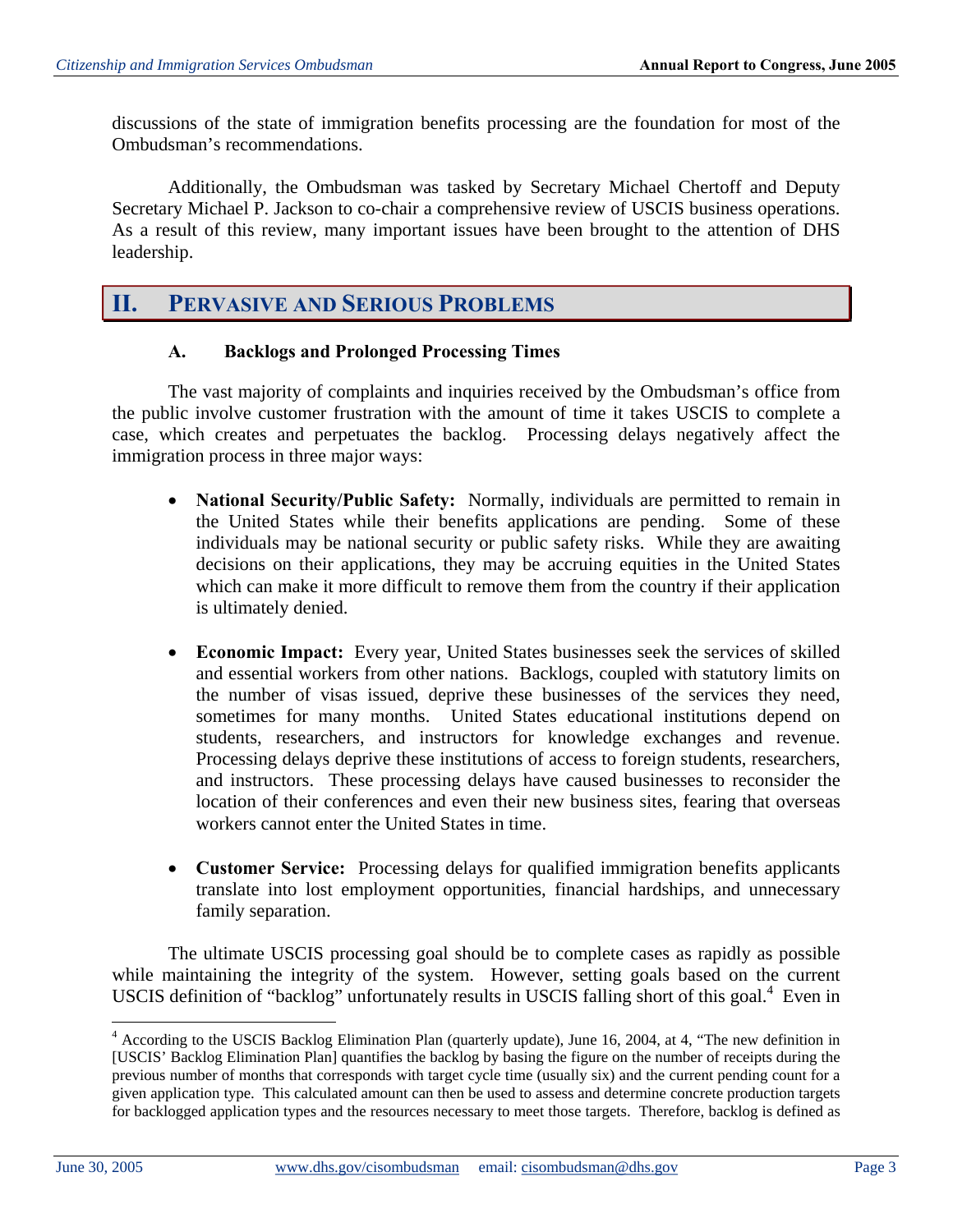discussions of the state of immigration benefits processing are the foundation for most of the Ombudsman's recommendations.

Additionally, the Ombudsman was tasked by Secretary Michael Chertoff and Deputy Secretary Michael P. Jackson to co-chair a comprehensive review of USCIS business operations. As a result of this review, many important issues have been brought to the attention of DHS leadership.

# II. Pervasive and Serious Problems

### A. Backlogs and Prolonged Processing Times

The vast majority of complaints and inquiries received by the Ombudsman's office from the public involve customer frustration with the amount of time it takes USCIS to complete a case, which creates and perpetuates the backlog. Processing delays negatively affect the immigration process in three major ways:

- **National Security/Public Safety:** Normally, individuals are permitted to remain in the United States while their benefits applications are pending. Some of these individuals may be national security or public safety risks. While they are awaiting decisions on their applications, they may be accruing equities in the United States which can make it more difficult to remove them from the country if their application is ultimately denied.

- **Economic Impact:** Every year, United States businesses seek the services of skilled and essential workers from other nations. Backlogs, coupled with statutory limits on the number of visas issued, deprive these businesses of the services they need, sometimes for many months. United States educational institutions depend on students, researchers, and instructors for knowledge exchanges and revenue. Processing delays deprive these institutions of access to foreign students, researchers, and instructors. These processing delays have caused businesses to reconsider the location of their conferences and even their new business sites, fearing that overseas workers cannot enter the United States in time.

- **Customer Service:** Processing delays for qualified immigration benefits applicants translate into lost employment opportunities, financial hardships, and unnecessary family separation.

The ultimate USCIS processing goal should be to complete cases as rapidly as possible while maintaining the integrity of the system. However, setting goals based on the current USCIS definition of "backlog" unfortunately results in USCIS falling short of this goal.[4] Even in

---

[4] According to the USCIS Backlog Elimination Plan (quarterly update), June 16, 2004, at 4, "The new definition in [USCIS' Backlog Elimination Plan] quantifies the backlog by basing the figure on the number of receipts during the previous number of months that corresponds with target cycle time (usually six) and the current pending count for a given application type. This calculated amount can then be used to assess and determine concrete production targets for backlogged application types and the resources necessary to meet those targets. Therefore, backlog is defined as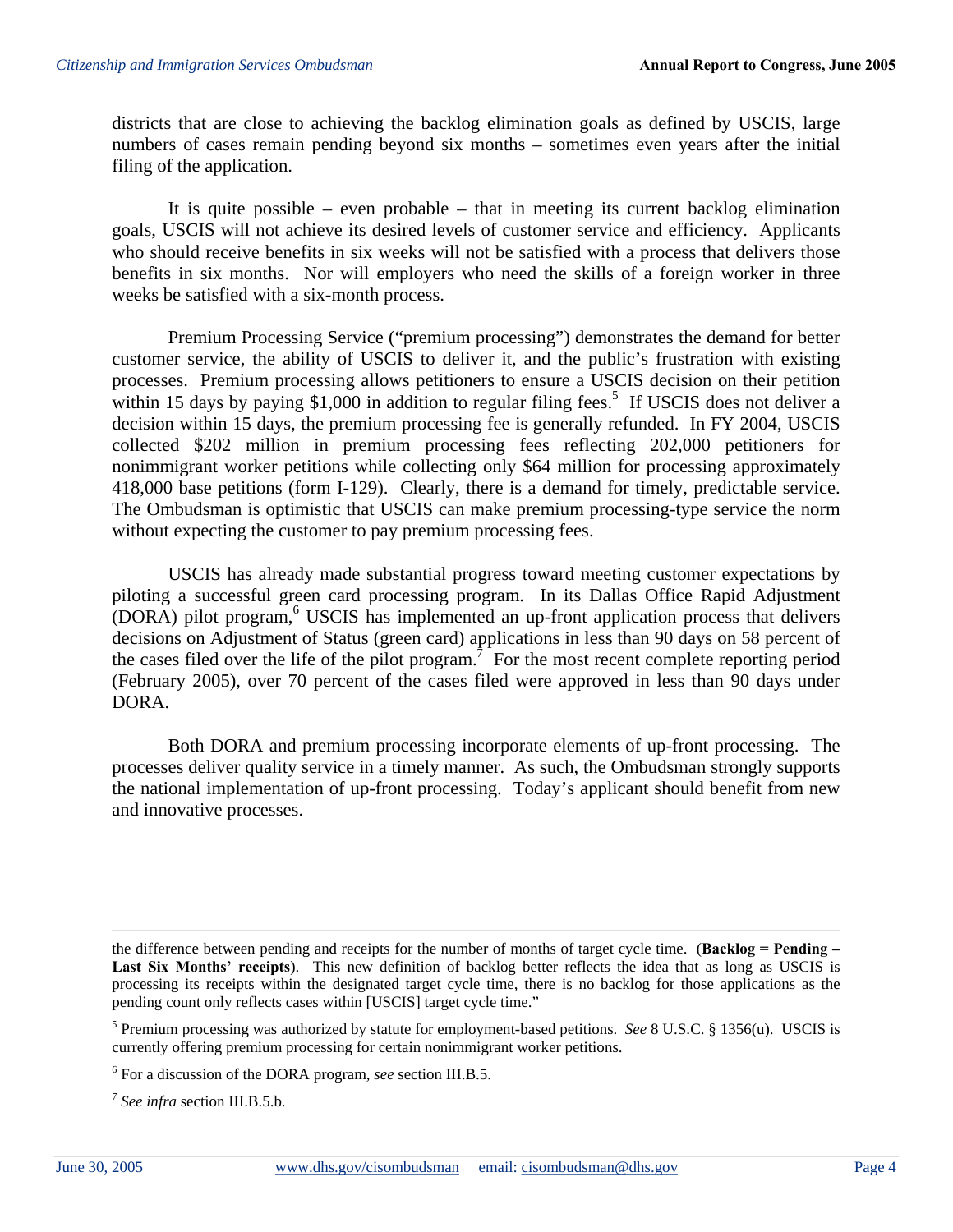districts that are close to achieving the backlog elimination goals as defined by USCIS, large numbers of cases remain pending beyond six months – sometimes even years after the initial filing of the application.

It is quite possible – even probable – that in meeting its current backlog elimination goals, USCIS will not achieve its desired levels of customer service and efficiency. Applicants who should receive benefits in six weeks will not be satisfied with a process that delivers those benefits in six months. Nor will employers who need the skills of a foreign worker in three weeks be satisfied with a six-month process.

Premium Processing Service ("premium processing") demonstrates the demand for better customer service, the ability of USCIS to deliver it, and the public's frustration with existing processes. Premium processing allows petitioners to ensure a USCIS decision on their petition within 15 days by paying $1,000 in addition to regular filing fees.[5] If USCIS does not deliver a decision within 15 days, the premium processing fee is generally refunded. In FY 2004, USCIS collected $202 million in premium processing fees reflecting 202,000 petitioners for nonimmigrant worker petitions while collecting only $64 million for processing approximately 418,000 base petitions (form I-129). Clearly, there is a demand for timely, predictable service. The Ombudsman is optimistic that USCIS can make premium processing-type service the norm without expecting the customer to pay premium processing fees.

USCIS has already made substantial progress toward meeting customer expectations by piloting a successful green card processing program. In its Dallas Office Rapid Adjustment (DORA) pilot program,[6] USCIS has implemented an up-front application process that delivers decisions on Adjustment of Status (green card) applications in less than 90 days on 58 percent of the cases filed over the life of the pilot program.[7] For the most recent complete reporting period (February 2005), over 70 percent of the cases filed were approved in less than 90 days under DORA.

Both DORA and premium processing incorporate elements of up-front processing. The processes deliver quality service in a timely manner. As such, the Ombudsman strongly supports the national implementation of up-front processing. Today's applicant should benefit from new and innovative processes.

---

the difference between pending and receipts for the number of months of target cycle time. (**Backlog = Pending – Last Six Months' receipts**). This new definition of backlog better reflects the idea that as long as USCIS is processing its receipts within the designated target cycle time, there is no backlog for those applications as the pending count only reflects cases within [USCIS] target cycle time."

[5] Premium processing was authorized by statute for employment-based petitions. *See* 8 U.S.C. § 1356(u). USCIS is currently offering premium processing for certain nonimmigrant worker petitions.

[6] For a discussion of the DORA program, *see* section III.B.5.

[7] *See infra* section III.B.5.b.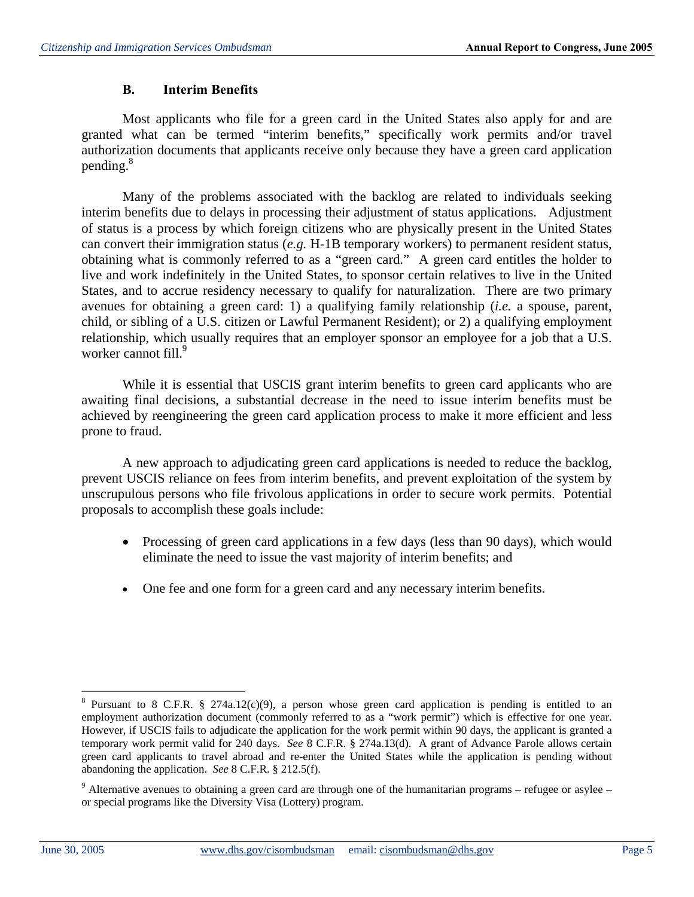### B. Interim Benefits

Most applicants who file for a green card in the United States also apply for and are granted what can be termed "interim benefits," specifically work permits and/or travel authorization documents that applicants receive only because they have a green card application pending.[8]

Many of the problems associated with the backlog are related to individuals seeking interim benefits due to delays in processing their adjustment of status applications. Adjustment of status is a process by which foreign citizens who are physically present in the United States can convert their immigration status (*e.g.* H-1B temporary workers) to permanent resident status, obtaining what is commonly referred to as a "green card." A green card entitles the holder to live and work indefinitely in the United States, to sponsor certain relatives to live in the United States, and to accrue residency necessary to qualify for naturalization. There are two primary avenues for obtaining a green card: 1) a qualifying family relationship (*i.e.* a spouse, parent, child, or sibling of a U.S. citizen or Lawful Permanent Resident); or 2) a qualifying employment relationship, which usually requires that an employer sponsor an employee for a job that a U.S. worker cannot fill.[9]

While it is essential that USCIS grant interim benefits to green card applicants who are awaiting final decisions, a substantial decrease in the need to issue interim benefits must be achieved by reengineering the green card application process to make it more efficient and less prone to fraud.

A new approach to adjudicating green card applications is needed to reduce the backlog, prevent USCIS reliance on fees from interim benefits, and prevent exploitation of the system by unscrupulous persons who file frivolous applications in order to secure work permits. Potential proposals to accomplish these goals include:

- Processing of green card applications in a few days (less than 90 days), which would eliminate the need to issue the vast majority of interim benefits; and
- One fee and one form for a green card and any necessary interim benefits.

---

[8] Pursuant to 8 C.F.R. § 274a.12(c)(9), a person whose green card application is pending is entitled to an employment authorization document (commonly referred to as a "work permit") which is effective for one year. However, if USCIS fails to adjudicate the application for the work permit within 90 days, the applicant is granted a temporary work permit valid for 240 days. *See* 8 C.F.R. § 274a.13(d). A grant of Advance Parole allows certain green card applicants to travel abroad and re-enter the United States while the application is pending without abandoning the application. *See* 8 C.F.R. § 212.5(f).

[9] Alternative avenues to obtaining a green card are through one of the humanitarian programs – refugee or asylee – or special programs like the Diversity Visa (Lottery) program.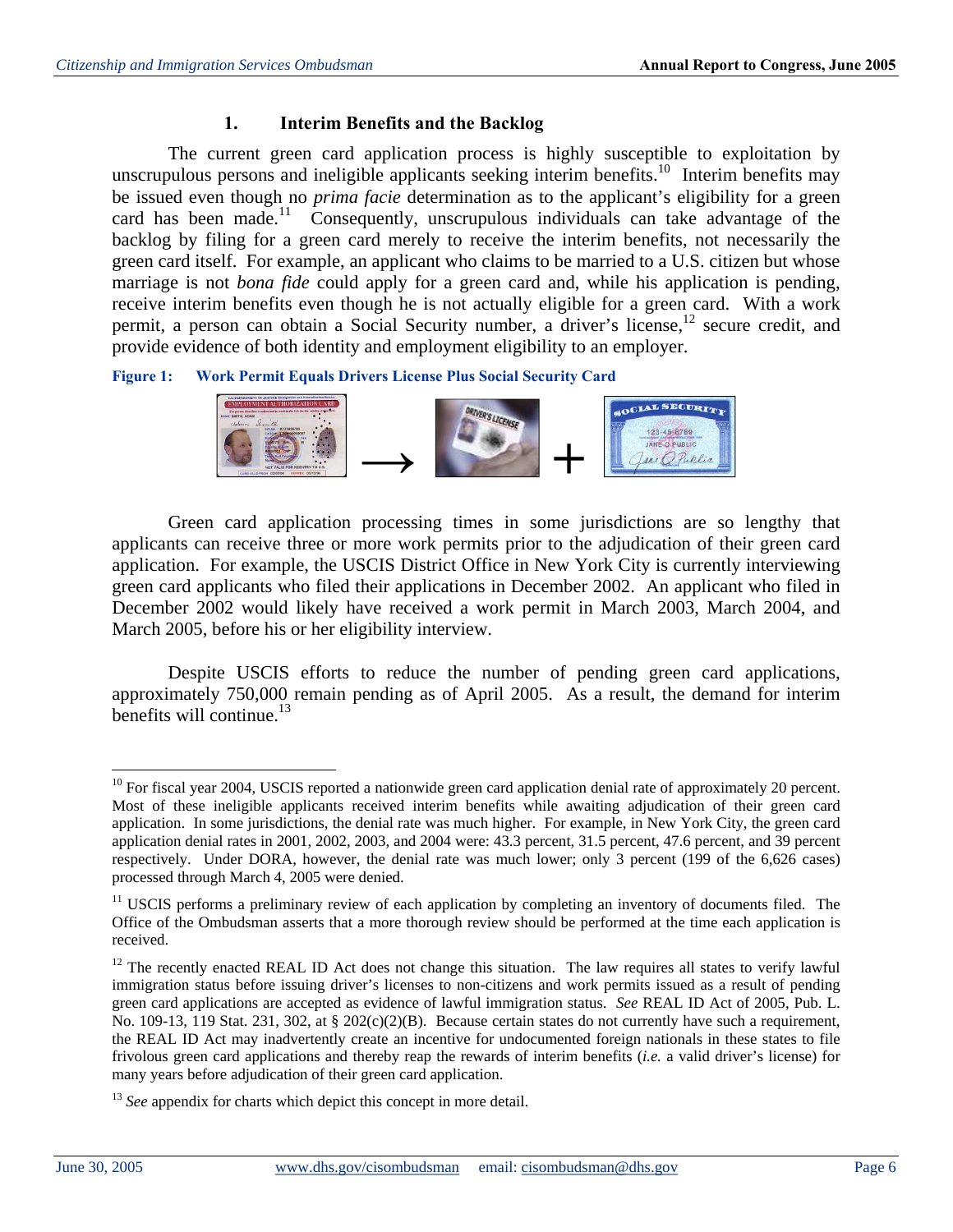### 1. Interim Benefits and the Backlog

The current green card application process is highly susceptible to exploitation by unscrupulous persons and ineligible applicants seeking interim benefits.[10] Interim benefits may be issued even though no *prima facie* determination as to the applicant's eligibility for a green card has been made.[11] Consequently, unscrupulous individuals can take advantage of the backlog by filing for a green card merely to receive the interim benefits, not necessarily the green card itself. For example, an applicant who claims to be married to a U.S. citizen but whose marriage is not *bona fide* could apply for a green card and, while his application is pending, receive interim benefits even though he is not actually eligible for a green card. With a work permit, a person can obtain a Social Security number, a driver's license,[12] secure credit, and provide evidence of both identity and employment eligibility to an employer.

**Figure 1: Work Permit Equals Drivers License Plus Social Security Card**

Green card application processing times in some jurisdictions are so lengthy that applicants can receive three or more work permits prior to the adjudication of their green card application. For example, the USCIS District Office in New York City is currently interviewing green card applicants who filed their applications in December 2002. An applicant who filed in December 2002 would likely have received a work permit in March 2003, March 2004, and March 2005, before his or her eligibility interview.

Despite USCIS efforts to reduce the number of pending green card applications, approximately 750,000 remain pending as of April 2005. As a result, the demand for interim benefits will continue.[13]

---

[10] For fiscal year 2004, USCIS reported a nationwide green card application denial rate of approximately 20 percent. Most of these ineligible applicants received interim benefits while awaiting adjudication of their green card application. In some jurisdictions, the denial rate was much higher. For example, in New York City, the green card application denial rates in 2001, 2002, 2003, and 2004 were: 43.3 percent, 31.5 percent, 47.6 percent, and 39 percent respectively. Under DORA, however, the denial rate was much lower; only 3 percent (199 of the 6,626 cases) processed through March 4, 2005 were denied.

[11] USCIS performs a preliminary review of each application by completing an inventory of documents filed. The Office of the Ombudsman asserts that a more thorough review should be performed at the time each application is received.

[12] The recently enacted REAL ID Act does not change this situation. The law requires all states to verify lawful immigration status before issuing driver's licenses to non-citizens and work permits issued as a result of pending green card applications are accepted as evidence of lawful immigration status. *See* REAL ID Act of 2005, Pub. L. No. 109-13, 119 Stat. 231, 302, at § 202(c)(2)(B). Because certain states do not currently have such a requirement, the REAL ID Act may inadvertently create an incentive for undocumented foreign nationals in these states to file frivolous green card applications and thereby reap the rewards of interim benefits (*i.e.* a valid driver's license) for many years before adjudication of their green card application.

[13] *See* appendix for charts which depict this concept in more detail.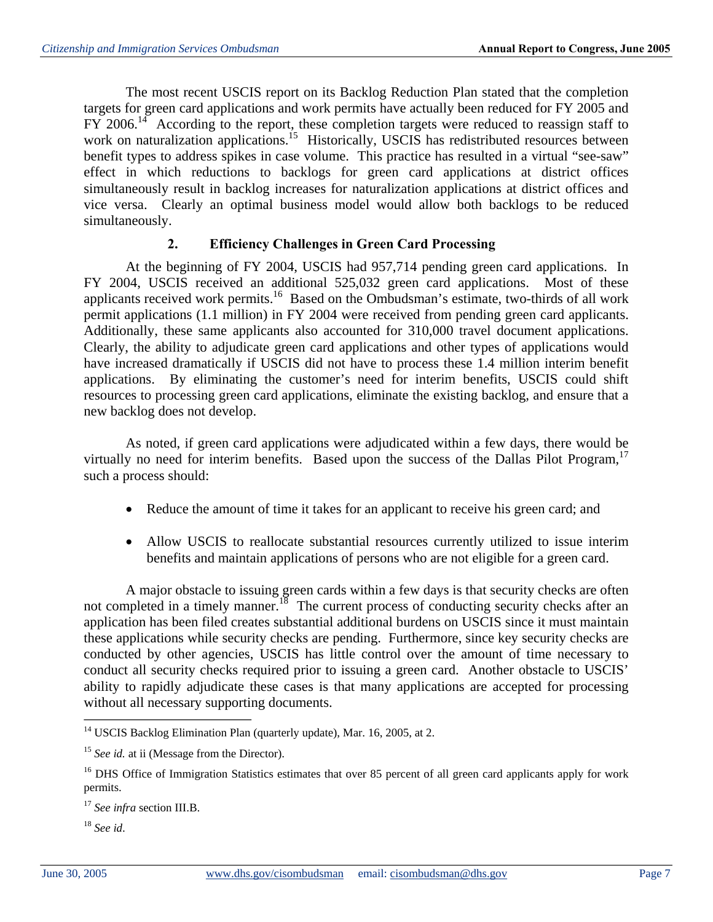The most recent USCIS report on its Backlog Reduction Plan stated that the completion targets for green card applications and work permits have actually been reduced for FY 2005 and FY 2006.[14] According to the report, these completion targets were reduced to reassign staff to work on naturalization applications.[15] Historically, USCIS has redistributed resources between benefit types to address spikes in case volume. This practice has resulted in a virtual "see-saw" effect in which reductions to backlogs for green card applications at district offices simultaneously result in backlog increases for naturalization applications at district offices and vice versa. Clearly an optimal business model would allow both backlogs to be reduced simultaneously.

### 2. Efficiency Challenges in Green Card Processing

At the beginning of FY 2004, USCIS had 957,714 pending green card applications. In FY 2004, USCIS received an additional 525,032 green card applications. Most of these applicants received work permits.[16] Based on the Ombudsman's estimate, two-thirds of all work permit applications (1.1 million) in FY 2004 were received from pending green card applicants. Additionally, these same applicants also accounted for 310,000 travel document applications. Clearly, the ability to adjudicate green card applications and other types of applications would have increased dramatically if USCIS did not have to process these 1.4 million interim benefit applications. By eliminating the customer's need for interim benefits, USCIS could shift resources to processing green card applications, eliminate the existing backlog, and ensure that a new backlog does not develop.

As noted, if green card applications were adjudicated within a few days, there would be virtually no need for interim benefits. Based upon the success of the Dallas Pilot Program,[17] such a process should:

- Reduce the amount of time it takes for an applicant to receive his green card; and
- Allow USCIS to reallocate substantial resources currently utilized to issue interim benefits and maintain applications of persons who are not eligible for a green card.

A major obstacle to issuing green cards within a few days is that security checks are often not completed in a timely manner.[18] The current process of conducting security checks after an application has been filed creates substantial additional burdens on USCIS since it must maintain these applications while security checks are pending. Furthermore, since key security checks are conducted by other agencies, USCIS has little control over the amount of time necessary to conduct all security checks required prior to issuing a green card. Another obstacle to USCIS' ability to rapidly adjudicate these cases is that many applications are accepted for processing without all necessary supporting documents.

---

[14] USCIS Backlog Elimination Plan (quarterly update), Mar. 16, 2005, at 2.

[15] *See id.* at ii (Message from the Director).

[16] DHS Office of Immigration Statistics estimates that over 85 percent of all green card applicants apply for work permits.

[17] *See infra* section III.B.

[18] *See id*.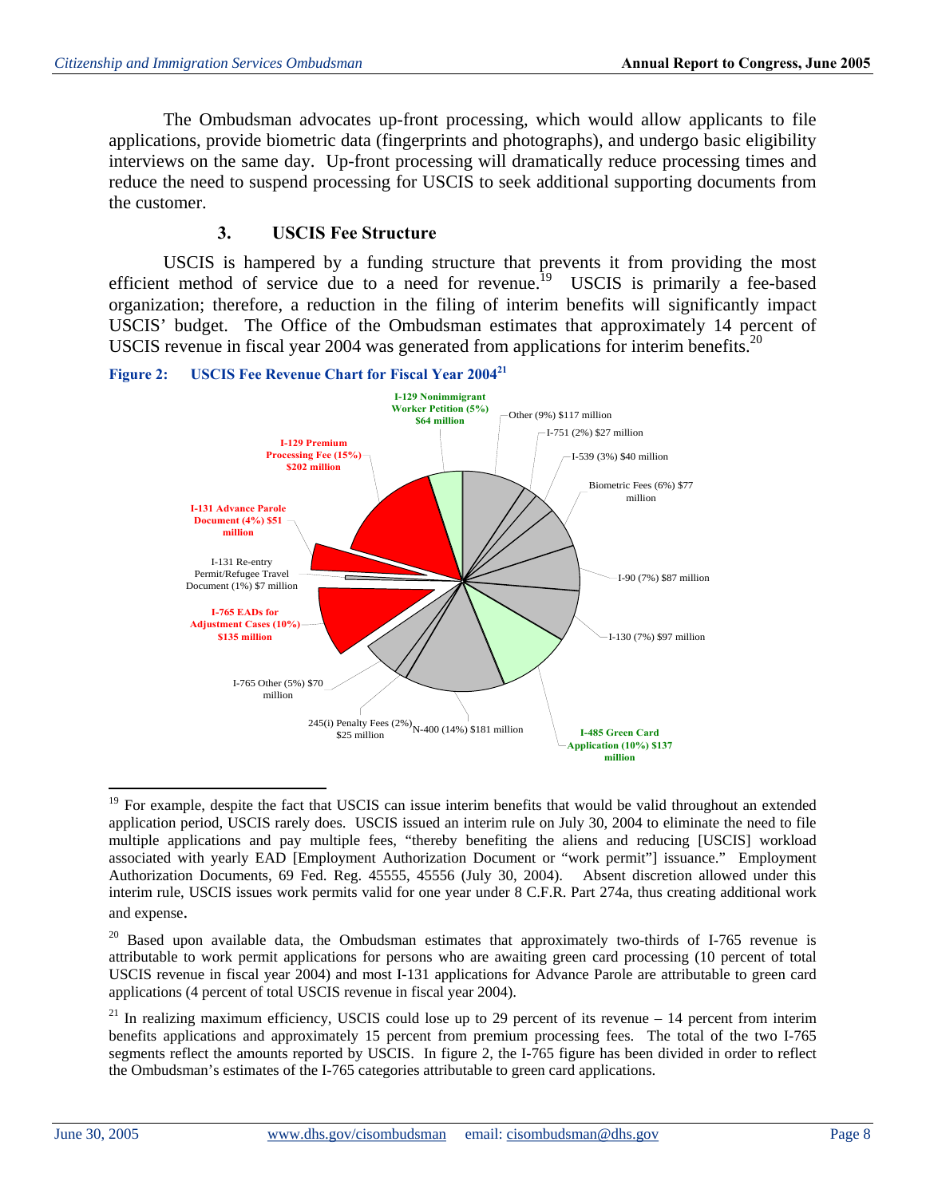The Ombudsman advocates up-front processing, which would allow applicants to file applications, provide biometric data (fingerprints and photographs), and undergo basic eligibility interviews on the same day. Up-front processing will dramatically reduce processing times and reduce the need to suspend processing for USCIS to seek additional supporting documents from the customer.

### 3. USCIS Fee Structure

USCIS is hampered by a funding structure that prevents it from providing the most efficient method of service due to a need for revenue.[19] USCIS is primarily a fee-based organization; therefore, a reduction in the filing of interim benefits will significantly impact USCIS' budget. The Office of the Ombudsman estimates that approximately 14 percent of USCIS revenue in fiscal year 2004 was generated from applications for interim benefits.[20]

**Figure 2: USCIS Fee Revenue Chart for Fiscal Year 2004**[21]

- I-129 Nonimmigrant Worker Petition (5%) $64 million
- Other (9%) $117 million
- I-751 (2%) $27 million
- I-539 (3%) $40 million
- Biometric Fees (6%) $77 million
- I-90 (7%) $87 million
- I-130 (7%) $97 million
- I-485 Green Card Application (10%) $137 million
- N-400 (14%) $181 million
- 245(i) Penalty Fees (2%) $25 million
- I-765 Other (5%) $70 million
- I-765 EADs for Adjustment Cases (10%) $135 million
- I-131 Re-entry Permit/Refugee Travel Document (1%) $7 million
- I-131 Advance Parole Document (4%) $51 million
- I-129 Premium Processing Fee (15%) $202 million

---

[19] For example, despite the fact that USCIS can issue interim benefits that would be valid throughout an extended application period, USCIS rarely does. USCIS issued an interim rule on July 30, 2004 to eliminate the need to file multiple applications and pay multiple fees, "thereby benefiting the aliens and reducing [USCIS] workload associated with yearly EAD [Employment Authorization Document or "work permit"] issuance." Employment Authorization Documents, 69 Fed. Reg. 45555, 45556 (July 30, 2004). Absent discretion allowed under this interim rule, USCIS issues work permits valid for one year under 8 C.F.R. Part 274a, thus creating additional work and expense.

[20] Based upon available data, the Ombudsman estimates that approximately two-thirds of I-765 revenue is attributable to work permit applications for persons who are awaiting green card processing (10 percent of total USCIS revenue in fiscal year 2004) and most I-131 applications for Advance Parole are attributable to green card applications (4 percent of total USCIS revenue in fiscal year 2004).

[21] In realizing maximum efficiency, USCIS could lose up to 29 percent of its revenue – 14 percent from interim benefits applications and approximately 15 percent from premium processing fees. The total of the two I-765 segments reflect the amounts reported by USCIS. In figure 2, the I-765 figure has been divided in order to reflect the Ombudsman's estimates of the I-765 categories attributable to green card applications.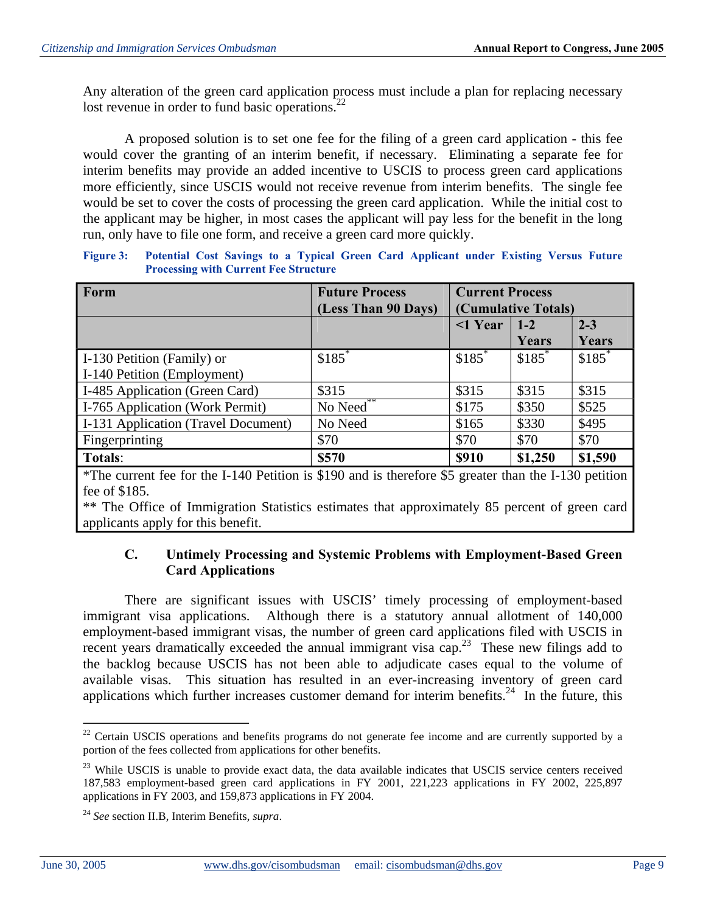Any alteration of the green card application process must include a plan for replacing necessary lost revenue in order to fund basic operations.[22]

A proposed solution is to set one fee for the filing of a green card application - this fee would cover the granting of an interim benefit, if necessary. Eliminating a separate fee for interim benefits may provide an added incentive to USCIS to process green card applications more efficiently, since USCIS would not receive revenue from interim benefits. The single fee would be set to cover the costs of processing the green card application. While the initial cost to the applicant may be higher, in most cases the applicant will pay less for the benefit in the long run, only have to file one form, and receive a green card more quickly.

**Figure 3: Potential Cost Savings to a Typical Green Card Applicant under Existing Versus Future Processing with Current Fee Structure**

| Form | Future Process (Less Than 90 Days) | Current Process (Cumulative Totals) | | |
|---|---|---|---|---|
| | | <1 Year | 1-2 Years | 2-3 Years |
| I-130 Petition (Family) or I-140 Petition (Employment) | $185* | $185* | $185* | $185* |
| I-485 Application (Green Card) | $315 | $315 | $315 | $315 |
| I-765 Application (Work Permit) | No Need** | $175 | $350 | $525 |
| I-131 Application (Travel Document) | No Need | $165 | $330 | $495 |
| Fingerprinting | $70 | $70 | $70 | $70 |
| **Totals**: | **$570** | **$910** | **$1,250** | **$1,590** |

*The current fee for the I-140 Petition is $190 and is therefore $5 greater than the I-130 petition fee of $185.

** The Office of Immigration Statistics estimates that approximately 85 percent of green card applicants apply for this benefit.

### C. Untimely Processing and Systemic Problems with Employment-Based Green Card Applications

There are significant issues with USCIS' timely processing of employment-based immigrant visa applications. Although there is a statutory annual allotment of 140,000 employment-based immigrant visas, the number of green card applications filed with USCIS in recent years dramatically exceeded the annual immigrant visa cap.[23] These new filings add to the backlog because USCIS has not been able to adjudicate cases equal to the volume of available visas. This situation has resulted in an ever-increasing inventory of green card applications which further increases customer demand for interim benefits.[24] In the future, this

---

[22] Certain USCIS operations and benefits programs do not generate fee income and are currently supported by a portion of the fees collected from applications for other benefits.

[23] While USCIS is unable to provide exact data, the data available indicates that USCIS service centers received 187,583 employment-based green card applications in FY 2001, 221,223 applications in FY 2002, 225,897 applications in FY 2003, and 159,873 applications in FY 2004.

[24] *See* section II.B, Interim Benefits, *supra*.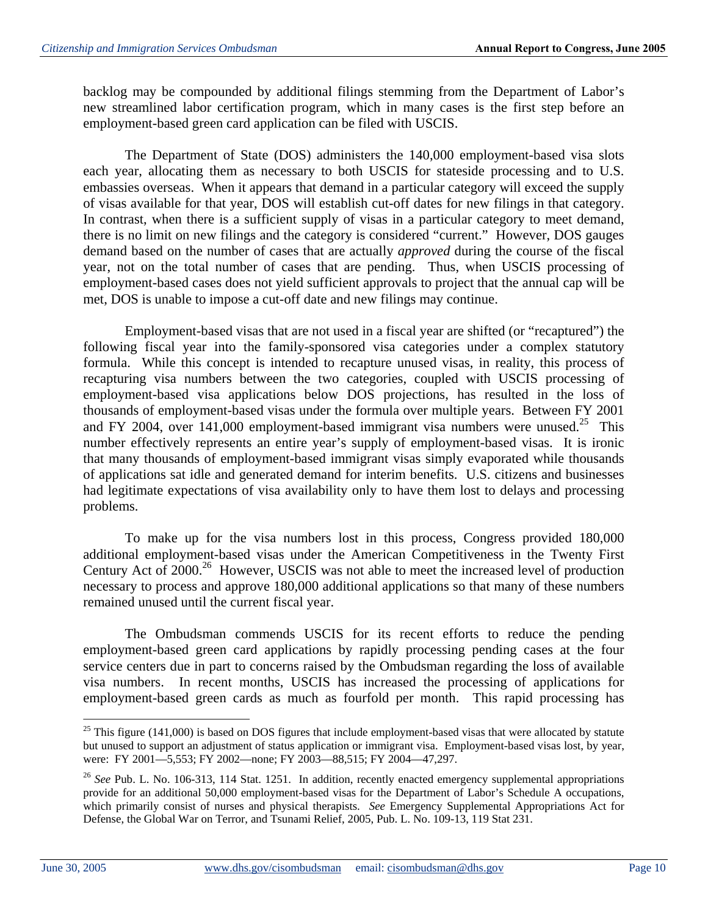backlog may be compounded by additional filings stemming from the Department of Labor's new streamlined labor certification program, which in many cases is the first step before an employment-based green card application can be filed with USCIS.

The Department of State (DOS) administers the 140,000 employment-based visa slots each year, allocating them as necessary to both USCIS for stateside processing and to U.S. embassies overseas. When it appears that demand in a particular category will exceed the supply of visas available for that year, DOS will establish cut-off dates for new filings in that category. In contrast, when there is a sufficient supply of visas in a particular category to meet demand, there is no limit on new filings and the category is considered "current." However, DOS gauges demand based on the number of cases that are actually *approved* during the course of the fiscal year, not on the total number of cases that are pending. Thus, when USCIS processing of employment-based cases does not yield sufficient approvals to project that the annual cap will be met, DOS is unable to impose a cut-off date and new filings may continue.

Employment-based visas that are not used in a fiscal year are shifted (or "recaptured") the following fiscal year into the family-sponsored visa categories under a complex statutory formula. While this concept is intended to recapture unused visas, in reality, this process of recapturing visa numbers between the two categories, coupled with USCIS processing of employment-based visa applications below DOS projections, has resulted in the loss of thousands of employment-based visas under the formula over multiple years. Between FY 2001 and FY 2004, over 141,000 employment-based immigrant visa numbers were unused.[25] This number effectively represents an entire year's supply of employment-based visas. It is ironic that many thousands of employment-based immigrant visas simply evaporated while thousands of applications sat idle and generated demand for interim benefits. U.S. citizens and businesses had legitimate expectations of visa availability only to have them lost to delays and processing problems.

To make up for the visa numbers lost in this process, Congress provided 180,000 additional employment-based visas under the American Competitiveness in the Twenty First Century Act of 2000.[26] However, USCIS was not able to meet the increased level of production necessary to process and approve 180,000 additional applications so that many of these numbers remained unused until the current fiscal year.

The Ombudsman commends USCIS for its recent efforts to reduce the pending employment-based green card applications by rapidly processing pending cases at the four service centers due in part to concerns raised by the Ombudsman regarding the loss of available visa numbers. In recent months, USCIS has increased the processing of applications for employment-based green cards as much as fourfold per month. This rapid processing has

---

[25] This figure (141,000) is based on DOS figures that include employment-based visas that were allocated by statute but unused to support an adjustment of status application or immigrant visa. Employment-based visas lost, by year, were: FY 2001—5,553; FY 2002—none; FY 2003—88,515; FY 2004—47,297.

[26] *See* Pub. L. No. 106-313, 114 Stat. 1251. In addition, recently enacted emergency supplemental appropriations provide for an additional 50,000 employment-based visas for the Department of Labor's Schedule A occupations, which primarily consist of nurses and physical therapists. *See* Emergency Supplemental Appropriations Act for Defense, the Global War on Terror, and Tsunami Relief, 2005, Pub. L. No. 109-13, 119 Stat 231.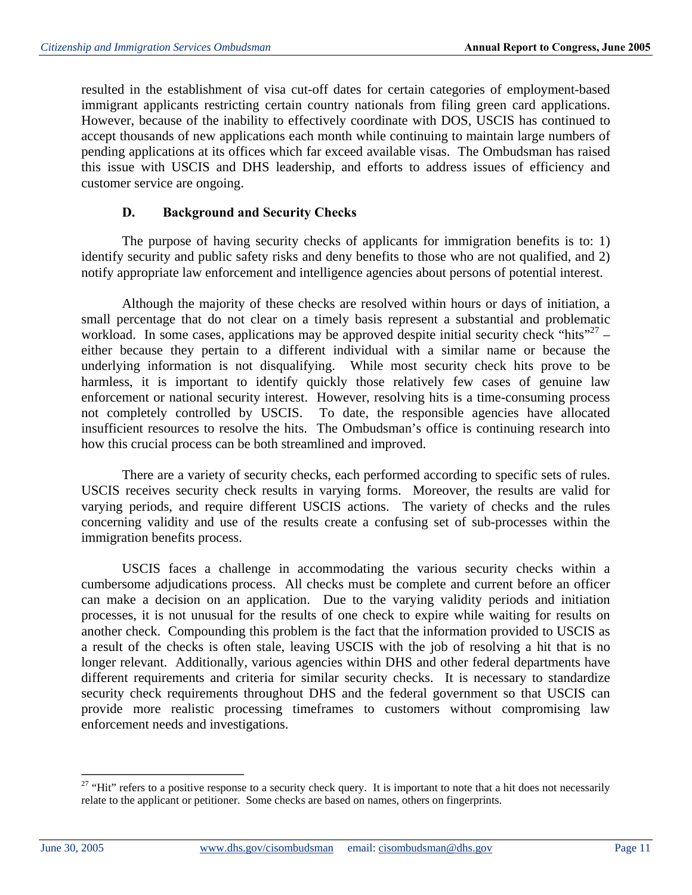resulted in the establishment of visa cut-off dates for certain categories of employment-based immigrant applicants restricting certain country nationals from filing green card applications. However, because of the inability to effectively coordinate with DOS, USCIS has continued to accept thousands of new applications each month while continuing to maintain large numbers of pending applications at its offices which far exceed available visas. The Ombudsman has raised this issue with USCIS and DHS leadership, and efforts to address issues of efficiency and customer service are ongoing.

### D. Background and Security Checks

The purpose of having security checks of applicants for immigration benefits is to: 1) identify security and public safety risks and deny benefits to those who are not qualified, and 2) notify appropriate law enforcement and intelligence agencies about persons of potential interest.

Although the majority of these checks are resolved within hours or days of initiation, a small percentage that do not clear on a timely basis represent a substantial and problematic workload. In some cases, applications may be approved despite initial security check "hits"[27] – either because they pertain to a different individual with a similar name or because the underlying information is not disqualifying. While most security check hits prove to be harmless, it is important to identify quickly those relatively few cases of genuine law enforcement or national security interest. However, resolving hits is a time-consuming process not completely controlled by USCIS. To date, the responsible agencies have allocated insufficient resources to resolve the hits. The Ombudsman's office is continuing research into how this crucial process can be both streamlined and improved.

There are a variety of security checks, each performed according to specific sets of rules. USCIS receives security check results in varying forms. Moreover, the results are valid for varying periods, and require different USCIS actions. The variety of checks and the rules concerning validity and use of the results create a confusing set of sub-processes within the immigration benefits process.

USCIS faces a challenge in accommodating the various security checks within a cumbersome adjudications process. All checks must be complete and current before an officer can make a decision on an application. Due to the varying validity periods and initiation processes, it is not unusual for the results of one check to expire while waiting for results on another check. Compounding this problem is the fact that the information provided to USCIS as a result of the checks is often stale, leaving USCIS with the job of resolving a hit that is no longer relevant. Additionally, various agencies within DHS and other federal departments have different requirements and criteria for similar security checks. It is necessary to standardize security check requirements throughout DHS and the federal government so that USCIS can provide more realistic processing timeframes to customers without compromising law enforcement needs and investigations.

---

[27] "Hit" refers to a positive response to a security check query. It is important to note that a hit does not necessarily relate to the applicant or petitioner. Some checks are based on names, others on fingerprints.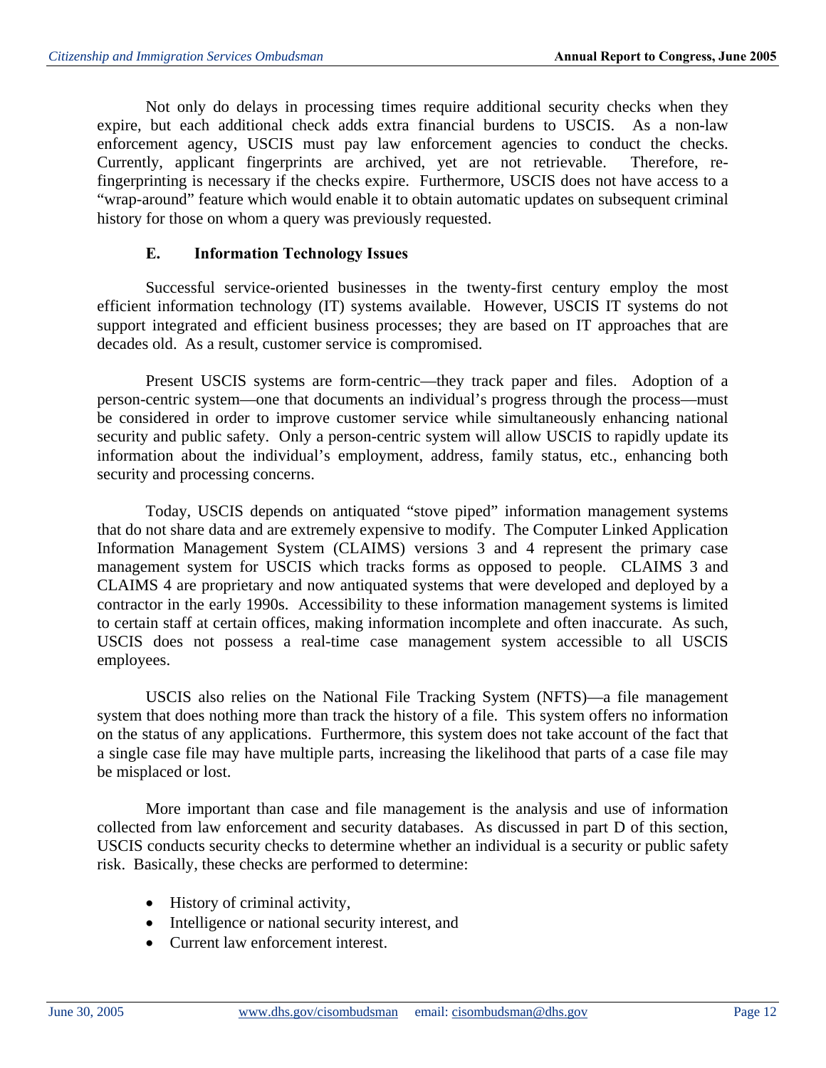Not only do delays in processing times require additional security checks when they expire, but each additional check adds extra financial burdens to USCIS. As a non-law enforcement agency, USCIS must pay law enforcement agencies to conduct the checks. Currently, applicant fingerprints are archived, yet are not retrievable. Therefore, re-fingerprinting is necessary if the checks expire. Furthermore, USCIS does not have access to a "wrap-around" feature which would enable it to obtain automatic updates on subsequent criminal history for those on whom a query was previously requested.

### E. Information Technology Issues

Successful service-oriented businesses in the twenty-first century employ the most efficient information technology (IT) systems available. However, USCIS IT systems do not support integrated and efficient business processes; they are based on IT approaches that are decades old. As a result, customer service is compromised.

Present USCIS systems are form-centric—they track paper and files. Adoption of a person-centric system—one that documents an individual's progress through the process—must be considered in order to improve customer service while simultaneously enhancing national security and public safety. Only a person-centric system will allow USCIS to rapidly update its information about the individual's employment, address, family status, etc., enhancing both security and processing concerns.

Today, USCIS depends on antiquated "stove piped" information management systems that do not share data and are extremely expensive to modify. The Computer Linked Application Information Management System (CLAIMS) versions 3 and 4 represent the primary case management system for USCIS which tracks forms as opposed to people. CLAIMS 3 and CLAIMS 4 are proprietary and now antiquated systems that were developed and deployed by a contractor in the early 1990s. Accessibility to these information management systems is limited to certain staff at certain offices, making information incomplete and often inaccurate. As such, USCIS does not possess a real-time case management system accessible to all USCIS employees.

USCIS also relies on the National File Tracking System (NFTS)—a file management system that does nothing more than track the history of a file. This system offers no information on the status of any applications. Furthermore, this system does not take account of the fact that a single case file may have multiple parts, increasing the likelihood that parts of a case file may be misplaced or lost.

More important than case and file management is the analysis and use of information collected from law enforcement and security databases. As discussed in part D of this section, USCIS conducts security checks to determine whether an individual is a security or public safety risk. Basically, these checks are performed to determine:

- History of criminal activity,
- Intelligence or national security interest, and
- Current law enforcement interest.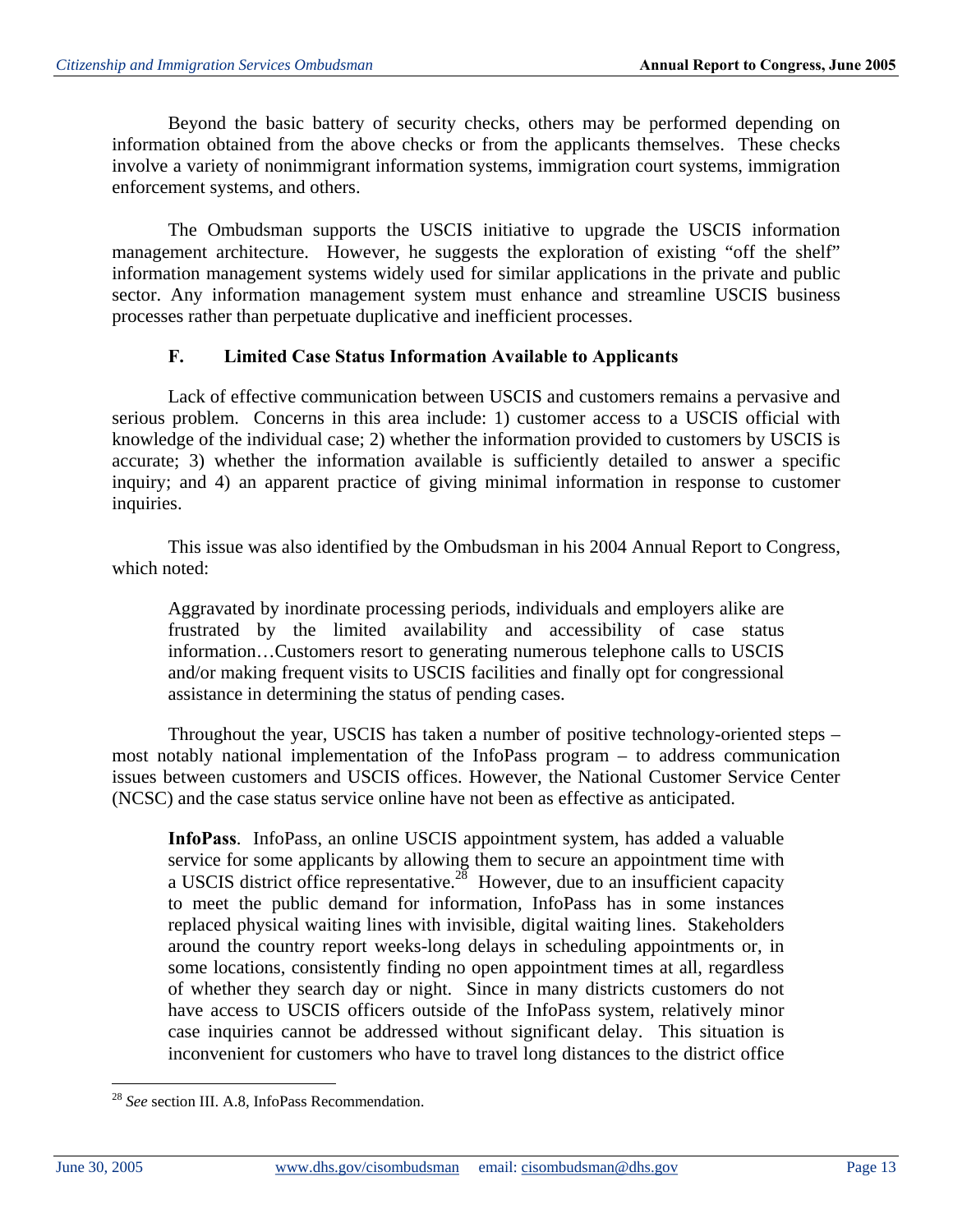Beyond the basic battery of security checks, others may be performed depending on information obtained from the above checks or from the applicants themselves. These checks involve a variety of nonimmigrant information systems, immigration court systems, immigration enforcement systems, and others.

The Ombudsman supports the USCIS initiative to upgrade the USCIS information management architecture. However, he suggests the exploration of existing "off the shelf" information management systems widely used for similar applications in the private and public sector. Any information management system must enhance and streamline USCIS business processes rather than perpetuate duplicative and inefficient processes.

### F. Limited Case Status Information Available to Applicants

Lack of effective communication between USCIS and customers remains a pervasive and serious problem. Concerns in this area include: 1) customer access to a USCIS official with knowledge of the individual case; 2) whether the information provided to customers by USCIS is accurate; 3) whether the information available is sufficiently detailed to answer a specific inquiry; and 4) an apparent practice of giving minimal information in response to customer inquiries.

This issue was also identified by the Ombudsman in his 2004 Annual Report to Congress, which noted:

> Aggravated by inordinate processing periods, individuals and employers alike are frustrated by the limited availability and accessibility of case status information…Customers resort to generating numerous telephone calls to USCIS and/or making frequent visits to USCIS facilities and finally opt for congressional assistance in determining the status of pending cases.

Throughout the year, USCIS has taken a number of positive technology-oriented steps – most notably national implementation of the InfoPass program – to address communication issues between customers and USCIS offices. However, the National Customer Service Center (NCSC) and the case status service online have not been as effective as anticipated.

> **InfoPass**. InfoPass, an online USCIS appointment system, has added a valuable service for some applicants by allowing them to secure an appointment time with a USCIS district office representative.[28] However, due to an insufficient capacity to meet the public demand for information, InfoPass has in some instances replaced physical waiting lines with invisible, digital waiting lines. Stakeholders around the country report weeks-long delays in scheduling appointments or, in some locations, consistently finding no open appointment times at all, regardless of whether they search day or night. Since in many districts customers do not have access to USCIS officers outside of the InfoPass system, relatively minor case inquiries cannot be addressed without significant delay. This situation is inconvenient for customers who have to travel long distances to the district office

---

[28] *See* section III. A.8, InfoPass Recommendation.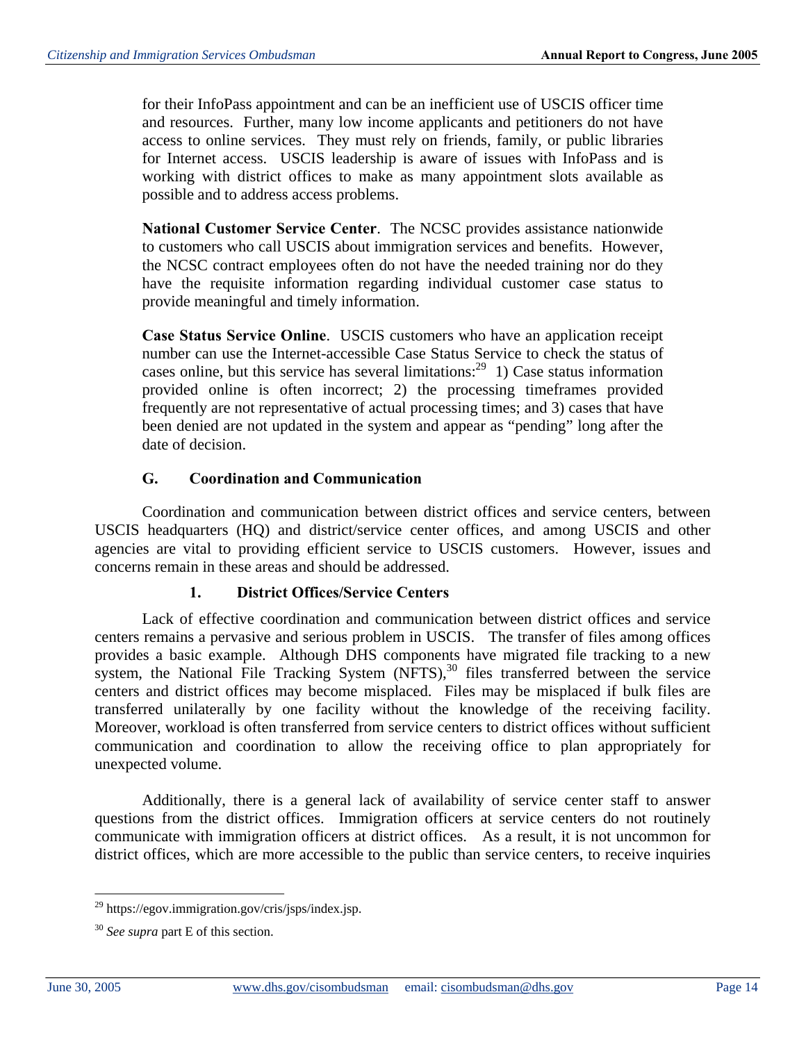for their InfoPass appointment and can be an inefficient use of USCIS officer time and resources. Further, many low income applicants and petitioners do not have access to online services. They must rely on friends, family, or public libraries for Internet access. USCIS leadership is aware of issues with InfoPass and is working with district offices to make as many appointment slots available as possible and to address access problems.

**National Customer Service Center**. The NCSC provides assistance nationwide to customers who call USCIS about immigration services and benefits. However, the NCSC contract employees often do not have the needed training nor do they have the requisite information regarding individual customer case status to provide meaningful and timely information.

**Case Status Service Online**. USCIS customers who have an application receipt number can use the Internet-accessible Case Status Service to check the status of cases online, but this service has several limitations:[29] 1) Case status information provided online is often incorrect; 2) the processing timeframes provided frequently are not representative of actual processing times; and 3) cases that have been denied are not updated in the system and appear as "pending" long after the date of decision.

### G. Coordination and Communication

Coordination and communication between district offices and service centers, between USCIS headquarters (HQ) and district/service center offices, and among USCIS and other agencies are vital to providing efficient service to USCIS customers. However, issues and concerns remain in these areas and should be addressed.

#### 1. District Offices/Service Centers

Lack of effective coordination and communication between district offices and service centers remains a pervasive and serious problem in USCIS. The transfer of files among offices provides a basic example. Although DHS components have migrated file tracking to a new system, the National File Tracking System (NFTS),[30] files transferred between the service centers and district offices may become misplaced. Files may be misplaced if bulk files are transferred unilaterally by one facility without the knowledge of the receiving facility. Moreover, workload is often transferred from service centers to district offices without sufficient communication and coordination to allow the receiving office to plan appropriately for unexpected volume.

Additionally, there is a general lack of availability of service center staff to answer questions from the district offices. Immigration officers at service centers do not routinely communicate with immigration officers at district offices. As a result, it is not uncommon for district offices, which are more accessible to the public than service centers, to receive inquiries

---

[29] https://egov.immigration.gov/cris/jsps/index.jsp.

[30] *See supra* part E of this section.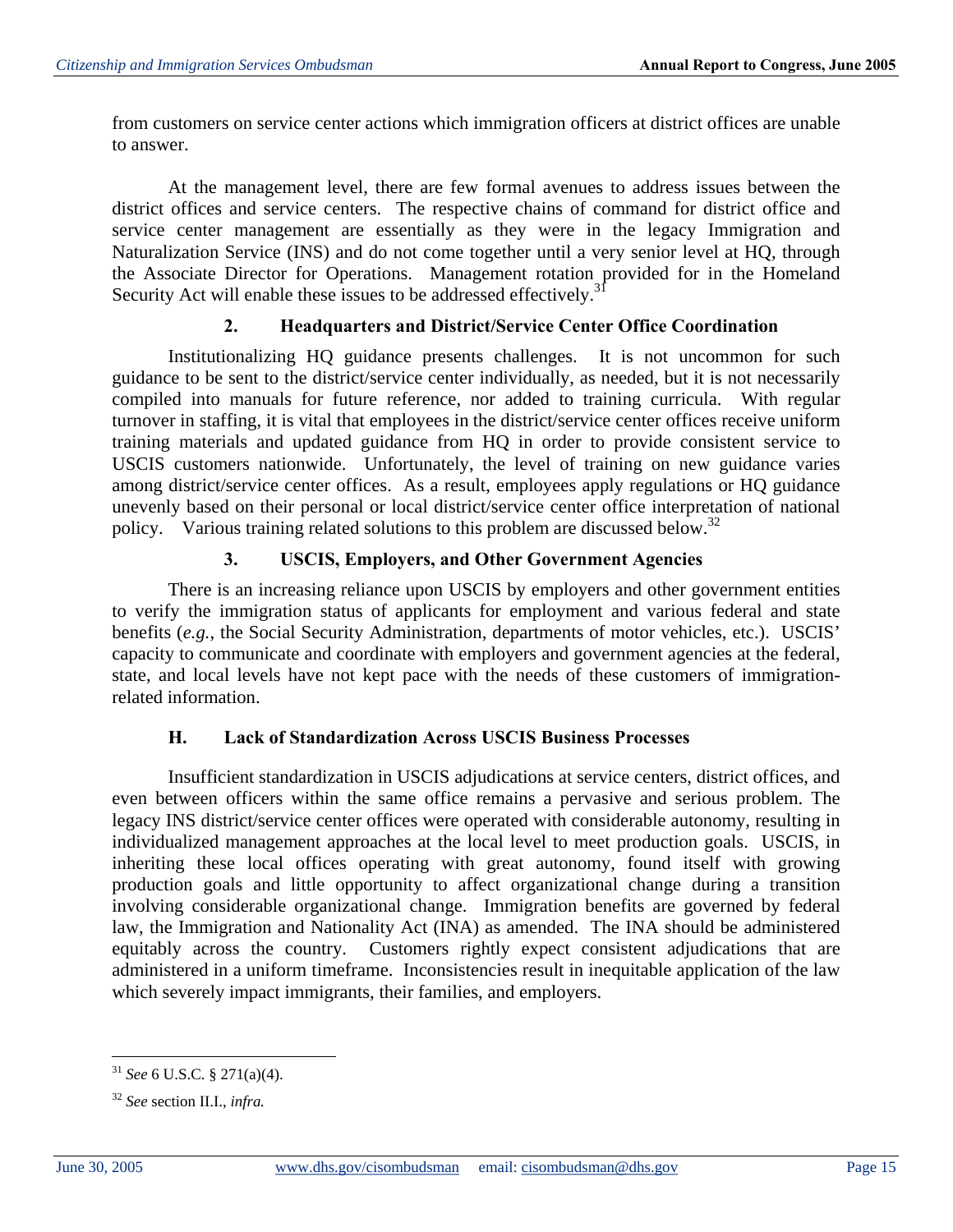from customers on service center actions which immigration officers at district offices are unable to answer.

At the management level, there are few formal avenues to address issues between the district offices and service centers. The respective chains of command for district office and service center management are essentially as they were in the legacy Immigration and Naturalization Service (INS) and do not come together until a very senior level at HQ, through the Associate Director for Operations. Management rotation provided for in the Homeland Security Act will enable these issues to be addressed effectively.[31]

### 2. Headquarters and District/Service Center Office Coordination

Institutionalizing HQ guidance presents challenges. It is not uncommon for such guidance to be sent to the district/service center individually, as needed, but it is not necessarily compiled into manuals for future reference, nor added to training curricula. With regular turnover in staffing, it is vital that employees in the district/service center offices receive uniform training materials and updated guidance from HQ in order to provide consistent service to USCIS customers nationwide. Unfortunately, the level of training on new guidance varies among district/service center offices. As a result, employees apply regulations or HQ guidance unevenly based on their personal or local district/service center office interpretation of national policy. Various training related solutions to this problem are discussed below.[32]

### 3. USCIS, Employers, and Other Government Agencies

There is an increasing reliance upon USCIS by employers and other government entities to verify the immigration status of applicants for employment and various federal and state benefits (*e.g.*, the Social Security Administration, departments of motor vehicles, etc.). USCIS' capacity to communicate and coordinate with employers and government agencies at the federal, state, and local levels have not kept pace with the needs of these customers of immigration-related information.

## H. Lack of Standardization Across USCIS Business Processes

Insufficient standardization in USCIS adjudications at service centers, district offices, and even between officers within the same office remains a pervasive and serious problem. The legacy INS district/service center offices were operated with considerable autonomy, resulting in individualized management approaches at the local level to meet production goals. USCIS, in inheriting these local offices operating with great autonomy, found itself with growing production goals and little opportunity to affect organizational change during a transition involving considerable organizational change. Immigration benefits are governed by federal law, the Immigration and Nationality Act (INA) as amended. The INA should be administered equitably across the country. Customers rightly expect consistent adjudications that are administered in a uniform timeframe. Inconsistencies result in inequitable application of the law which severely impact immigrants, their families, and employers.

---

[31] *See* 6 U.S.C. § 271(a)(4).

[32] *See* section II.I., *infra.*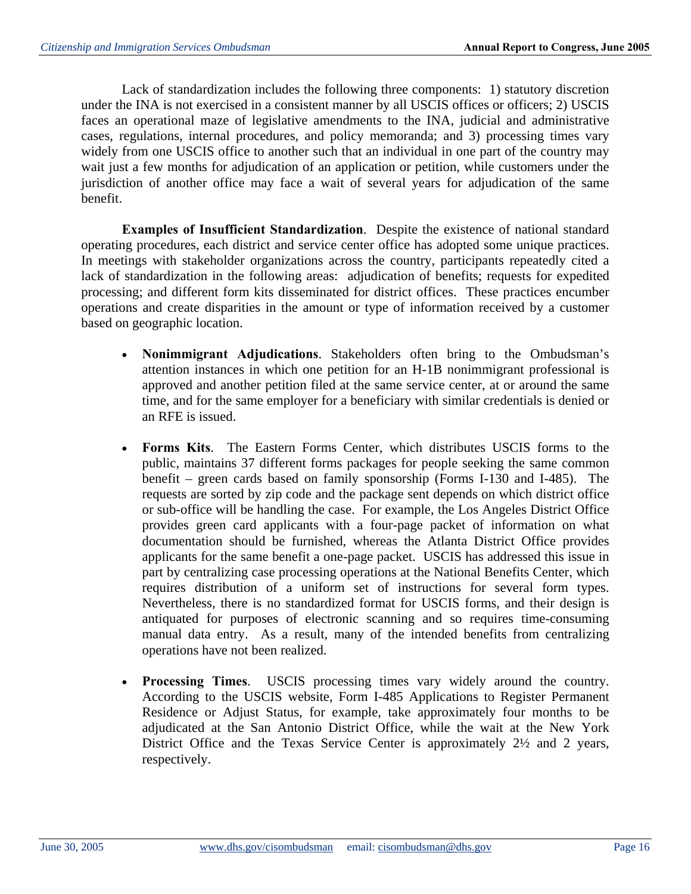Lack of standardization includes the following three components: 1) statutory discretion under the INA is not exercised in a consistent manner by all USCIS offices or officers; 2) USCIS faces an operational maze of legislative amendments to the INA, judicial and administrative cases, regulations, internal procedures, and policy memoranda; and 3) processing times vary widely from one USCIS office to another such that an individual in one part of the country may wait just a few months for adjudication of an application or petition, while customers under the jurisdiction of another office may face a wait of several years for adjudication of the same benefit.

**Examples of Insufficient Standardization**. Despite the existence of national standard operating procedures, each district and service center office has adopted some unique practices. In meetings with stakeholder organizations across the country, participants repeatedly cited a lack of standardization in the following areas: adjudication of benefits; requests for expedited processing; and different form kits disseminated for district offices. These practices encumber operations and create disparities in the amount or type of information received by a customer based on geographic location.

- **Nonimmigrant Adjudications**. Stakeholders often bring to the Ombudsman's attention instances in which one petition for an H-1B nonimmigrant professional is approved and another petition filed at the same service center, at or around the same time, and for the same employer for a beneficiary with similar credentials is denied or an RFE is issued.

- **Forms Kits**. The Eastern Forms Center, which distributes USCIS forms to the public, maintains 37 different forms packages for people seeking the same common benefit – green cards based on family sponsorship (Forms I-130 and I-485). The requests are sorted by zip code and the package sent depends on which district office or sub-office will be handling the case. For example, the Los Angeles District Office provides green card applicants with a four-page packet of information on what documentation should be furnished, whereas the Atlanta District Office provides applicants for the same benefit a one-page packet. USCIS has addressed this issue in part by centralizing case processing operations at the National Benefits Center, which requires distribution of a uniform set of instructions for several form types. Nevertheless, there is no standardized format for USCIS forms, and their design is antiquated for purposes of electronic scanning and so requires time-consuming manual data entry. As a result, many of the intended benefits from centralizing operations have not been realized.

- **Processing Times**. USCIS processing times vary widely around the country. According to the USCIS website, Form I-485 Applications to Register Permanent Residence or Adjust Status, for example, take approximately four months to be adjudicated at the San Antonio District Office, while the wait at the New York District Office and the Texas Service Center is approximately 2½ and 2 years, respectively.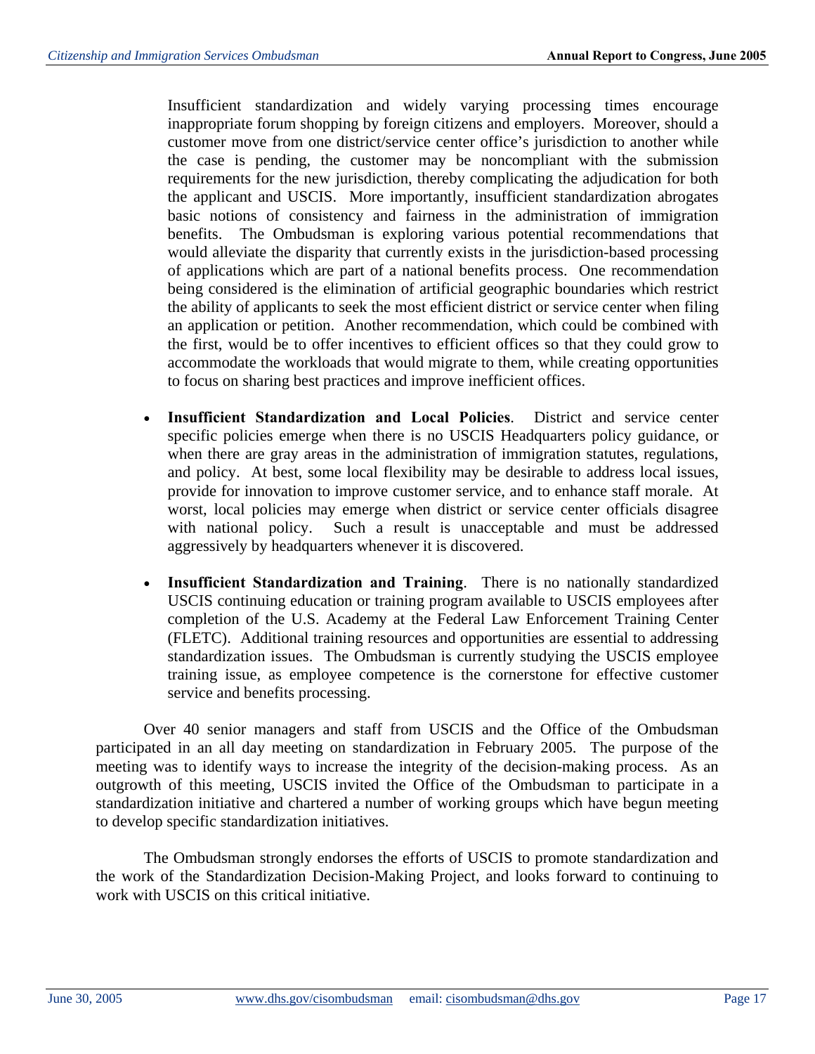Insufficient standardization and widely varying processing times encourage inappropriate forum shopping by foreign citizens and employers. Moreover, should a customer move from one district/service center office's jurisdiction to another while the case is pending, the customer may be noncompliant with the submission requirements for the new jurisdiction, thereby complicating the adjudication for both the applicant and USCIS. More importantly, insufficient standardization abrogates basic notions of consistency and fairness in the administration of immigration benefits. The Ombudsman is exploring various potential recommendations that would alleviate the disparity that currently exists in the jurisdiction-based processing of applications which are part of a national benefits process. One recommendation being considered is the elimination of artificial geographic boundaries which restrict the ability of applicants to seek the most efficient district or service center when filing an application or petition. Another recommendation, which could be combined with the first, would be to offer incentives to efficient offices so that they could grow to accommodate the workloads that would migrate to them, while creating opportunities to focus on sharing best practices and improve inefficient offices.

- **Insufficient Standardization and Local Policies**. District and service center specific policies emerge when there is no USCIS Headquarters policy guidance, or when there are gray areas in the administration of immigration statutes, regulations, and policy. At best, some local flexibility may be desirable to address local issues, provide for innovation to improve customer service, and to enhance staff morale. At worst, local policies may emerge when district or service center officials disagree with national policy. Such a result is unacceptable and must be addressed aggressively by headquarters whenever it is discovered.

- **Insufficient Standardization and Training**. There is no nationally standardized USCIS continuing education or training program available to USCIS employees after completion of the U.S. Academy at the Federal Law Enforcement Training Center (FLETC). Additional training resources and opportunities are essential to addressing standardization issues. The Ombudsman is currently studying the USCIS employee training issue, as employee competence is the cornerstone for effective customer service and benefits processing.

Over 40 senior managers and staff from USCIS and the Office of the Ombudsman participated in an all day meeting on standardization in February 2005. The purpose of the meeting was to identify ways to increase the integrity of the decision-making process. As an outgrowth of this meeting, USCIS invited the Office of the Ombudsman to participate in a standardization initiative and chartered a number of working groups which have begun meeting to develop specific standardization initiatives.

The Ombudsman strongly endorses the efforts of USCIS to promote standardization and the work of the Standardization Decision-Making Project, and looks forward to continuing to work with USCIS on this critical initiative.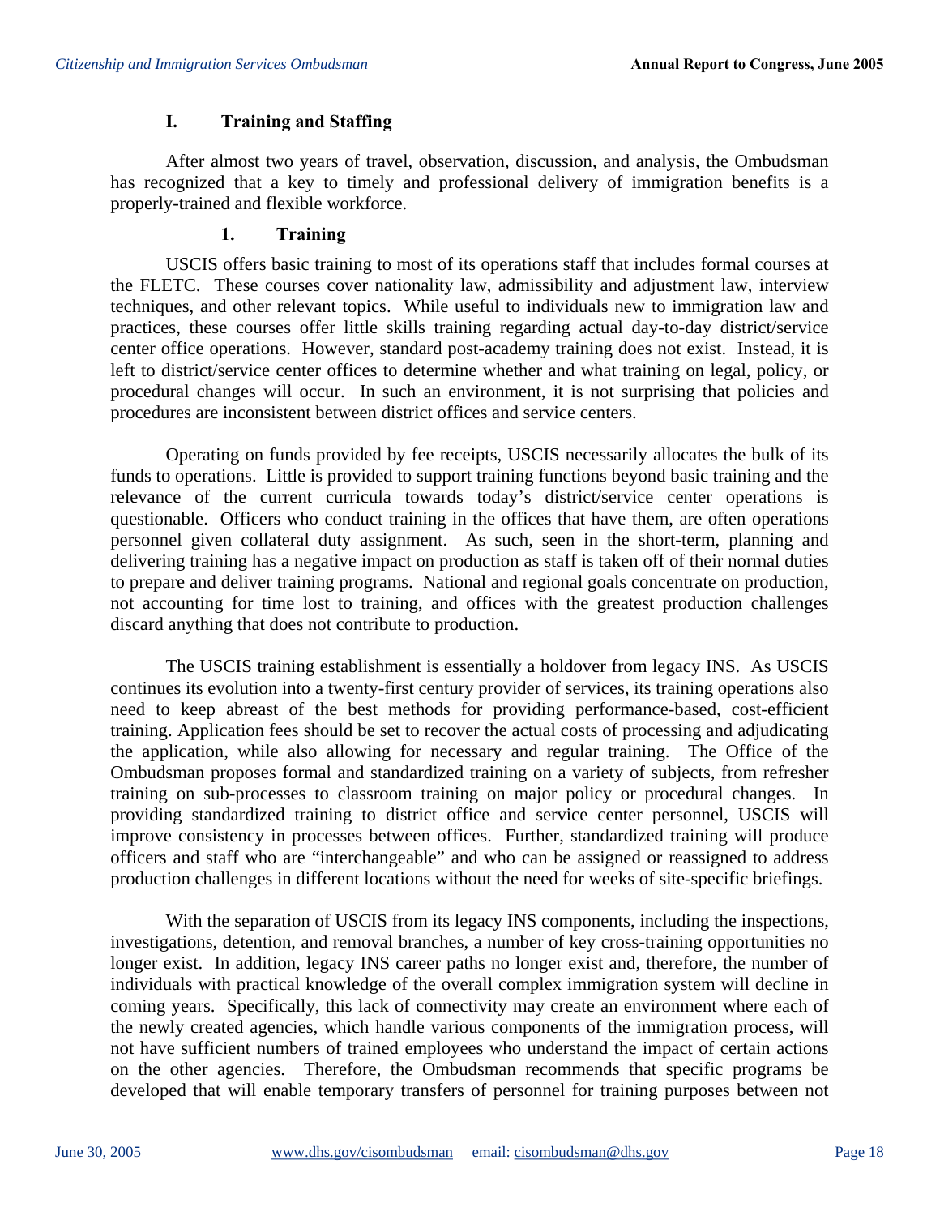## I. Training and Staffing

After almost two years of travel, observation, discussion, and analysis, the Ombudsman has recognized that a key to timely and professional delivery of immigration benefits is a properly-trained and flexible workforce.

### 1. Training

USCIS offers basic training to most of its operations staff that includes formal courses at the FLETC. These courses cover nationality law, admissibility and adjustment law, interview techniques, and other relevant topics. While useful to individuals new to immigration law and practices, these courses offer little skills training regarding actual day-to-day district/service center office operations. However, standard post-academy training does not exist. Instead, it is left to district/service center offices to determine whether and what training on legal, policy, or procedural changes will occur. In such an environment, it is not surprising that policies and procedures are inconsistent between district offices and service centers.

Operating on funds provided by fee receipts, USCIS necessarily allocates the bulk of its funds to operations. Little is provided to support training functions beyond basic training and the relevance of the current curricula towards today's district/service center operations is questionable. Officers who conduct training in the offices that have them, are often operations personnel given collateral duty assignment. As such, seen in the short-term, planning and delivering training has a negative impact on production as staff is taken off of their normal duties to prepare and deliver training programs. National and regional goals concentrate on production, not accounting for time lost to training, and offices with the greatest production challenges discard anything that does not contribute to production.

The USCIS training establishment is essentially a holdover from legacy INS. As USCIS continues its evolution into a twenty-first century provider of services, its training operations also need to keep abreast of the best methods for providing performance-based, cost-efficient training. Application fees should be set to recover the actual costs of processing and adjudicating the application, while also allowing for necessary and regular training. The Office of the Ombudsman proposes formal and standardized training on a variety of subjects, from refresher training on sub-processes to classroom training on major policy or procedural changes. In providing standardized training to district office and service center personnel, USCIS will improve consistency in processes between offices. Further, standardized training will produce officers and staff who are "interchangeable" and who can be assigned or reassigned to address production challenges in different locations without the need for weeks of site-specific briefings.

With the separation of USCIS from its legacy INS components, including the inspections, investigations, detention, and removal branches, a number of key cross-training opportunities no longer exist. In addition, legacy INS career paths no longer exist and, therefore, the number of individuals with practical knowledge of the overall complex immigration system will decline in coming years. Specifically, this lack of connectivity may create an environment where each of the newly created agencies, which handle various components of the immigration process, will not have sufficient numbers of trained employees who understand the impact of certain actions on the other agencies. Therefore, the Ombudsman recommends that specific programs be developed that will enable temporary transfers of personnel for training purposes between not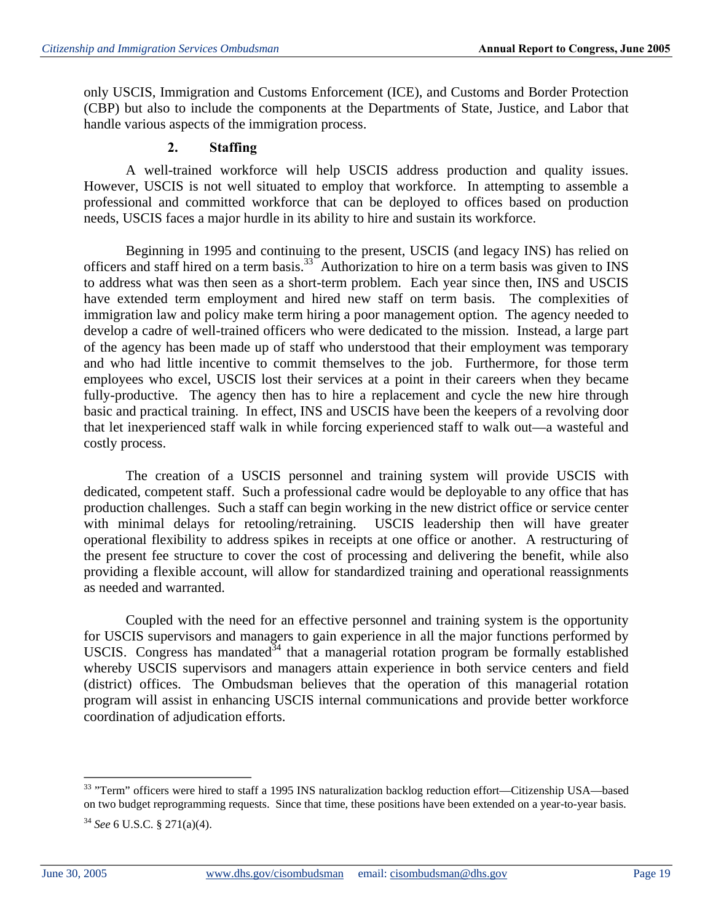only USCIS, Immigration and Customs Enforcement (ICE), and Customs and Border Protection (CBP) but also to include the components at the Departments of State, Justice, and Labor that handle various aspects of the immigration process.

### 2. Staffing

A well-trained workforce will help USCIS address production and quality issues. However, USCIS is not well situated to employ that workforce. In attempting to assemble a professional and committed workforce that can be deployed to offices based on production needs, USCIS faces a major hurdle in its ability to hire and sustain its workforce.

Beginning in 1995 and continuing to the present, USCIS (and legacy INS) has relied on officers and staff hired on a term basis.[33] Authorization to hire on a term basis was given to INS to address what was then seen as a short-term problem. Each year since then, INS and USCIS have extended term employment and hired new staff on term basis. The complexities of immigration law and policy make term hiring a poor management option. The agency needed to develop a cadre of well-trained officers who were dedicated to the mission. Instead, a large part of the agency has been made up of staff who understood that their employment was temporary and who had little incentive to commit themselves to the job. Furthermore, for those term employees who excel, USCIS lost their services at a point in their careers when they became fully-productive. The agency then has to hire a replacement and cycle the new hire through basic and practical training. In effect, INS and USCIS have been the keepers of a revolving door that let inexperienced staff walk in while forcing experienced staff to walk out—a wasteful and costly process.

The creation of a USCIS personnel and training system will provide USCIS with dedicated, competent staff. Such a professional cadre would be deployable to any office that has production challenges. Such a staff can begin working in the new district office or service center with minimal delays for retooling/retraining. USCIS leadership then will have greater operational flexibility to address spikes in receipts at one office or another. A restructuring of the present fee structure to cover the cost of processing and delivering the benefit, while also providing a flexible account, will allow for standardized training and operational reassignments as needed and warranted.

Coupled with the need for an effective personnel and training system is the opportunity for USCIS supervisors and managers to gain experience in all the major functions performed by USCIS. Congress has mandated[34] that a managerial rotation program be formally established whereby USCIS supervisors and managers attain experience in both service centers and field (district) offices. The Ombudsman believes that the operation of this managerial rotation program will assist in enhancing USCIS internal communications and provide better workforce coordination of adjudication efforts.

---

[33] "Term" officers were hired to staff a 1995 INS naturalization backlog reduction effort—Citizenship USA—based on two budget reprogramming requests. Since that time, these positions have been extended on a year-to-year basis.

[34] *See* 6 U.S.C. § 271(a)(4).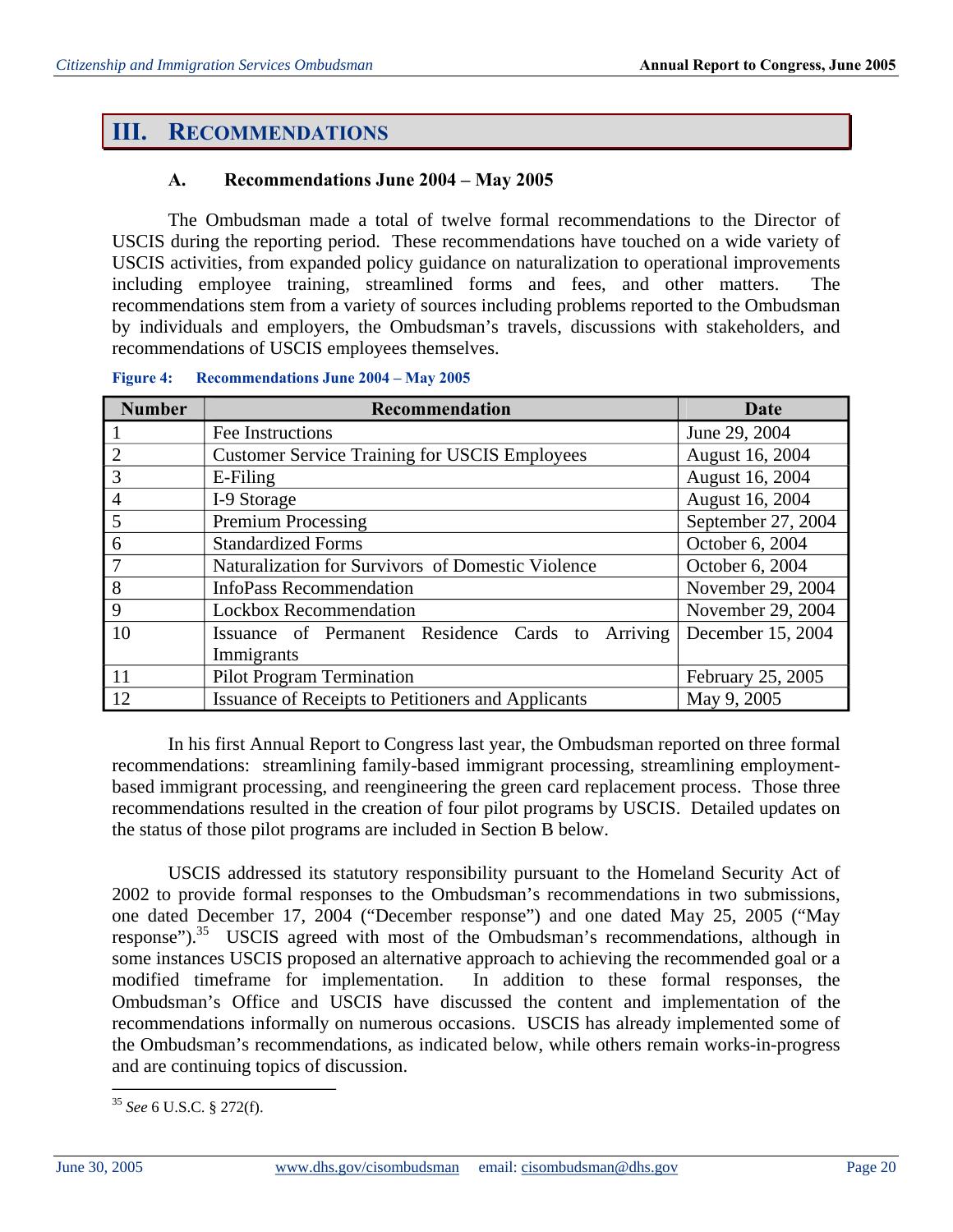# III. RECOMMENDATIONS

### A. Recommendations June 2004 – May 2005

The Ombudsman made a total of twelve formal recommendations to the Director of USCIS during the reporting period. These recommendations have touched on a wide variety of USCIS activities, from expanded policy guidance on naturalization to operational improvements including employee training, streamlined forms and fees, and other matters. The recommendations stem from a variety of sources including problems reported to the Ombudsman by individuals and employers, the Ombudsman's travels, discussions with stakeholders, and recommendations of USCIS employees themselves.

**Figure 4: Recommendations June 2004 – May 2005**

| Number | Recommendation | Date |
|---|---|---|
| 1 | Fee Instructions | June 29, 2004 |
| 2 | Customer Service Training for USCIS Employees | August 16, 2004 |
| 3 | E-Filing | August 16, 2004 |
| 4 | I-9 Storage | August 16, 2004 |
| 5 | Premium Processing | September 27, 2004 |
| 6 | Standardized Forms | October 6, 2004 |
| 7 | Naturalization for Survivors of Domestic Violence | October 6, 2004 |
| 8 | InfoPass Recommendation | November 29, 2004 |
| 9 | Lockbox Recommendation | November 29, 2004 |
| 10 | Issuance of Permanent Residence Cards to Arriving Immigrants | December 15, 2004 |
| 11 | Pilot Program Termination | February 25, 2005 |
| 12 | Issuance of Receipts to Petitioners and Applicants | May 9, 2005 |

In his first Annual Report to Congress last year, the Ombudsman reported on three formal recommendations: streamlining family-based immigrant processing, streamlining employment-based immigrant processing, and reengineering the green card replacement process. Those three recommendations resulted in the creation of four pilot programs by USCIS. Detailed updates on the status of those pilot programs are included in Section B below.

USCIS addressed its statutory responsibility pursuant to the Homeland Security Act of 2002 to provide formal responses to the Ombudsman's recommendations in two submissions, one dated December 17, 2004 ("December response") and one dated May 25, 2005 ("May response").[35] USCIS agreed with most of the Ombudsman's recommendations, although in some instances USCIS proposed an alternative approach to achieving the recommended goal or a modified timeframe for implementation. In addition to these formal responses, the Ombudsman's Office and USCIS have discussed the content and implementation of the recommendations informally on numerous occasions. USCIS has already implemented some of the Ombudsman's recommendations, as indicated below, while others remain works-in-progress and are continuing topics of discussion.

---

[35] *See* 6 U.S.C. § 272(f).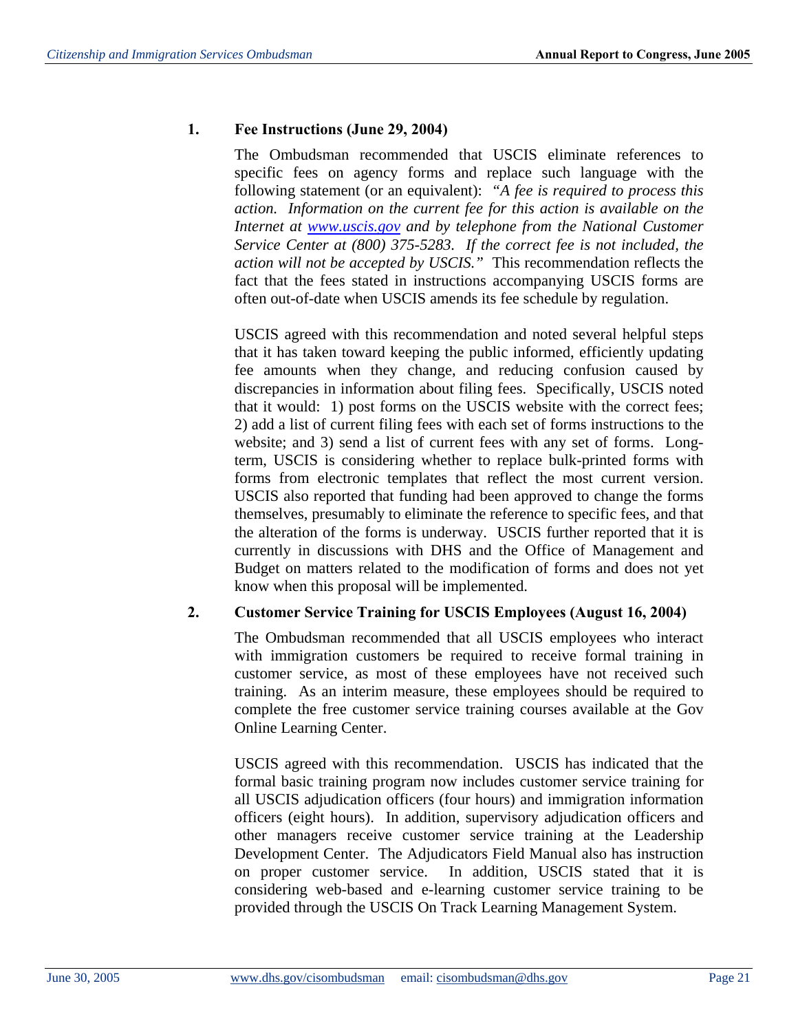1. **Fee Instructions (June 29, 2004)**

   The Ombudsman recommended that USCIS eliminate references to specific fees on agency forms and replace such language with the following statement (or an equivalent): *"A fee is required to process this action. Information on the current fee for this action is available on the Internet at [www.uscis.gov](http://www.uscis.gov) and by telephone from the National Customer Service Center at (800) 375-5283. If the correct fee is not included, the action will not be accepted by USCIS."* This recommendation reflects the fact that the fees stated in instructions accompanying USCIS forms are often out-of-date when USCIS amends its fee schedule by regulation.

   USCIS agreed with this recommendation and noted several helpful steps that it has taken toward keeping the public informed, efficiently updating fee amounts when they change, and reducing confusion caused by discrepancies in information about filing fees. Specifically, USCIS noted that it would: 1) post forms on the USCIS website with the correct fees; 2) add a list of current filing fees with each set of forms instructions to the website; and 3) send a list of current fees with any set of forms. Long-term, USCIS is considering whether to replace bulk-printed forms with forms from electronic templates that reflect the most current version. USCIS also reported that funding had been approved to change the forms themselves, presumably to eliminate the reference to specific fees, and that the alteration of the forms is underway. USCIS further reported that it is currently in discussions with DHS and the Office of Management and Budget on matters related to the modification of forms and does not yet know when this proposal will be implemented.

2. **Customer Service Training for USCIS Employees (August 16, 2004)**

   The Ombudsman recommended that all USCIS employees who interact with immigration customers be required to receive formal training in customer service, as most of these employees have not received such training. As an interim measure, these employees should be required to complete the free customer service training courses available at the Gov Online Learning Center.

   USCIS agreed with this recommendation. USCIS has indicated that the formal basic training program now includes customer service training for all USCIS adjudication officers (four hours) and immigration information officers (eight hours). In addition, supervisory adjudication officers and other managers receive customer service training at the Leadership Development Center. The Adjudicators Field Manual also has instruction on proper customer service. In addition, USCIS stated that it is considering web-based and e-learning customer service training to be provided through the USCIS On Track Learning Management System.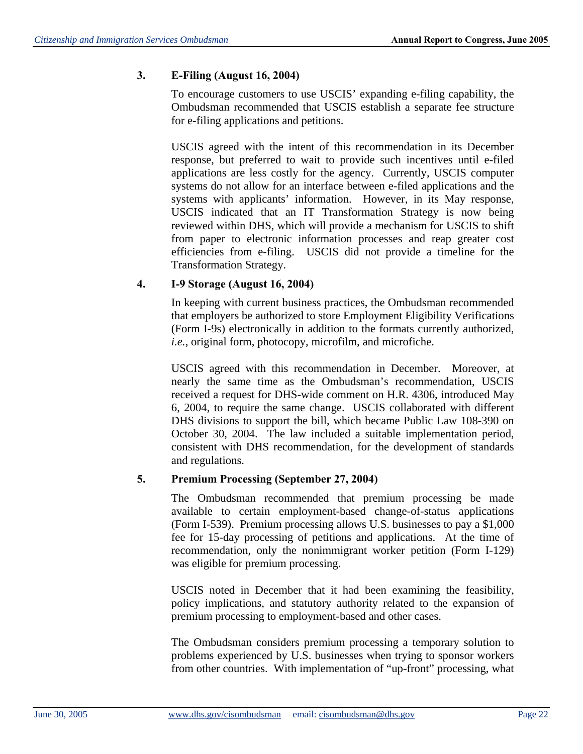### 3. E-Filing (August 16, 2004)

To encourage customers to use USCIS' expanding e-filing capability, the Ombudsman recommended that USCIS establish a separate fee structure for e-filing applications and petitions.

USCIS agreed with the intent of this recommendation in its December response, but preferred to wait to provide such incentives until e-filed applications are less costly for the agency. Currently, USCIS computer systems do not allow for an interface between e-filed applications and the systems with applicants' information. However, in its May response, USCIS indicated that an IT Transformation Strategy is now being reviewed within DHS, which will provide a mechanism for USCIS to shift from paper to electronic information processes and reap greater cost efficiencies from e-filing. USCIS did not provide a timeline for the Transformation Strategy.

### 4. I-9 Storage (August 16, 2004)

In keeping with current business practices, the Ombudsman recommended that employers be authorized to store Employment Eligibility Verifications (Form I-9s) electronically in addition to the formats currently authorized, *i.e.*, original form, photocopy, microfilm, and microfiche.

USCIS agreed with this recommendation in December. Moreover, at nearly the same time as the Ombudsman's recommendation, USCIS received a request for DHS-wide comment on H.R. 4306, introduced May 6, 2004, to require the same change. USCIS collaborated with different DHS divisions to support the bill, which became Public Law 108-390 on October 30, 2004. The law included a suitable implementation period, consistent with DHS recommendation, for the development of standards and regulations.

### 5. Premium Processing (September 27, 2004)

The Ombudsman recommended that premium processing be made available to certain employment-based change-of-status applications (Form I-539). Premium processing allows U.S. businesses to pay a $1,000 fee for 15-day processing of petitions and applications. At the time of recommendation, only the nonimmigrant worker petition (Form I-129) was eligible for premium processing.

USCIS noted in December that it had been examining the feasibility, policy implications, and statutory authority related to the expansion of premium processing to employment-based and other cases.

The Ombudsman considers premium processing a temporary solution to problems experienced by U.S. businesses when trying to sponsor workers from other countries. With implementation of "up-front" processing, what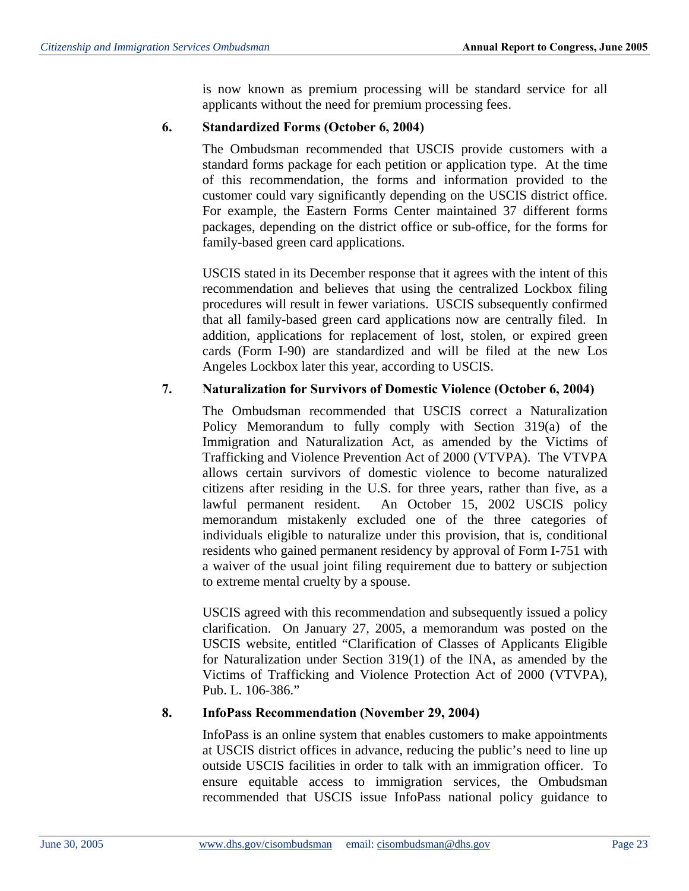is now known as premium processing will be standard service for all applicants without the need for premium processing fees.

### 6. Standardized Forms (October 6, 2004)

The Ombudsman recommended that USCIS provide customers with a standard forms package for each petition or application type. At the time of this recommendation, the forms and information provided to the customer could vary significantly depending on the USCIS district office. For example, the Eastern Forms Center maintained 37 different forms packages, depending on the district office or sub-office, for the forms for family-based green card applications.

USCIS stated in its December response that it agrees with the intent of this recommendation and believes that using the centralized Lockbox filing procedures will result in fewer variations. USCIS subsequently confirmed that all family-based green card applications now are centrally filed. In addition, applications for replacement of lost, stolen, or expired green cards (Form I-90) are standardized and will be filed at the new Los Angeles Lockbox later this year, according to USCIS.

### 7. Naturalization for Survivors of Domestic Violence (October 6, 2004)

The Ombudsman recommended that USCIS correct a Naturalization Policy Memorandum to fully comply with Section 319(a) of the Immigration and Naturalization Act, as amended by the Victims of Trafficking and Violence Prevention Act of 2000 (VTVPA). The VTVPA allows certain survivors of domestic violence to become naturalized citizens after residing in the U.S. for three years, rather than five, as a lawful permanent resident. An October 15, 2002 USCIS policy memorandum mistakenly excluded one of the three categories of individuals eligible to naturalize under this provision, that is, conditional residents who gained permanent residency by approval of Form I-751 with a waiver of the usual joint filing requirement due to battery or subjection to extreme mental cruelty by a spouse.

USCIS agreed with this recommendation and subsequently issued a policy clarification. On January 27, 2005, a memorandum was posted on the USCIS website, entitled "Clarification of Classes of Applicants Eligible for Naturalization under Section 319(1) of the INA, as amended by the Victims of Trafficking and Violence Protection Act of 2000 (VTVPA), Pub. L. 106-386."

### 8. InfoPass Recommendation (November 29, 2004)

InfoPass is an online system that enables customers to make appointments at USCIS district offices in advance, reducing the public's need to line up outside USCIS facilities in order to talk with an immigration officer. To ensure equitable access to immigration services, the Ombudsman recommended that USCIS issue InfoPass national policy guidance to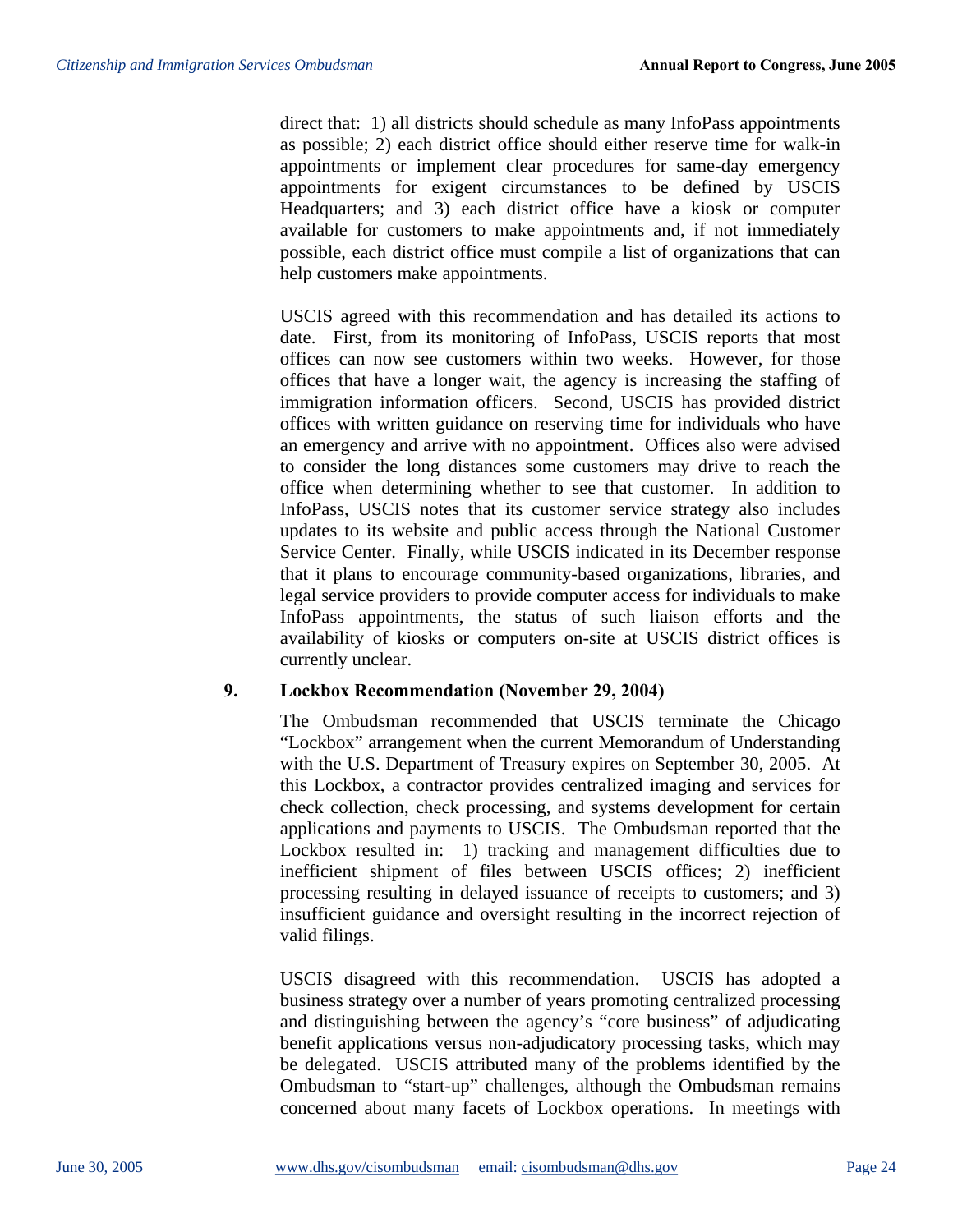direct that: 1) all districts should schedule as many InfoPass appointments as possible; 2) each district office should either reserve time for walk-in appointments or implement clear procedures for same-day emergency appointments for exigent circumstances to be defined by USCIS Headquarters; and 3) each district office have a kiosk or computer available for customers to make appointments and, if not immediately possible, each district office must compile a list of organizations that can help customers make appointments.

USCIS agreed with this recommendation and has detailed its actions to date. First, from its monitoring of InfoPass, USCIS reports that most offices can now see customers within two weeks. However, for those offices that have a longer wait, the agency is increasing the staffing of immigration information officers. Second, USCIS has provided district offices with written guidance on reserving time for individuals who have an emergency and arrive with no appointment. Offices also were advised to consider the long distances some customers may drive to reach the office when determining whether to see that customer. In addition to InfoPass, USCIS notes that its customer service strategy also includes updates to its website and public access through the National Customer Service Center. Finally, while USCIS indicated in its December response that it plans to encourage community-based organizations, libraries, and legal service providers to provide computer access for individuals to make InfoPass appointments, the status of such liaison efforts and the availability of kiosks or computers on-site at USCIS district offices is currently unclear.

### 9. Lockbox Recommendation (November 29, 2004)

The Ombudsman recommended that USCIS terminate the Chicago "Lockbox" arrangement when the current Memorandum of Understanding with the U.S. Department of Treasury expires on September 30, 2005. At this Lockbox, a contractor provides centralized imaging and services for check collection, check processing, and systems development for certain applications and payments to USCIS. The Ombudsman reported that the Lockbox resulted in: 1) tracking and management difficulties due to inefficient shipment of files between USCIS offices; 2) inefficient processing resulting in delayed issuance of receipts to customers; and 3) insufficient guidance and oversight resulting in the incorrect rejection of valid filings.

USCIS disagreed with this recommendation. USCIS has adopted a business strategy over a number of years promoting centralized processing and distinguishing between the agency's "core business" of adjudicating benefit applications versus non-adjudicatory processing tasks, which may be delegated. USCIS attributed many of the problems identified by the Ombudsman to "start-up" challenges, although the Ombudsman remains concerned about many facets of Lockbox operations. In meetings with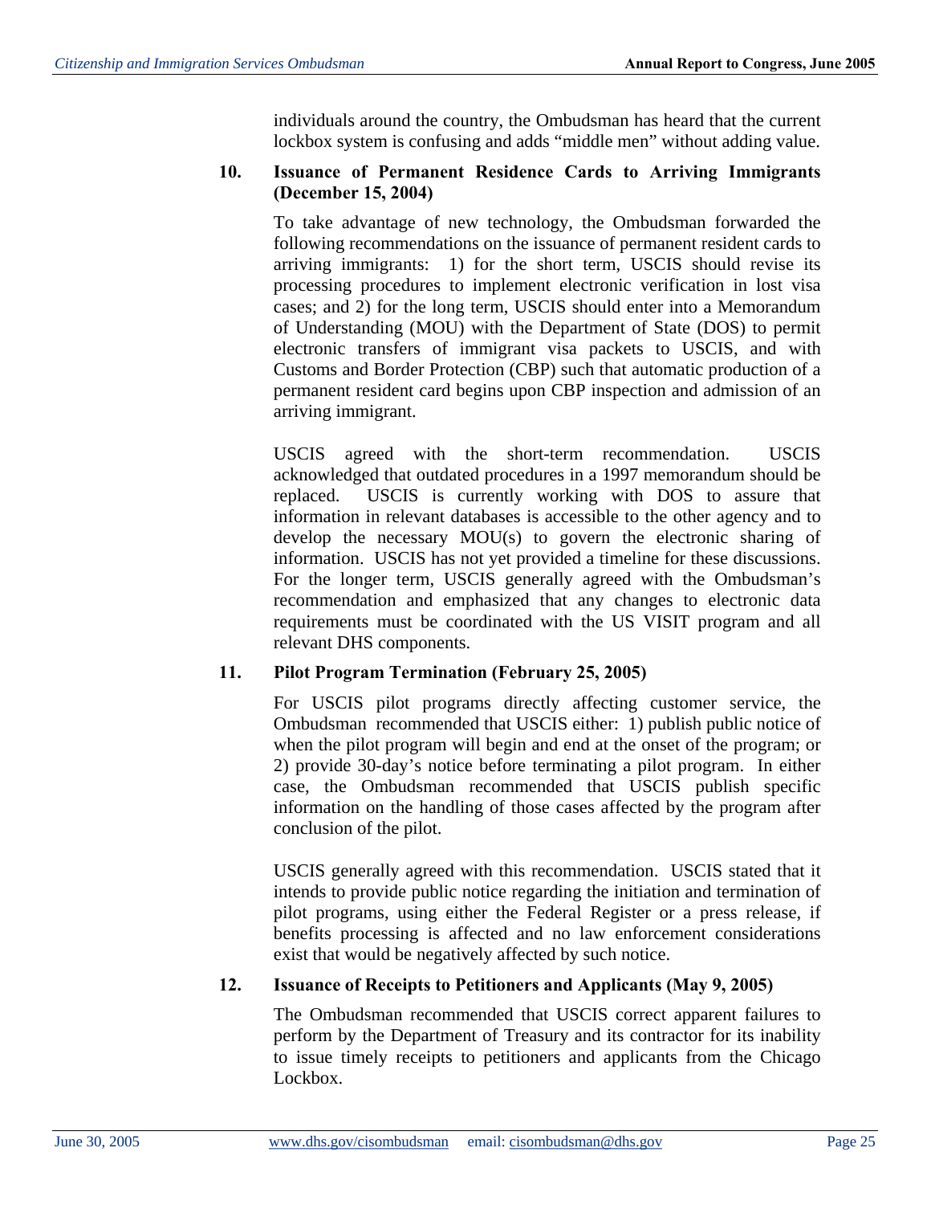individuals around the country, the Ombudsman has heard that the current lockbox system is confusing and adds "middle men" without adding value.

**10. Issuance of Permanent Residence Cards to Arriving Immigrants (December 15, 2004)**

To take advantage of new technology, the Ombudsman forwarded the following recommendations on the issuance of permanent resident cards to arriving immigrants: 1) for the short term, USCIS should revise its processing procedures to implement electronic verification in lost visa cases; and 2) for the long term, USCIS should enter into a Memorandum of Understanding (MOU) with the Department of State (DOS) to permit electronic transfers of immigrant visa packets to USCIS, and with Customs and Border Protection (CBP) such that automatic production of a permanent resident card begins upon CBP inspection and admission of an arriving immigrant.

USCIS agreed with the short-term recommendation. USCIS acknowledged that outdated procedures in a 1997 memorandum should be replaced. USCIS is currently working with DOS to assure that information in relevant databases is accessible to the other agency and to develop the necessary MOU(s) to govern the electronic sharing of information. USCIS has not yet provided a timeline for these discussions. For the longer term, USCIS generally agreed with the Ombudsman's recommendation and emphasized that any changes to electronic data requirements must be coordinated with the US VISIT program and all relevant DHS components.

**11. Pilot Program Termination (February 25, 2005)**

For USCIS pilot programs directly affecting customer service, the Ombudsman recommended that USCIS either: 1) publish public notice of when the pilot program will begin and end at the onset of the program; or 2) provide 30-day's notice before terminating a pilot program. In either case, the Ombudsman recommended that USCIS publish specific information on the handling of those cases affected by the program after conclusion of the pilot.

USCIS generally agreed with this recommendation. USCIS stated that it intends to provide public notice regarding the initiation and termination of pilot programs, using either the Federal Register or a press release, if benefits processing is affected and no law enforcement considerations exist that would be negatively affected by such notice.

**12. Issuance of Receipts to Petitioners and Applicants (May 9, 2005)**

The Ombudsman recommended that USCIS correct apparent failures to perform by the Department of Treasury and its contractor for its inability to issue timely receipts to petitioners and applicants from the Chicago Lockbox.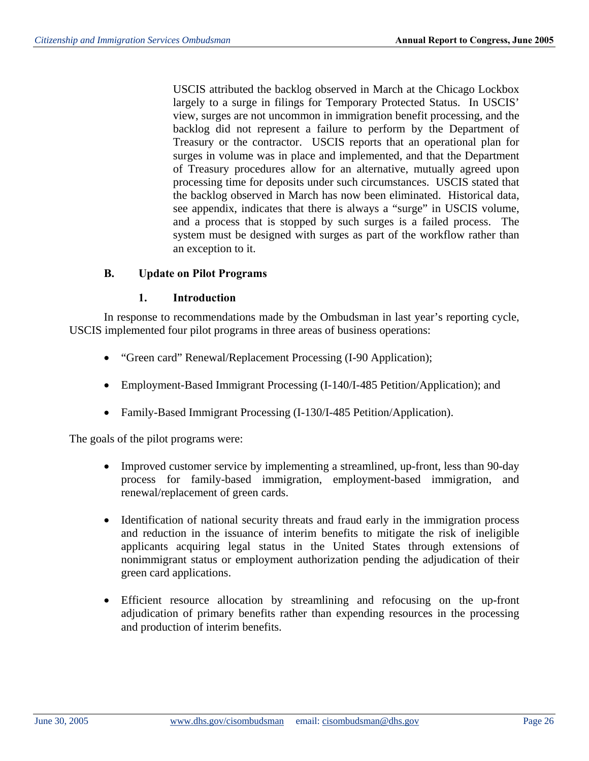USCIS attributed the backlog observed in March at the Chicago Lockbox largely to a surge in filings for Temporary Protected Status. In USCIS' view, surges are not uncommon in immigration benefit processing, and the backlog did not represent a failure to perform by the Department of Treasury or the contractor. USCIS reports that an operational plan for surges in volume was in place and implemented, and that the Department of Treasury procedures allow for an alternative, mutually agreed upon processing time for deposits under such circumstances. USCIS stated that the backlog observed in March has now been eliminated. Historical data, see appendix, indicates that there is always a "surge" in USCIS volume, and a process that is stopped by such surges is a failed process. The system must be designed with surges as part of the workflow rather than an exception to it.

## B. Update on Pilot Programs

### 1. Introduction

In response to recommendations made by the Ombudsman in last year's reporting cycle, USCIS implemented four pilot programs in three areas of business operations:

- "Green card" Renewal/Replacement Processing (I-90 Application);
- Employment-Based Immigrant Processing (I-140/I-485 Petition/Application); and
- Family-Based Immigrant Processing (I-130/I-485 Petition/Application).

The goals of the pilot programs were:

- Improved customer service by implementing a streamlined, up-front, less than 90-day process for family-based immigration, employment-based immigration, and renewal/replacement of green cards.
- Identification of national security threats and fraud early in the immigration process and reduction in the issuance of interim benefits to mitigate the risk of ineligible applicants acquiring legal status in the United States through extensions of nonimmigrant status or employment authorization pending the adjudication of their green card applications.
- Efficient resource allocation by streamlining and refocusing on the up-front adjudication of primary benefits rather than expending resources in the processing and production of interim benefits.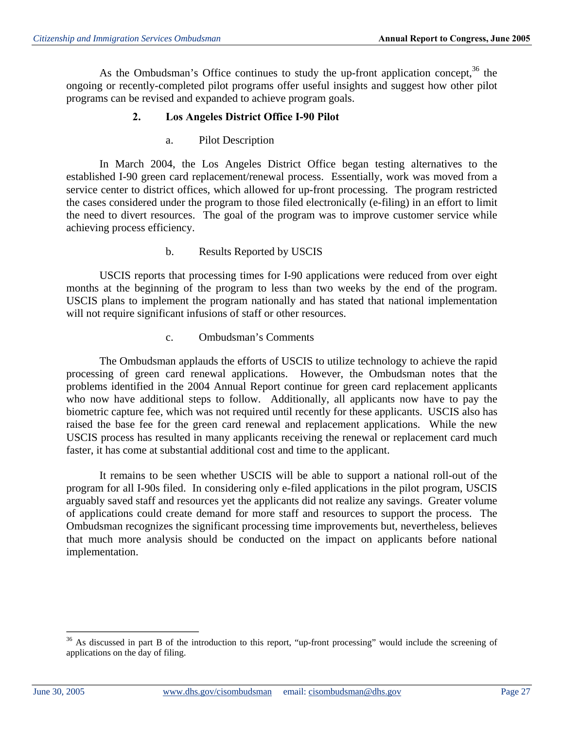As the Ombudsman's Office continues to study the up-front application concept,[36] the ongoing or recently-completed pilot programs offer useful insights and suggest how other pilot programs can be revised and expanded to achieve program goals.

### 2. Los Angeles District Office I-90 Pilot

#### a. Pilot Description

In March 2004, the Los Angeles District Office began testing alternatives to the established I-90 green card replacement/renewal process. Essentially, work was moved from a service center to district offices, which allowed for up-front processing. The program restricted the cases considered under the program to those filed electronically (e-filing) in an effort to limit the need to divert resources. The goal of the program was to improve customer service while achieving process efficiency.

#### b. Results Reported by USCIS

USCIS reports that processing times for I-90 applications were reduced from over eight months at the beginning of the program to less than two weeks by the end of the program. USCIS plans to implement the program nationally and has stated that national implementation will not require significant infusions of staff or other resources.

#### c. Ombudsman's Comments

The Ombudsman applauds the efforts of USCIS to utilize technology to achieve the rapid processing of green card renewal applications. However, the Ombudsman notes that the problems identified in the 2004 Annual Report continue for green card replacement applicants who now have additional steps to follow. Additionally, all applicants now have to pay the biometric capture fee, which was not required until recently for these applicants. USCIS also has raised the base fee for the green card renewal and replacement applications. While the new USCIS process has resulted in many applicants receiving the renewal or replacement card much faster, it has come at substantial additional cost and time to the applicant.

It remains to be seen whether USCIS will be able to support a national roll-out of the program for all I-90s filed. In considering only e-filed applications in the pilot program, USCIS arguably saved staff and resources yet the applicants did not realize any savings. Greater volume of applications could create demand for more staff and resources to support the process. The Ombudsman recognizes the significant processing time improvements but, nevertheless, believes that much more analysis should be conducted on the impact on applicants before national implementation.

---

[36] As discussed in part B of the introduction to this report, "up-front processing" would include the screening of applications on the day of filing.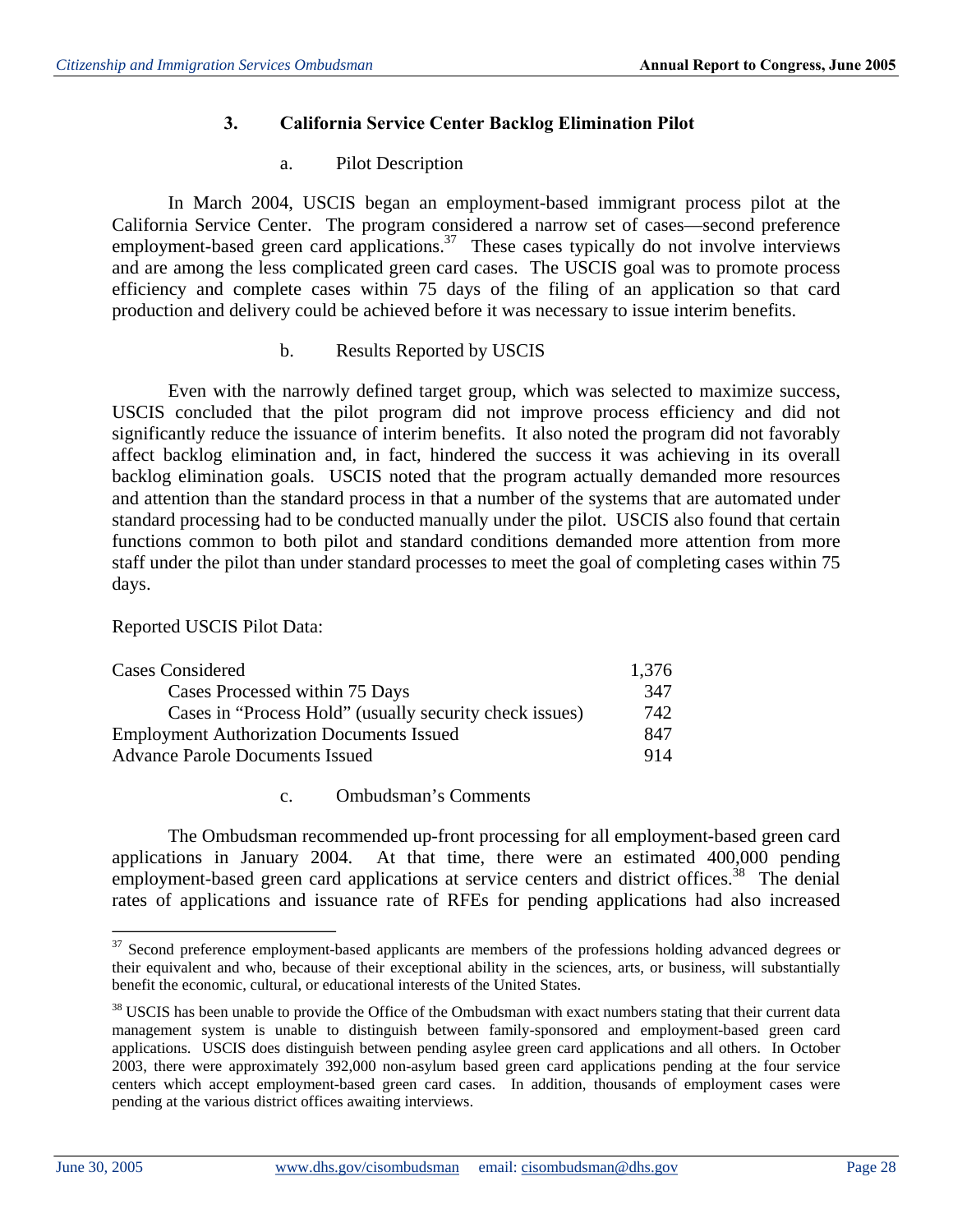### 3. California Service Center Backlog Elimination Pilot

#### a. Pilot Description

In March 2004, USCIS began an employment-based immigrant process pilot at the California Service Center. The program considered a narrow set of cases—second preference employment-based green card applications.[37] These cases typically do not involve interviews and are among the less complicated green card cases. The USCIS goal was to promote process efficiency and complete cases within 75 days of the filing of an application so that card production and delivery could be achieved before it was necessary to issue interim benefits.

#### b. Results Reported by USCIS

Even with the narrowly defined target group, which was selected to maximize success, USCIS concluded that the pilot program did not improve process efficiency and did not significantly reduce the issuance of interim benefits. It also noted the program did not favorably affect backlog elimination and, in fact, hindered the success it was achieving in its overall backlog elimination goals. USCIS noted that the program actually demanded more resources and attention than the standard process in that a number of the systems that are automated under standard processing had to be conducted manually under the pilot. USCIS also found that certain functions common to both pilot and standard conditions demanded more attention from more staff under the pilot than under standard processes to meet the goal of completing cases within 75 days.

Reported USCIS Pilot Data:

| | |
|---|---|
| Cases Considered | 1,376 |
| Cases Processed within 75 Days | 347 |
| Cases in "Process Hold" (usually security check issues) | 742 |
| Employment Authorization Documents Issued | 847 |
| Advance Parole Documents Issued | 914 |

#### c. Ombudsman's Comments

The Ombudsman recommended up-front processing for all employment-based green card applications in January 2004. At that time, there were an estimated 400,000 pending employment-based green card applications at service centers and district offices.[38] The denial rates of applications and issuance rate of RFEs for pending applications had also increased

---

[37] Second preference employment-based applicants are members of the professions holding advanced degrees or their equivalent and who, because of their exceptional ability in the sciences, arts, or business, will substantially benefit the economic, cultural, or educational interests of the United States.

[38] USCIS has been unable to provide the Office of the Ombudsman with exact numbers stating that their current data management system is unable to distinguish between family-sponsored and employment-based green card applications. USCIS does distinguish between pending asylee green card applications and all others. In October 2003, there were approximately 392,000 non-asylum based green card applications pending at the four service centers which accept employment-based green card cases. In addition, thousands of employment cases were pending at the various district offices awaiting interviews.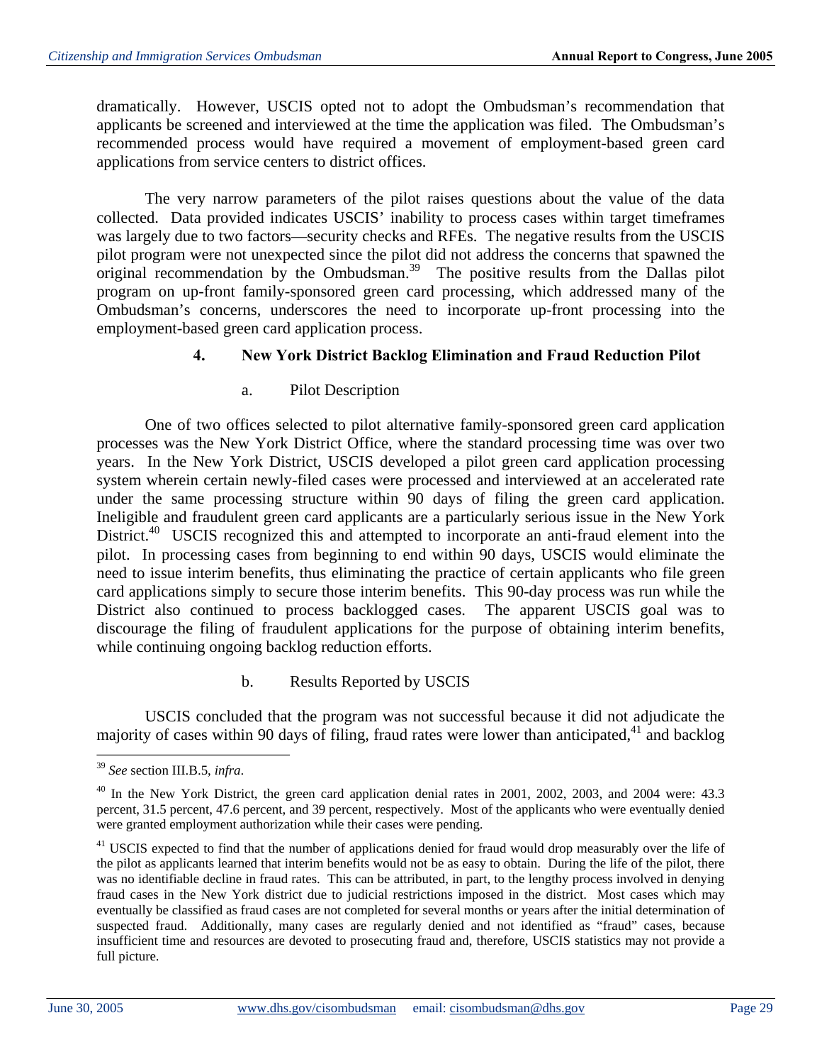dramatically. However, USCIS opted not to adopt the Ombudsman's recommendation that applicants be screened and interviewed at the time the application was filed. The Ombudsman's recommended process would have required a movement of employment-based green card applications from service centers to district offices.

The very narrow parameters of the pilot raises questions about the value of the data collected. Data provided indicates USCIS' inability to process cases within target timeframes was largely due to two factors—security checks and RFEs. The negative results from the USCIS pilot program were not unexpected since the pilot did not address the concerns that spawned the original recommendation by the Ombudsman.[39] The positive results from the Dallas pilot program on up-front family-sponsored green card processing, which addressed many of the Ombudsman's concerns, underscores the need to incorporate up-front processing into the employment-based green card application process.

#### 4. New York District Backlog Elimination and Fraud Reduction Pilot

##### a. Pilot Description

One of two offices selected to pilot alternative family-sponsored green card application processes was the New York District Office, where the standard processing time was over two years. In the New York District, USCIS developed a pilot green card application processing system wherein certain newly-filed cases were processed and interviewed at an accelerated rate under the same processing structure within 90 days of filing the green card application. Ineligible and fraudulent green card applicants are a particularly serious issue in the New York District.[40] USCIS recognized this and attempted to incorporate an anti-fraud element into the pilot. In processing cases from beginning to end within 90 days, USCIS would eliminate the need to issue interim benefits, thus eliminating the practice of certain applicants who file green card applications simply to secure those interim benefits. This 90-day process was run while the District also continued to process backlogged cases. The apparent USCIS goal was to discourage the filing of fraudulent applications for the purpose of obtaining interim benefits, while continuing ongoing backlog reduction efforts.

##### b. Results Reported by USCIS

USCIS concluded that the program was not successful because it did not adjudicate the majority of cases within 90 days of filing, fraud rates were lower than anticipated,[41] and backlog

---

[39] *See* section III.B.5, *infra*.

[40] In the New York District, the green card application denial rates in 2001, 2002, 2003, and 2004 were: 43.3 percent, 31.5 percent, 47.6 percent, and 39 percent, respectively. Most of the applicants who were eventually denied were granted employment authorization while their cases were pending.

[41] USCIS expected to find that the number of applications denied for fraud would drop measurably over the life of the pilot as applicants learned that interim benefits would not be as easy to obtain. During the life of the pilot, there was no identifiable decline in fraud rates. This can be attributed, in part, to the lengthy process involved in denying fraud cases in the New York district due to judicial restrictions imposed in the district. Most cases which may eventually be classified as fraud cases are not completed for several months or years after the initial determination of suspected fraud. Additionally, many cases are regularly denied and not identified as "fraud" cases, because insufficient time and resources are devoted to prosecuting fraud and, therefore, USCIS statistics may not provide a full picture.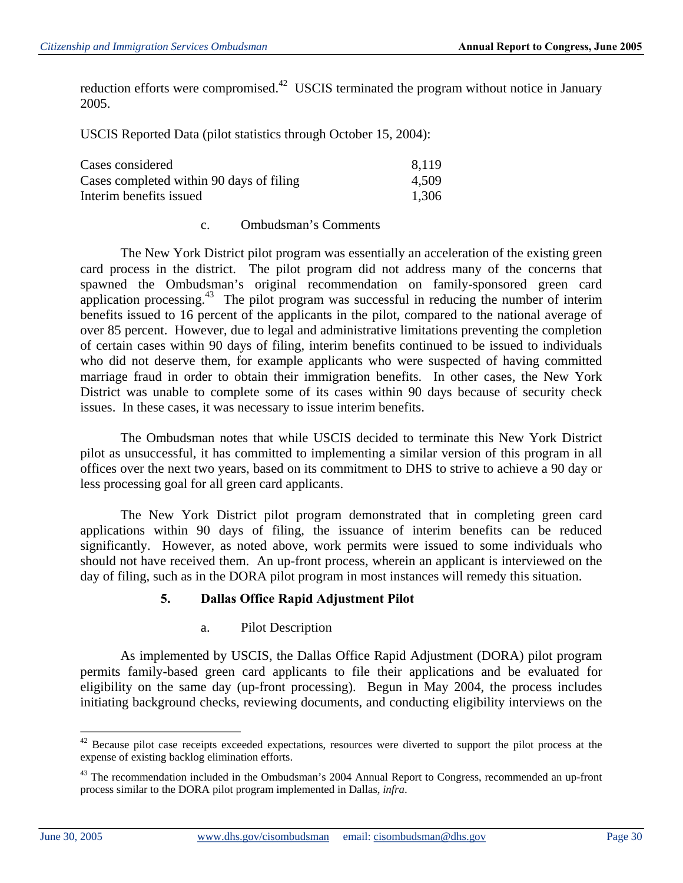reduction efforts were compromised.[42] USCIS terminated the program without notice in January 2005.

USCIS Reported Data (pilot statistics through October 15, 2004):

| | |
|---|---|
| Cases considered | 8,119 |
| Cases completed within 90 days of filing | 4,509 |
| Interim benefits issued | 1,306 |

#### c. Ombudsman's Comments

The New York District pilot program was essentially an acceleration of the existing green card process in the district. The pilot program did not address many of the concerns that spawned the Ombudsman's original recommendation on family-sponsored green card application processing.[43] The pilot program was successful in reducing the number of interim benefits issued to 16 percent of the applicants in the pilot, compared to the national average of over 85 percent. However, due to legal and administrative limitations preventing the completion of certain cases within 90 days of filing, interim benefits continued to be issued to individuals who did not deserve them, for example applicants who were suspected of having committed marriage fraud in order to obtain their immigration benefits. In other cases, the New York District was unable to complete some of its cases within 90 days because of security check issues. In these cases, it was necessary to issue interim benefits.

The Ombudsman notes that while USCIS decided to terminate this New York District pilot as unsuccessful, it has committed to implementing a similar version of this program in all offices over the next two years, based on its commitment to DHS to strive to achieve a 90 day or less processing goal for all green card applicants.

The New York District pilot program demonstrated that in completing green card applications within 90 days of filing, the issuance of interim benefits can be reduced significantly. However, as noted above, work permits were issued to some individuals who should not have received them. An up-front process, wherein an applicant is interviewed on the day of filing, such as in the DORA pilot program in most instances will remedy this situation.

### 5. Dallas Office Rapid Adjustment Pilot

#### a. Pilot Description

As implemented by USCIS, the Dallas Office Rapid Adjustment (DORA) pilot program permits family-based green card applicants to file their applications and be evaluated for eligibility on the same day (up-front processing). Begun in May 2004, the process includes initiating background checks, reviewing documents, and conducting eligibility interviews on the

---

[42] Because pilot case receipts exceeded expectations, resources were diverted to support the pilot process at the expense of existing backlog elimination efforts.

[43] The recommendation included in the Ombudsman's 2004 Annual Report to Congress, recommended an up-front process similar to the DORA pilot program implemented in Dallas, *infra*.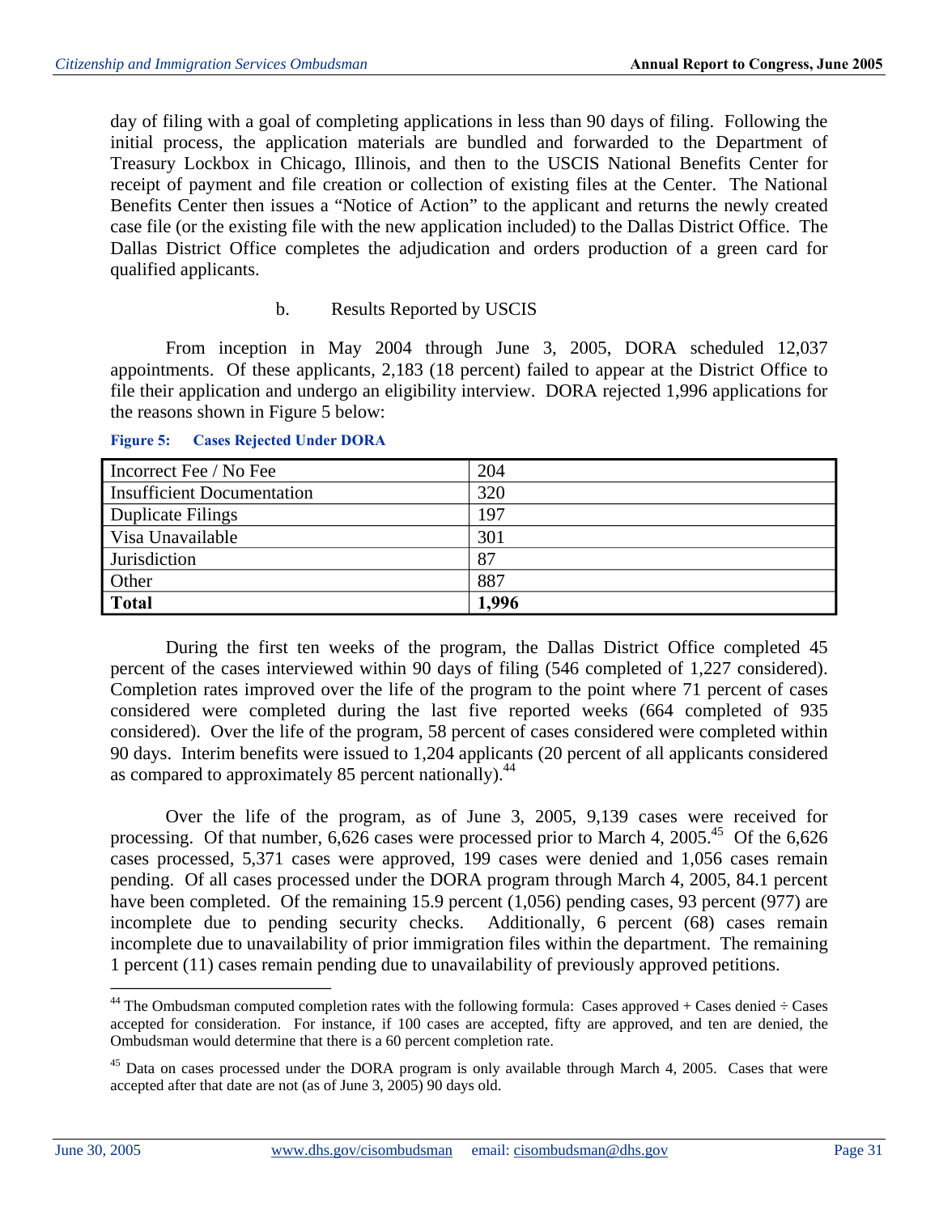day of filing with a goal of completing applications in less than 90 days of filing. Following the initial process, the application materials are bundled and forwarded to the Department of Treasury Lockbox in Chicago, Illinois, and then to the USCIS National Benefits Center for receipt of payment and file creation or collection of existing files at the Center. The National Benefits Center then issues a "Notice of Action" to the applicant and returns the newly created case file (or the existing file with the new application included) to the Dallas District Office. The Dallas District Office completes the adjudication and orders production of a green card for qualified applicants.

b. Results Reported by USCIS

From inception in May 2004 through June 3, 2005, DORA scheduled 12,037 appointments. Of these applicants, 2,183 (18 percent) failed to appear at the District Office to file their application and undergo an eligibility interview. DORA rejected 1,996 applications for the reasons shown in Figure 5 below:

**Figure 5: Cases Rejected Under DORA**

| | |
|---|---|
| Incorrect Fee / No Fee | 204 |
| Insufficient Documentation | 320 |
| Duplicate Filings | 197 |
| Visa Unavailable | 301 |
| Jurisdiction | 87 |
| Other | 887 |
| **Total** | **1,996** |

During the first ten weeks of the program, the Dallas District Office completed 45 percent of the cases interviewed within 90 days of filing (546 completed of 1,227 considered). Completion rates improved over the life of the program to the point where 71 percent of cases considered were completed during the last five reported weeks (664 completed of 935 considered). Over the life of the program, 58 percent of cases considered were completed within 90 days. Interim benefits were issued to 1,204 applicants (20 percent of all applicants considered as compared to approximately 85 percent nationally).[44]

Over the life of the program, as of June 3, 2005, 9,139 cases were received for processing. Of that number, 6,626 cases were processed prior to March 4, 2005.[45] Of the 6,626 cases processed, 5,371 cases were approved, 199 cases were denied and 1,056 cases remain pending. Of all cases processed under the DORA program through March 4, 2005, 84.1 percent have been completed. Of the remaining 15.9 percent (1,056) pending cases, 93 percent (977) are incomplete due to pending security checks. Additionally, 6 percent (68) cases remain incomplete due to unavailability of prior immigration files within the department. The remaining 1 percent (11) cases remain pending due to unavailability of previously approved petitions.

---

[44] The Ombudsman computed completion rates with the following formula: Cases approved + Cases denied ÷ Cases accepted for consideration. For instance, if 100 cases are accepted, fifty are approved, and ten are denied, the Ombudsman would determine that there is a 60 percent completion rate.

[45] Data on cases processed under the DORA program is only available through March 4, 2005. Cases that were accepted after that date are not (as of June 3, 2005) 90 days old.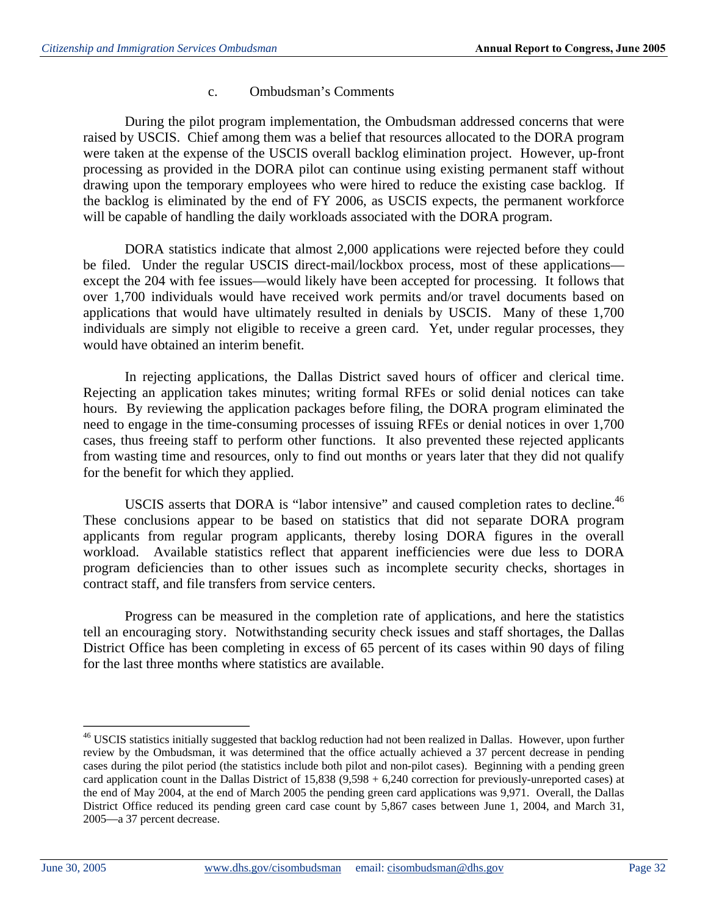c. Ombudsman's Comments

During the pilot program implementation, the Ombudsman addressed concerns that were raised by USCIS. Chief among them was a belief that resources allocated to the DORA program were taken at the expense of the USCIS overall backlog elimination project. However, up-front processing as provided in the DORA pilot can continue using existing permanent staff without drawing upon the temporary employees who were hired to reduce the existing case backlog. If the backlog is eliminated by the end of FY 2006, as USCIS expects, the permanent workforce will be capable of handling the daily workloads associated with the DORA program.

DORA statistics indicate that almost 2,000 applications were rejected before they could be filed. Under the regular USCIS direct-mail/lockbox process, most of these applications—except the 204 with fee issues—would likely have been accepted for processing. It follows that over 1,700 individuals would have received work permits and/or travel documents based on applications that would have ultimately resulted in denials by USCIS. Many of these 1,700 individuals are simply not eligible to receive a green card. Yet, under regular processes, they would have obtained an interim benefit.

In rejecting applications, the Dallas District saved hours of officer and clerical time. Rejecting an application takes minutes; writing formal RFEs or solid denial notices can take hours. By reviewing the application packages before filing, the DORA program eliminated the need to engage in the time-consuming processes of issuing RFEs or denial notices in over 1,700 cases, thus freeing staff to perform other functions. It also prevented these rejected applicants from wasting time and resources, only to find out months or years later that they did not qualify for the benefit for which they applied.

USCIS asserts that DORA is "labor intensive" and caused completion rates to decline.[46] These conclusions appear to be based on statistics that did not separate DORA program applicants from regular program applicants, thereby losing DORA figures in the overall workload. Available statistics reflect that apparent inefficiencies were due less to DORA program deficiencies than to other issues such as incomplete security checks, shortages in contract staff, and file transfers from service centers.

Progress can be measured in the completion rate of applications, and here the statistics tell an encouraging story. Notwithstanding security check issues and staff shortages, the Dallas District Office has been completing in excess of 65 percent of its cases within 90 days of filing for the last three months where statistics are available.

---

[46] USCIS statistics initially suggested that backlog reduction had not been realized in Dallas. However, upon further review by the Ombudsman, it was determined that the office actually achieved a 37 percent decrease in pending cases during the pilot period (the statistics include both pilot and non-pilot cases). Beginning with a pending green card application count in the Dallas District of 15,838 (9,598 + 6,240 correction for previously-unreported cases) at the end of May 2004, at the end of March 2005 the pending green card applications was 9,971. Overall, the Dallas District Office reduced its pending green card case count by 5,867 cases between June 1, 2004, and March 31, 2005—a 37 percent decrease.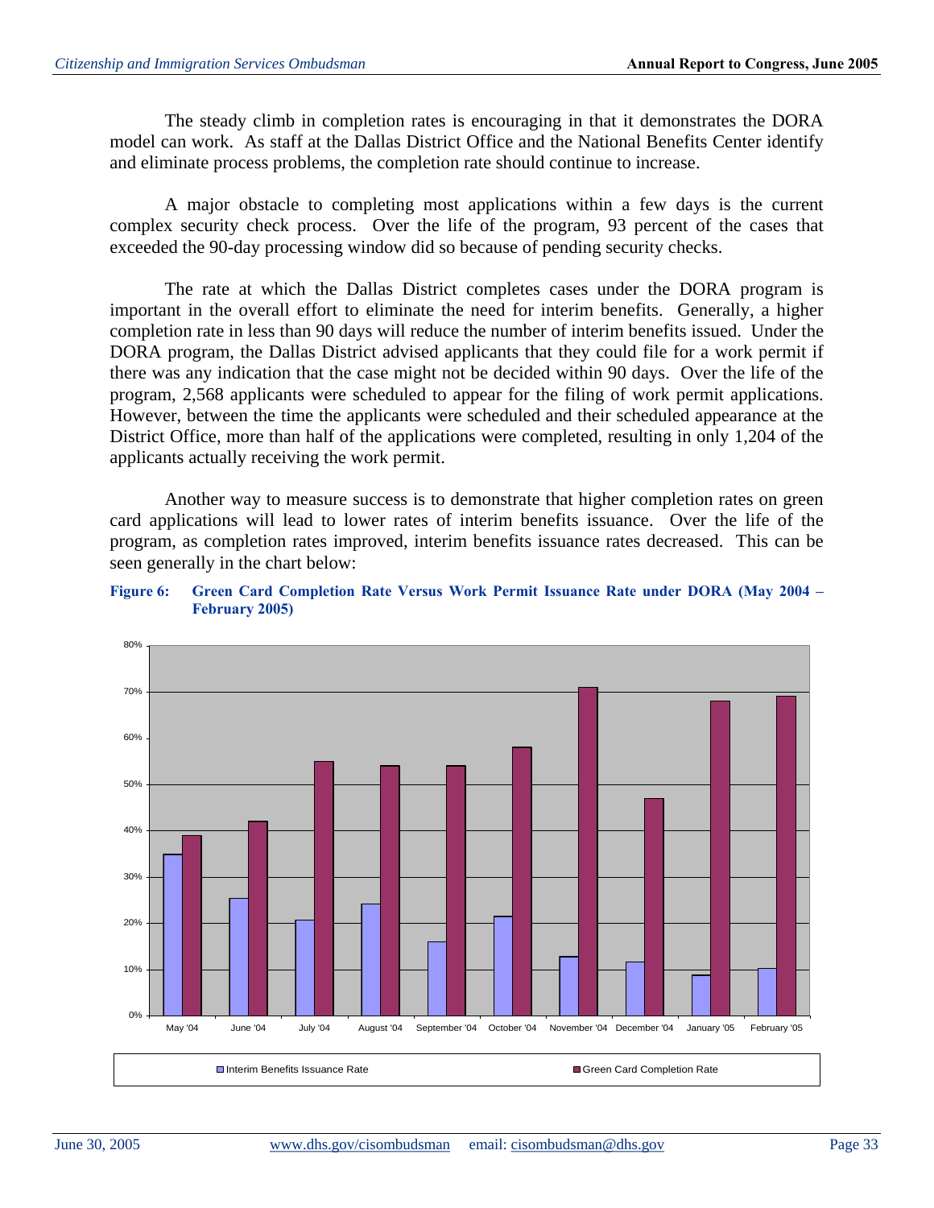The steady climb in completion rates is encouraging in that it demonstrates the DORA model can work. As staff at the Dallas District Office and the National Benefits Center identify and eliminate process problems, the completion rate should continue to increase.

A major obstacle to completing most applications within a few days is the current complex security check process. Over the life of the program, 93 percent of the cases that exceeded the 90-day processing window did so because of pending security checks.

The rate at which the Dallas District completes cases under the DORA program is important in the overall effort to eliminate the need for interim benefits. Generally, a higher completion rate in less than 90 days will reduce the number of interim benefits issued. Under the DORA program, the Dallas District advised applicants that they could file for a work permit if there was any indication that the case might not be decided within 90 days. Over the life of the program, 2,568 applicants were scheduled to appear for the filing of work permit applications. However, between the time the applicants were scheduled and their scheduled appearance at the District Office, more than half of the applications were completed, resulting in only 1,204 of the applicants actually receiving the work permit.

Another way to measure success is to demonstrate that higher completion rates on green card applications will lead to lower rates of interim benefits issuance. Over the life of the program, as completion rates improved, interim benefits issuance rates decreased. This can be seen generally in the chart below:

**Figure 6: Green Card Completion Rate Versus Work Permit Issuance Rate under DORA (May 2004 – February 2005)**

| Month | Interim Benefits Issuance Rate | Green Card Completion Rate |
|---|---|---|
| May '04 | ~35% | ~39% |
| June '04 | ~25% | ~42% |
| July '04 | ~21% | ~55% |
| August '04 | ~24% | ~54% |
| September '04 | ~16% | ~54% |
| October '04 | ~21% | ~58% |
| November '04 | ~13% | ~71% |
| December '04 | ~12% | ~47% |
| January '05 | ~9% | ~68% |
| February '05 | ~10% | ~69% |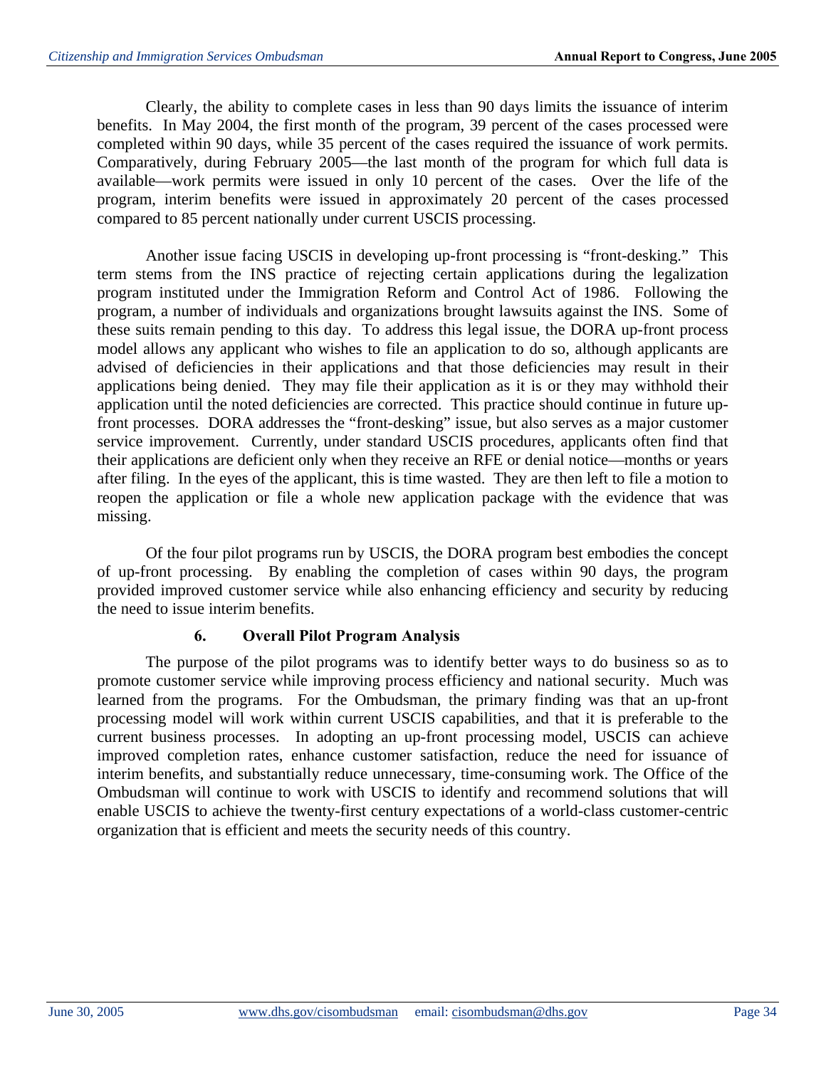Clearly, the ability to complete cases in less than 90 days limits the issuance of interim benefits. In May 2004, the first month of the program, 39 percent of the cases processed were completed within 90 days, while 35 percent of the cases required the issuance of work permits. Comparatively, during February 2005—the last month of the program for which full data is available—work permits were issued in only 10 percent of the cases. Over the life of the program, interim benefits were issued in approximately 20 percent of the cases processed compared to 85 percent nationally under current USCIS processing.

Another issue facing USCIS in developing up-front processing is "front-desking." This term stems from the INS practice of rejecting certain applications during the legalization program instituted under the Immigration Reform and Control Act of 1986. Following the program, a number of individuals and organizations brought lawsuits against the INS. Some of these suits remain pending to this day. To address this legal issue, the DORA up-front process model allows any applicant who wishes to file an application to do so, although applicants are advised of deficiencies in their applications and that those deficiencies may result in their applications being denied. They may file their application as it is or they may withhold their application until the noted deficiencies are corrected. This practice should continue in future up-front processes. DORA addresses the "front-desking" issue, but also serves as a major customer service improvement. Currently, under standard USCIS procedures, applicants often find that their applications are deficient only when they receive an RFE or denial notice—months or years after filing. In the eyes of the applicant, this is time wasted. They are then left to file a motion to reopen the application or file a whole new application package with the evidence that was missing.

Of the four pilot programs run by USCIS, the DORA program best embodies the concept of up-front processing. By enabling the completion of cases within 90 days, the program provided improved customer service while also enhancing efficiency and security by reducing the need to issue interim benefits.

### 6. Overall Pilot Program Analysis

The purpose of the pilot programs was to identify better ways to do business so as to promote customer service while improving process efficiency and national security. Much was learned from the programs. For the Ombudsman, the primary finding was that an up-front processing model will work within current USCIS capabilities, and that it is preferable to the current business processes. In adopting an up-front processing model, USCIS can achieve improved completion rates, enhance customer satisfaction, reduce the need for issuance of interim benefits, and substantially reduce unnecessary, time-consuming work. The Office of the Ombudsman will continue to work with USCIS to identify and recommend solutions that will enable USCIS to achieve the twenty-first century expectations of a world-class customer-centric organization that is efficient and meets the security needs of this country.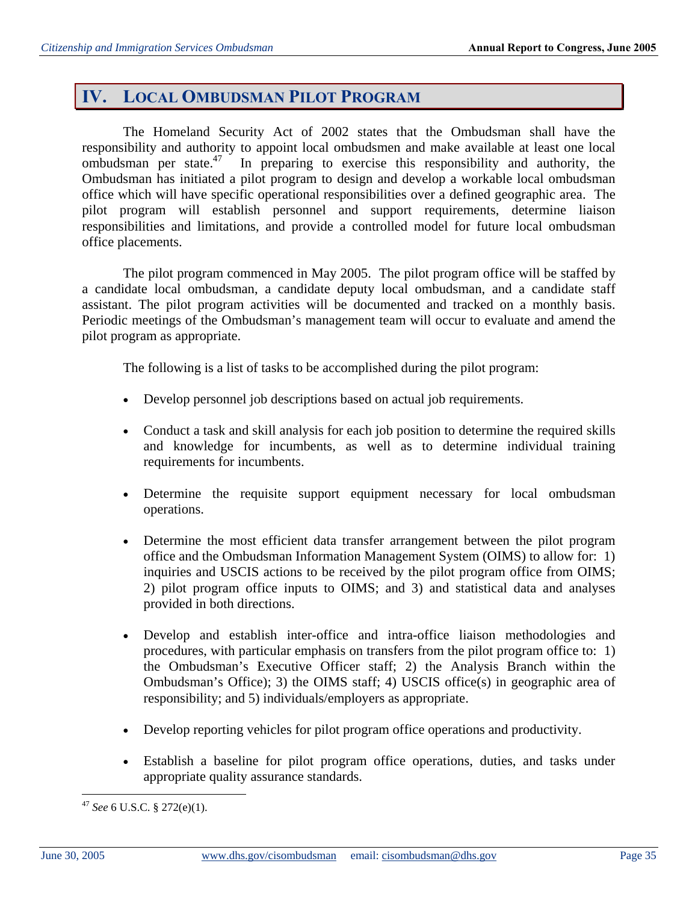# IV. Local Ombudsman Pilot Program

The Homeland Security Act of 2002 states that the Ombudsman shall have the responsibility and authority to appoint local ombudsmen and make available at least one local ombudsman per state.[47] In preparing to exercise this responsibility and authority, the Ombudsman has initiated a pilot program to design and develop a workable local ombudsman office which will have specific operational responsibilities over a defined geographic area. The pilot program will establish personnel and support requirements, determine liaison responsibilities and limitations, and provide a controlled model for future local ombudsman office placements.

The pilot program commenced in May 2005. The pilot program office will be staffed by a candidate local ombudsman, a candidate deputy local ombudsman, and a candidate staff assistant. The pilot program activities will be documented and tracked on a monthly basis. Periodic meetings of the Ombudsman's management team will occur to evaluate and amend the pilot program as appropriate.

The following is a list of tasks to be accomplished during the pilot program:

- Develop personnel job descriptions based on actual job requirements.
- Conduct a task and skill analysis for each job position to determine the required skills and knowledge for incumbents, as well as to determine individual training requirements for incumbents.
- Determine the requisite support equipment necessary for local ombudsman operations.
- Determine the most efficient data transfer arrangement between the pilot program office and the Ombudsman Information Management System (OIMS) to allow for: 1) inquiries and USCIS actions to be received by the pilot program office from OIMS; 2) pilot program office inputs to OIMS; and 3) and statistical data and analyses provided in both directions.
- Develop and establish inter-office and intra-office liaison methodologies and procedures, with particular emphasis on transfers from the pilot program office to: 1) the Ombudsman's Executive Officer staff; 2) the Analysis Branch within the Ombudsman's Office); 3) the OIMS staff; 4) USCIS office(s) in geographic area of responsibility; and 5) individuals/employers as appropriate.
- Develop reporting vehicles for pilot program office operations and productivity.
- Establish a baseline for pilot program office operations, duties, and tasks under appropriate quality assurance standards.

---

[47] *See* 6 U.S.C. § 272(e)(1).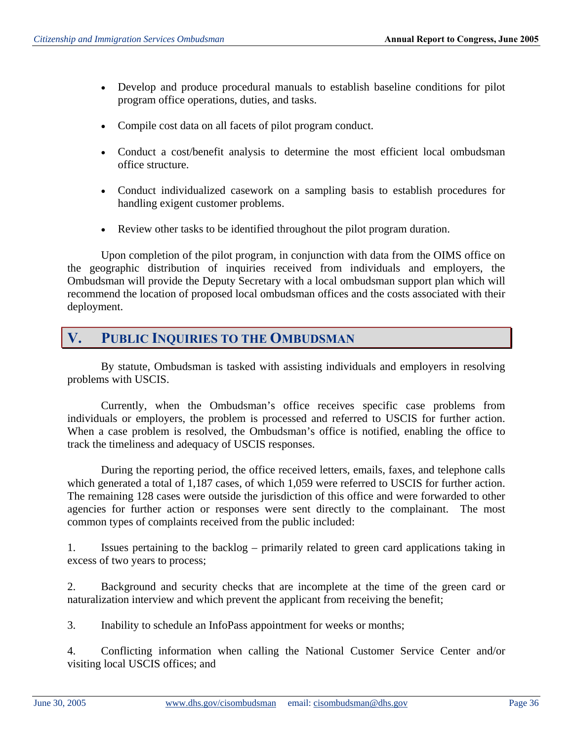- Develop and produce procedural manuals to establish baseline conditions for pilot program office operations, duties, and tasks.

- Compile cost data on all facets of pilot program conduct.

- Conduct a cost/benefit analysis to determine the most efficient local ombudsman office structure.

- Conduct individualized casework on a sampling basis to establish procedures for handling exigent customer problems.

- Review other tasks to be identified throughout the pilot program duration.

Upon completion of the pilot program, in conjunction with data from the OIMS office on the geographic distribution of inquiries received from individuals and employers, the Ombudsman will provide the Deputy Secretary with a local ombudsman support plan which will recommend the location of proposed local ombudsman offices and the costs associated with their deployment.

## V. Public Inquiries to the Ombudsman

By statute, Ombudsman is tasked with assisting individuals and employers in resolving problems with USCIS.

Currently, when the Ombudsman's office receives specific case problems from individuals or employers, the problem is processed and referred to USCIS for further action. When a case problem is resolved, the Ombudsman's office is notified, enabling the office to track the timeliness and adequacy of USCIS responses.

During the reporting period, the office received letters, emails, faxes, and telephone calls which generated a total of 1,187 cases, of which 1,059 were referred to USCIS for further action. The remaining 128 cases were outside the jurisdiction of this office and were forwarded to other agencies for further action or responses were sent directly to the complainant. The most common types of complaints received from the public included:

1. Issues pertaining to the backlog – primarily related to green card applications taking in excess of two years to process;

2. Background and security checks that are incomplete at the time of the green card or naturalization interview and which prevent the applicant from receiving the benefit;

3. Inability to schedule an InfoPass appointment for weeks or months;

4. Conflicting information when calling the National Customer Service Center and/or visiting local USCIS offices; and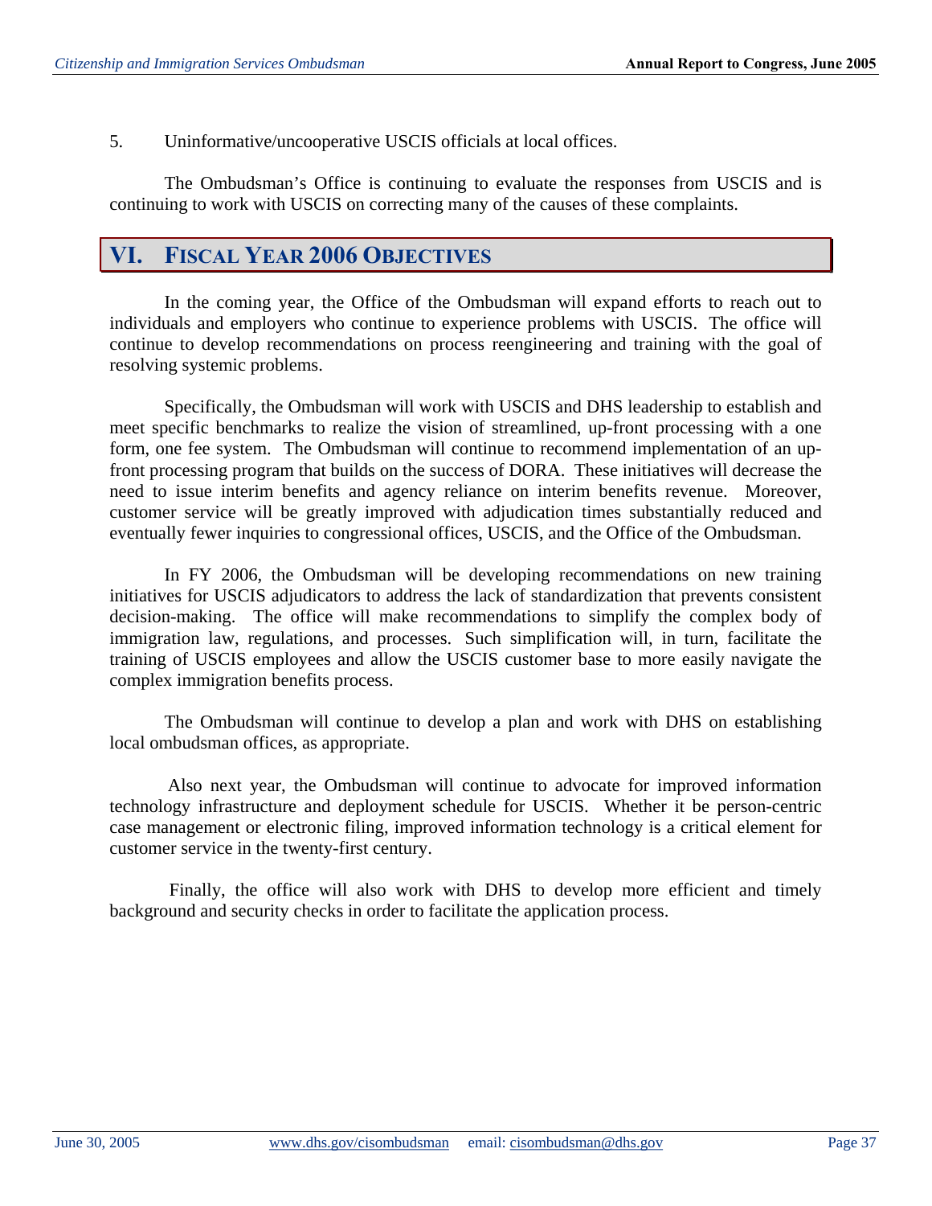5. Uninformative/uncooperative USCIS officials at local offices.

The Ombudsman's Office is continuing to evaluate the responses from USCIS and is continuing to work with USCIS on correcting many of the causes of these complaints.

## VI. Fiscal Year 2006 Objectives

In the coming year, the Office of the Ombudsman will expand efforts to reach out to individuals and employers who continue to experience problems with USCIS. The office will continue to develop recommendations on process reengineering and training with the goal of resolving systemic problems.

Specifically, the Ombudsman will work with USCIS and DHS leadership to establish and meet specific benchmarks to realize the vision of streamlined, up-front processing with a one form, one fee system. The Ombudsman will continue to recommend implementation of an up-front processing program that builds on the success of DORA. These initiatives will decrease the need to issue interim benefits and agency reliance on interim benefits revenue. Moreover, customer service will be greatly improved with adjudication times substantially reduced and eventually fewer inquiries to congressional offices, USCIS, and the Office of the Ombudsman.

In FY 2006, the Ombudsman will be developing recommendations on new training initiatives for USCIS adjudicators to address the lack of standardization that prevents consistent decision-making. The office will make recommendations to simplify the complex body of immigration law, regulations, and processes. Such simplification will, in turn, facilitate the training of USCIS employees and allow the USCIS customer base to more easily navigate the complex immigration benefits process.

The Ombudsman will continue to develop a plan and work with DHS on establishing local ombudsman offices, as appropriate.

Also next year, the Ombudsman will continue to advocate for improved information technology infrastructure and deployment schedule for USCIS. Whether it be person-centric case management or electronic filing, improved information technology is a critical element for customer service in the twenty-first century.

Finally, the office will also work with DHS to develop more efficient and timely background and security checks in order to facilitate the application process.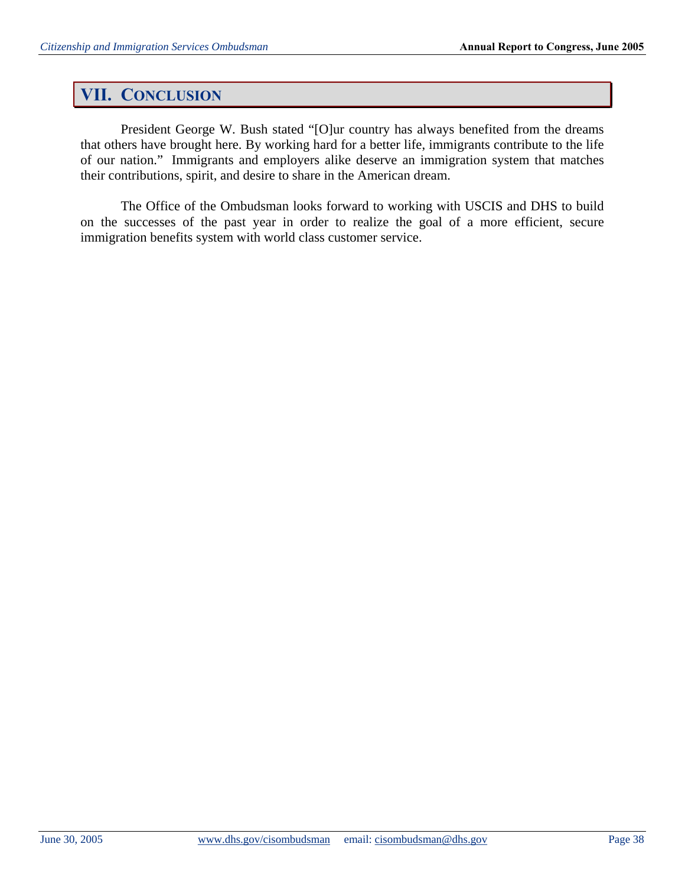## VII. CONCLUSION

President George W. Bush stated "[O]ur country has always benefited from the dreams that others have brought here. By working hard for a better life, immigrants contribute to the life of our nation." Immigrants and employers alike deserve an immigration system that matches their contributions, spirit, and desire to share in the American dream.

The Office of the Ombudsman looks forward to working with USCIS and DHS to build on the successes of the past year in order to realize the goal of a more efficient, secure immigration benefits system with world class customer service.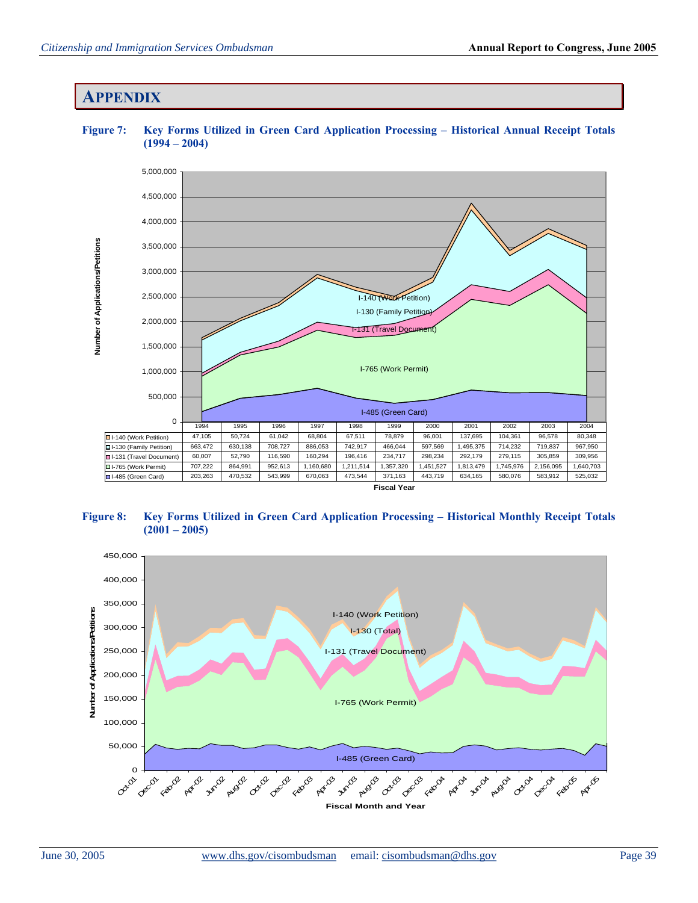# APPENDIX

**Figure 7: Key Forms Utilized in Green Card Application Processing – Historical Annual Receipt Totals (1994 – 2004)**

| | 1994 | 1995 | 1996 | 1997 | 1998 | 1999 | 2000 | 2001 | 2002 | 2003 | 2004 |
|---|---|---|---|---|---|---|---|---|---|---|---|
| I-140 (Work Petition) | 47,105 | 50,724 | 61,042 | 68,804 | 67,511 | 78,879 | 96,001 | 137,695 | 104,361 | 96,578 | 80,348 |
| I-130 (Family Petition) | 663,472 | 630,138 | 708,727 | 886,053 | 742,917 | 466,044 | 597,569 | 1,495,375 | 714,232 | 719,837 | 967,950 |
| I-131 (Travel Document) | 60,007 | 52,790 | 116,590 | 160,294 | 196,416 | 234,717 | 298,234 | 292,179 | 279,115 | 305,859 | 309,956 |
| I-765 (Work Permit) | 707,222 | 864,991 | 952,613 | 1,160,680 | 1,211,514 | 1,357,320 | 1,451,527 | 1,813,479 | 1,745,976 | 2,156,095 | 1,640,703 |
| I-485 (Green Card) | 203,263 | 470,532 | 543,999 | 670,063 | 473,544 | 371,163 | 443,719 | 634,165 | 580,076 | 583,912 | 525,032 |

Fiscal Year

**Figure 8: Key Forms Utilized in Green Card Application Processing – Historical Monthly Receipt Totals (2001 – 2005)**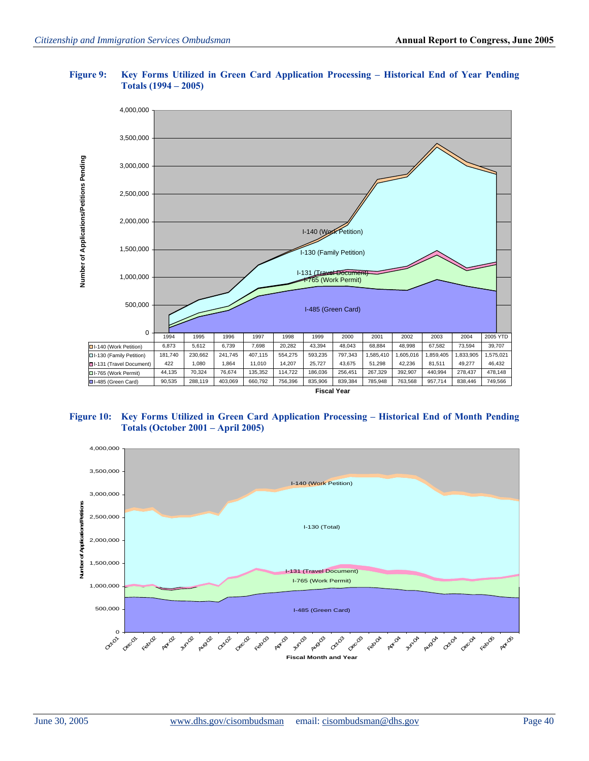**Figure 9: Key Forms Utilized in Green Card Application Processing – Historical End of Year Pending Totals (1994 – 2005)**

4,000,000
3,500,000
3,000,000
2,500,000
2,000,000
1,500,000
1,000,000
500,000
0

Number of Applications/Petitions Pending

I-140 (Work Petition)
I-130 (Family Petition)
I-131 (Travel Document)
I-765 (Work Permit)
I-485 (Green Card)

| | 1994 | 1995 | 1996 | 1997 | 1998 | 1999 | 2000 | 2001 | 2002 | 2003 | 2004 | 2005 YTD |
|---|---|---|---|---|---|---|---|---|---|---|---|---|
| I-140 (Work Petition) | 6,873 | 5,612 | 6,739 | 7,698 | 20,282 | 43,394 | 48,043 | 68,884 | 48,998 | 67,582 | 73,594 | 39,707 |
| I-130 (Family Petition) | 181,740 | 230,662 | 241,745 | 407,115 | 554,275 | 593,235 | 797,343 | 1,585,410 | 1,605,016 | 1,859,405 | 1,833,905 | 1,575,021 |
| I-131 (Travel Document) | 422 | 1,080 | 1,864 | 11,010 | 14,207 | 25,727 | 43,675 | 51,298 | 42,236 | 81,511 | 49,277 | 46,432 |
| I-765 (Work Permit) | 44,135 | 70,324 | 76,674 | 135,352 | 114,722 | 186,036 | 256,451 | 267,329 | 392,907 | 440,994 | 278,437 | 478,148 |
| I-485 (Green Card) | 90,535 | 288,119 | 403,069 | 660,792 | 756,396 | 835,906 | 839,384 | 785,948 | 763,568 | 957,714 | 838,446 | 749,566 |

Fiscal Year

**Figure 10: Key Forms Utilized in Green Card Application Processing – Historical End of Month Pending Totals (October 2001 – April 2005)**

4,000,000
3,500,000
3,000,000
2,500,000
2,000,000
1,500,000
1,000,000
500,000
0

Number of Applications/Petitions

I-140 (Work Petition)
I-130 (Total)
I-131 (Travel Document)
I-765 (Work Permit)
I-485 (Green Card)

Oct-01 Dec-01 Feb-02 Apr-02 Jun-02 Aug-02 Oct-02 Dec-02 Feb-03 Apr-03 Jun-03 Aug-03 Oct-03 Dec-03 Feb-04 Apr-04 Jun-04 Aug-04 Oct-04 Dec-04 Feb-05 Apr-05

Fiscal Month and Year